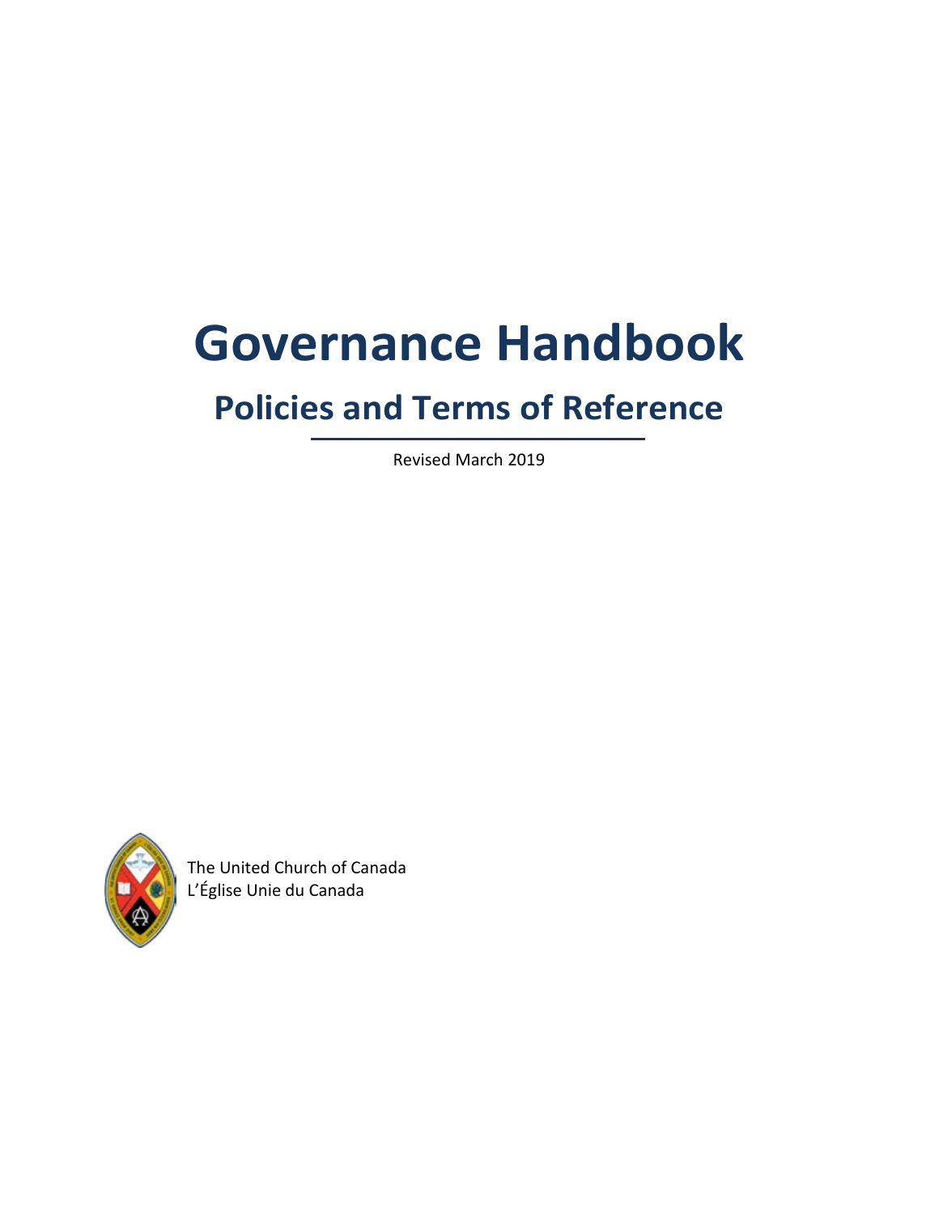# Governance Handbook

## Policies and Terms of Reference

Revised March 2019

The United Church of Canada
L'Église Unie du Canada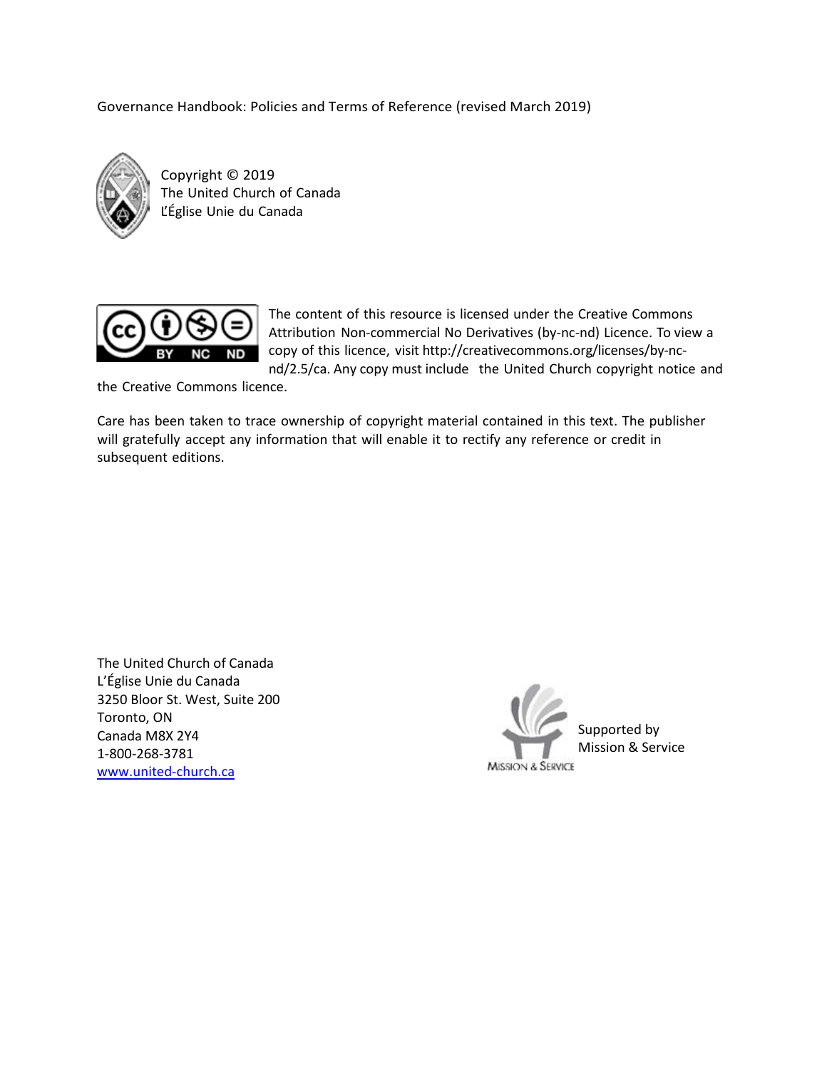Governance Handbook: Policies and Terms of Reference (revised March 2019)

Copyright © 2019
The United Church of Canada
L'Église Unie du Canada

The content of this resource is licensed under the Creative Commons Attribution Non-commercial No Derivatives (by-nc-nd) Licence. To view a copy of this licence, visit http://creativecommons.org/licenses/by-nc-nd/2.5/ca. Any copy must include the United Church copyright notice and the Creative Commons licence.

Care has been taken to trace ownership of copyright material contained in this text. The publisher will gratefully accept any information that will enable it to rectify any reference or credit in subsequent editions.

The United Church of Canada
L'Église Unie du Canada
3250 Bloor St. West, Suite 200
Toronto, ON
Canada M8X 2Y4
1-800-268-3781
www.united-church.ca

Supported by
Mission & Service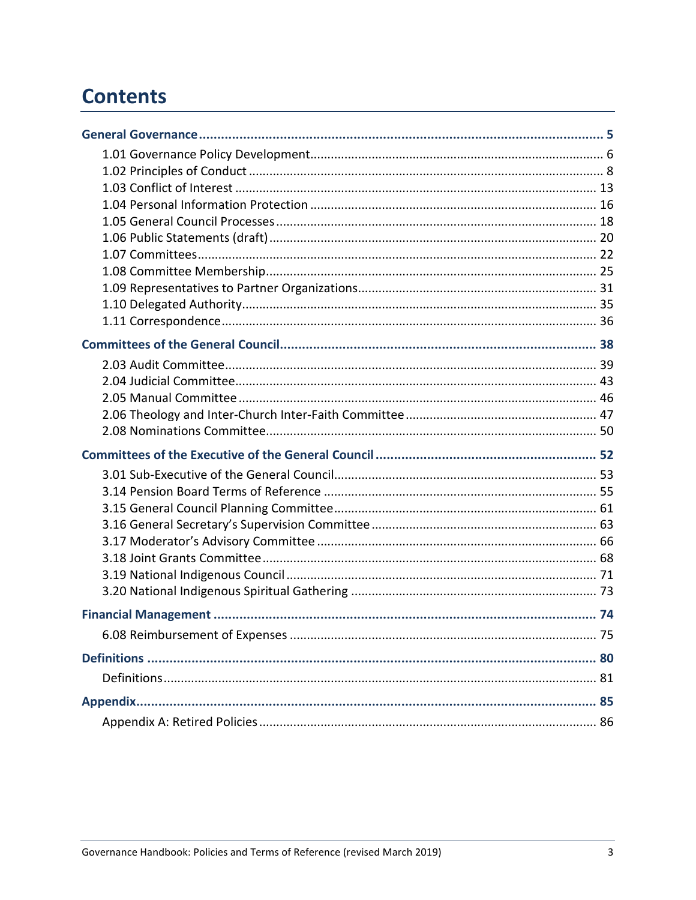# Contents

**General Governance** ........ 5

- 1.01 Governance Policy Development ........ 6
- 1.02 Principles of Conduct ........ 8
- 1.03 Conflict of Interest ........ 13
- 1.04 Personal Information Protection ........ 16
- 1.05 General Council Processes ........ 18
- 1.06 Public Statements (draft) ........ 20
- 1.07 Committees ........ 22
- 1.08 Committee Membership ........ 25
- 1.09 Representatives to Partner Organizations ........ 31
- 1.10 Delegated Authority ........ 35
- 1.11 Correspondence ........ 36

**Committees of the General Council** ........ 38

- 2.03 Audit Committee ........ 39
- 2.04 Judicial Committee ........ 43
- 2.05 Manual Committee ........ 46
- 2.06 Theology and Inter-Church Inter-Faith Committee ........ 47
- 2.08 Nominations Committee ........ 50

**Committees of the Executive of the General Council** ........ 52

- 3.01 Sub-Executive of the General Council ........ 53
- 3.14 Pension Board Terms of Reference ........ 55
- 3.15 General Council Planning Committee ........ 61
- 3.16 General Secretary's Supervision Committee ........ 63
- 3.17 Moderator's Advisory Committee ........ 66
- 3.18 Joint Grants Committee ........ 68
- 3.19 National Indigenous Council ........ 71
- 3.20 National Indigenous Spiritual Gathering ........ 73

**Financial Management** ........ 74

- 6.08 Reimbursement of Expenses ........ 75

**Definitions** ........ 80

- Definitions ........ 81

**Appendix** ........ 85

- Appendix A: Retired Policies ........ 86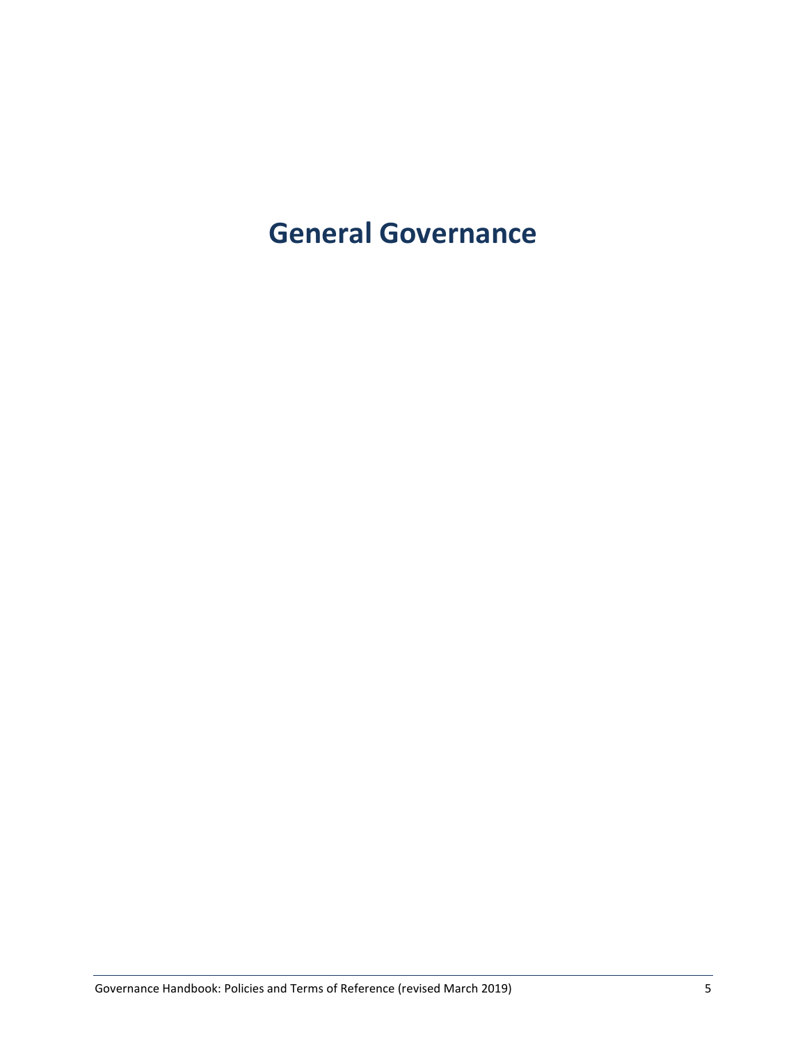# General Governance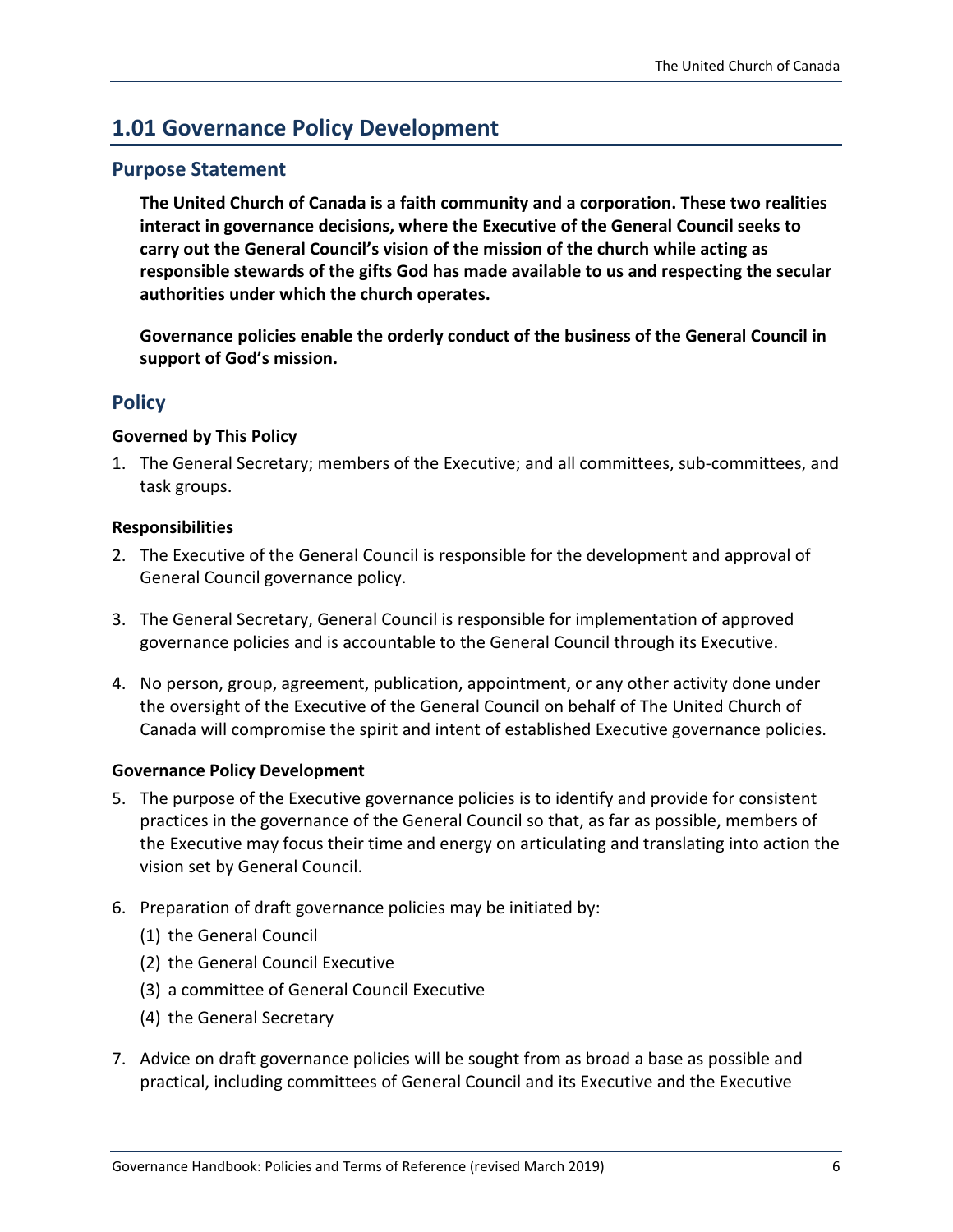## 1.01 Governance Policy Development

### Purpose Statement

**The United Church of Canada is a faith community and a corporation. These two realities interact in governance decisions, where the Executive of the General Council seeks to carry out the General Council's vision of the mission of the church while acting as responsible stewards of the gifts God has made available to us and respecting the secular authorities under which the church operates.**

**Governance policies enable the orderly conduct of the business of the General Council in support of God's mission.**

### Policy

#### Governed by This Policy

1. The General Secretary; members of the Executive; and all committees, sub-committees, and task groups.

#### Responsibilities

2. The Executive of the General Council is responsible for the development and approval of General Council governance policy.

3. The General Secretary, General Council is responsible for implementation of approved governance policies and is accountable to the General Council through its Executive.

4. No person, group, agreement, publication, appointment, or any other activity done under the oversight of the Executive of the General Council on behalf of The United Church of Canada will compromise the spirit and intent of established Executive governance policies.

#### Governance Policy Development

5. The purpose of the Executive governance policies is to identify and provide for consistent practices in the governance of the General Council so that, as far as possible, members of the Executive may focus their time and energy on articulating and translating into action the vision set by General Council.

6. Preparation of draft governance policies may be initiated by:
   (1) the General Council
   (2) the General Council Executive
   (3) a committee of General Council Executive
   (4) the General Secretary

7. Advice on draft governance policies will be sought from as broad a base as possible and practical, including committees of General Council and its Executive and the Executive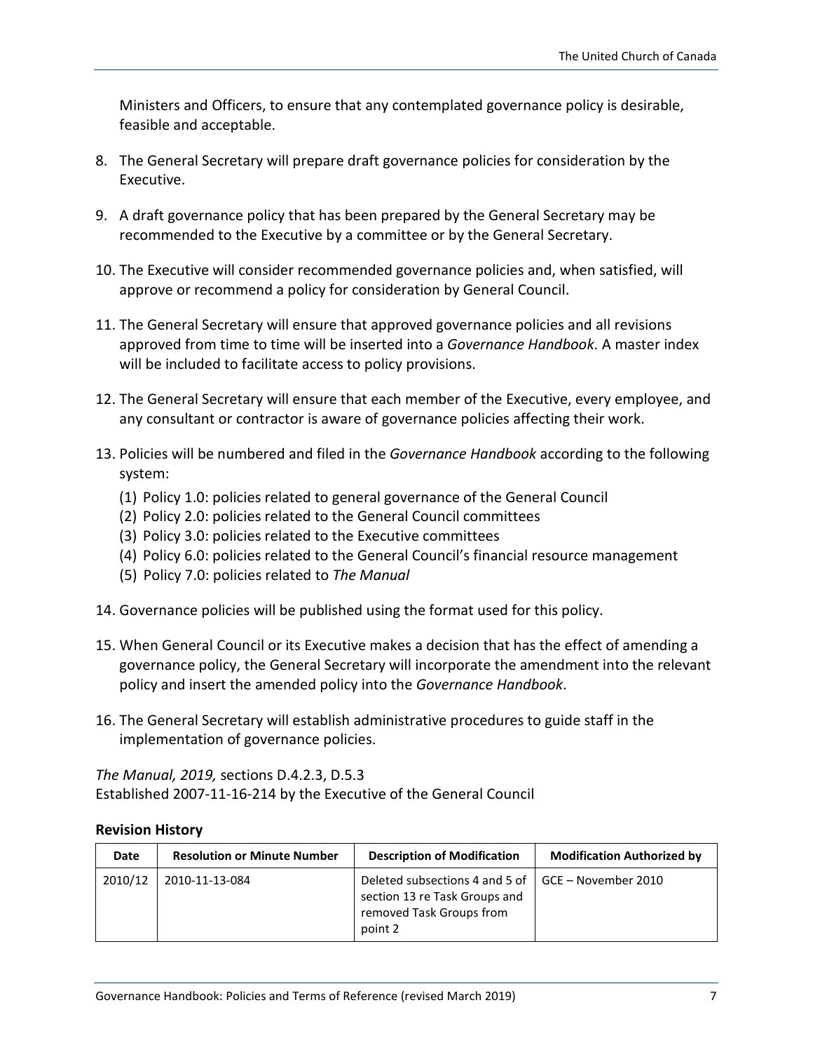Ministers and Officers, to ensure that any contemplated governance policy is desirable, feasible and acceptable.

8. The General Secretary will prepare draft governance policies for consideration by the Executive.

9. A draft governance policy that has been prepared by the General Secretary may be recommended to the Executive by a committee or by the General Secretary.

10. The Executive will consider recommended governance policies and, when satisfied, will approve or recommend a policy for consideration by General Council.

11. The General Secretary will ensure that approved governance policies and all revisions approved from time to time will be inserted into a *Governance Handbook*. A master index will be included to facilitate access to policy provisions.

12. The General Secretary will ensure that each member of the Executive, every employee, and any consultant or contractor is aware of governance policies affecting their work.

13. Policies will be numbered and filed in the *Governance Handbook* according to the following system:
    (1) Policy 1.0: policies related to general governance of the General Council
    (2) Policy 2.0: policies related to the General Council committees
    (3) Policy 3.0: policies related to the Executive committees
    (4) Policy 6.0: policies related to the General Council's financial resource management
    (5) Policy 7.0: policies related to *The Manual*

14. Governance policies will be published using the format used for this policy.

15. When General Council or its Executive makes a decision that has the effect of amending a governance policy, the General Secretary will incorporate the amendment into the relevant policy and insert the amended policy into the *Governance Handbook*.

16. The General Secretary will establish administrative procedures to guide staff in the implementation of governance policies.

*The Manual, 2019,* sections D.4.2.3, D.5.3
Established 2007-11-16-214 by the Executive of the General Council

**Revision History**

| Date | Resolution or Minute Number | Description of Modification | Modification Authorized by |
|---|---|---|---|
| 2010/12 | 2010-11-13-084 | Deleted subsections 4 and 5 of section 13 re Task Groups and removed Task Groups from point 2 | GCE – November 2010 |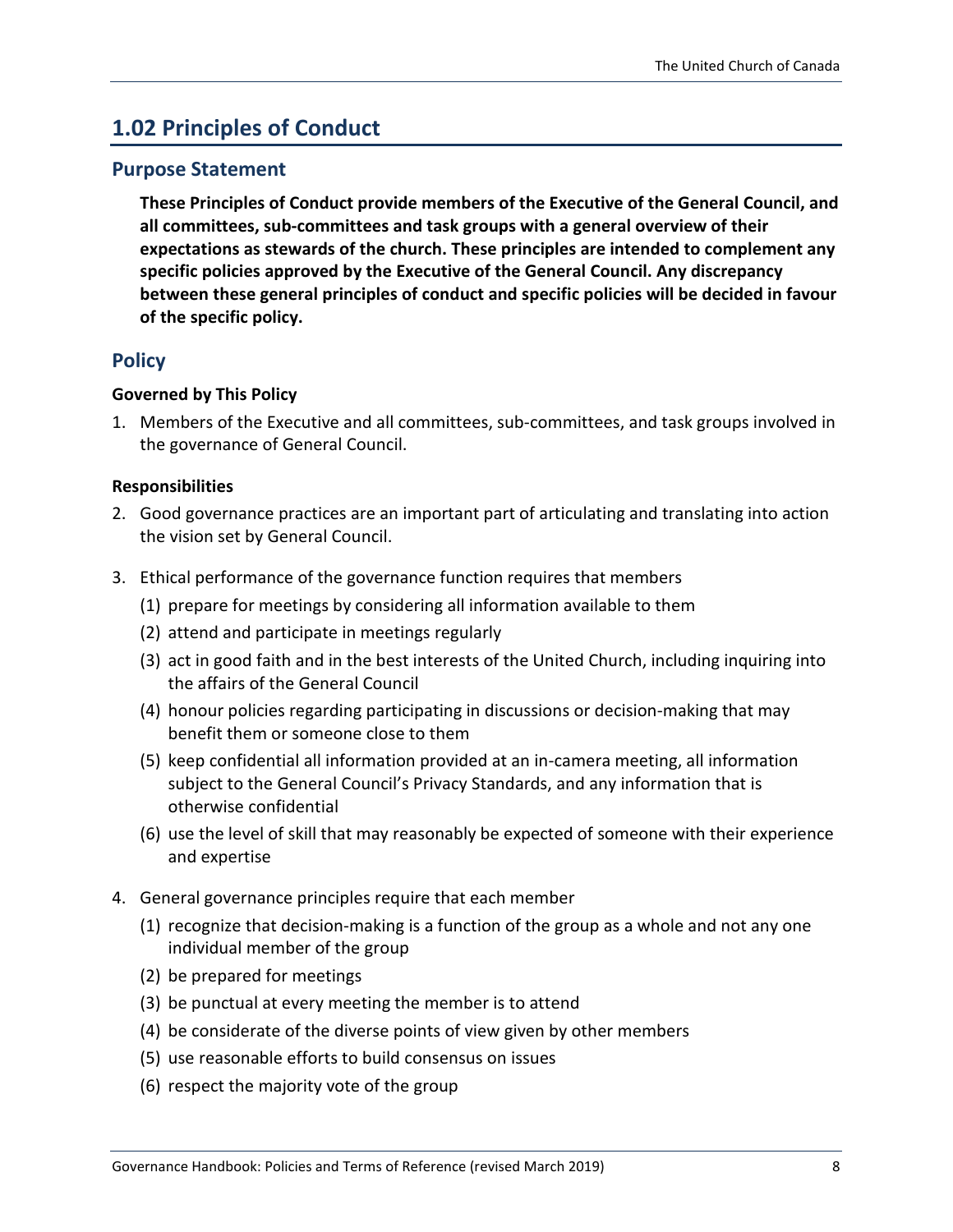## 1.02 Principles of Conduct

### Purpose Statement

**These Principles of Conduct provide members of the Executive of the General Council, and all committees, sub-committees and task groups with a general overview of their expectations as stewards of the church. These principles are intended to complement any specific policies approved by the Executive of the General Council. Any discrepancy between these general principles of conduct and specific policies will be decided in favour of the specific policy.**

### Policy

**Governed by This Policy**

1. Members of the Executive and all committees, sub-committees, and task groups involved in the governance of General Council.

**Responsibilities**

2. Good governance practices are an important part of articulating and translating into action the vision set by General Council.

3. Ethical performance of the governance function requires that members
   (1) prepare for meetings by considering all information available to them
   (2) attend and participate in meetings regularly
   (3) act in good faith and in the best interests of the United Church, including inquiring into the affairs of the General Council
   (4) honour policies regarding participating in discussions or decision-making that may benefit them or someone close to them
   (5) keep confidential all information provided at an in-camera meeting, all information subject to the General Council's Privacy Standards, and any information that is otherwise confidential
   (6) use the level of skill that may reasonably be expected of someone with their experience and expertise

4. General governance principles require that each member
   (1) recognize that decision-making is a function of the group as a whole and not any one individual member of the group
   (2) be prepared for meetings
   (3) be punctual at every meeting the member is to attend
   (4) be considerate of the diverse points of view given by other members
   (5) use reasonable efforts to build consensus on issues
   (6) respect the majority vote of the group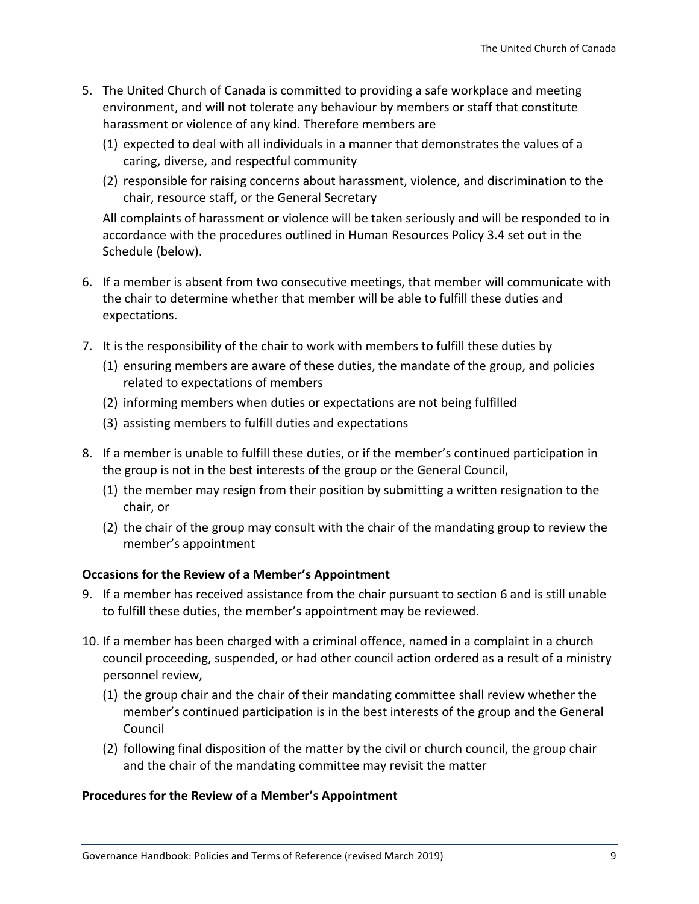5. The United Church of Canada is committed to providing a safe workplace and meeting environment, and will not tolerate any behaviour by members or staff that constitute harassment or violence of any kind. Therefore members are
   (1) expected to deal with all individuals in a manner that demonstrates the values of a caring, diverse, and respectful community
   (2) responsible for raising concerns about harassment, violence, and discrimination to the chair, resource staff, or the General Secretary

   All complaints of harassment or violence will be taken seriously and will be responded to in accordance with the procedures outlined in Human Resources Policy 3.4 set out in the Schedule (below).

6. If a member is absent from two consecutive meetings, that member will communicate with the chair to determine whether that member will be able to fulfill these duties and expectations.

7. It is the responsibility of the chair to work with members to fulfill these duties by
   (1) ensuring members are aware of these duties, the mandate of the group, and policies related to expectations of members
   (2) informing members when duties or expectations are not being fulfilled
   (3) assisting members to fulfill duties and expectations

8. If a member is unable to fulfill these duties, or if the member's continued participation in the group is not in the best interests of the group or the General Council,
   (1) the member may resign from their position by submitting a written resignation to the chair, or
   (2) the chair of the group may consult with the chair of the mandating group to review the member's appointment

**Occasions for the Review of a Member's Appointment**

9. If a member has received assistance from the chair pursuant to section 6 and is still unable to fulfill these duties, the member's appointment may be reviewed.

10. If a member has been charged with a criminal offence, named in a complaint in a church council proceeding, suspended, or had other council action ordered as a result of a ministry personnel review,
    (1) the group chair and the chair of their mandating committee shall review whether the member's continued participation is in the best interests of the group and the General Council
    (2) following final disposition of the matter by the civil or church council, the group chair and the chair of the mandating committee may revisit the matter

**Procedures for the Review of a Member's Appointment**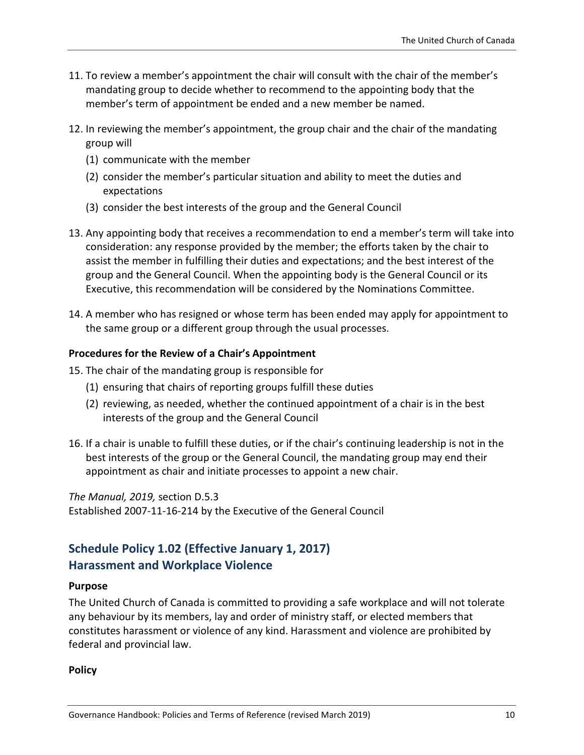11. To review a member's appointment the chair will consult with the chair of the member's mandating group to decide whether to recommend to the appointing body that the member's term of appointment be ended and a new member be named.

12. In reviewing the member's appointment, the group chair and the chair of the mandating group will
    (1) communicate with the member
    (2) consider the member's particular situation and ability to meet the duties and expectations
    (3) consider the best interests of the group and the General Council

13. Any appointing body that receives a recommendation to end a member's term will take into consideration: any response provided by the member; the efforts taken by the chair to assist the member in fulfilling their duties and expectations; and the best interest of the group and the General Council. When the appointing body is the General Council or its Executive, this recommendation will be considered by the Nominations Committee.

14. A member who has resigned or whose term has been ended may apply for appointment to the same group or a different group through the usual processes.

**Procedures for the Review of a Chair's Appointment**

15. The chair of the mandating group is responsible for
    (1) ensuring that chairs of reporting groups fulfill these duties
    (2) reviewing, as needed, whether the continued appointment of a chair is in the best interests of the group and the General Council

16. If a chair is unable to fulfill these duties, or if the chair's continuing leadership is not in the best interests of the group or the General Council, the mandating group may end their appointment as chair and initiate processes to appoint a new chair.

*The Manual, 2019,* section D.5.3
Established 2007-11-16-214 by the Executive of the General Council

## Schedule Policy 1.02 (Effective January 1, 2017)
## Harassment and Workplace Violence

**Purpose**

The United Church of Canada is committed to providing a safe workplace and will not tolerate any behaviour by its members, lay and order of ministry staff, or elected members that constitutes harassment or violence of any kind. Harassment and violence are prohibited by federal and provincial law.

**Policy**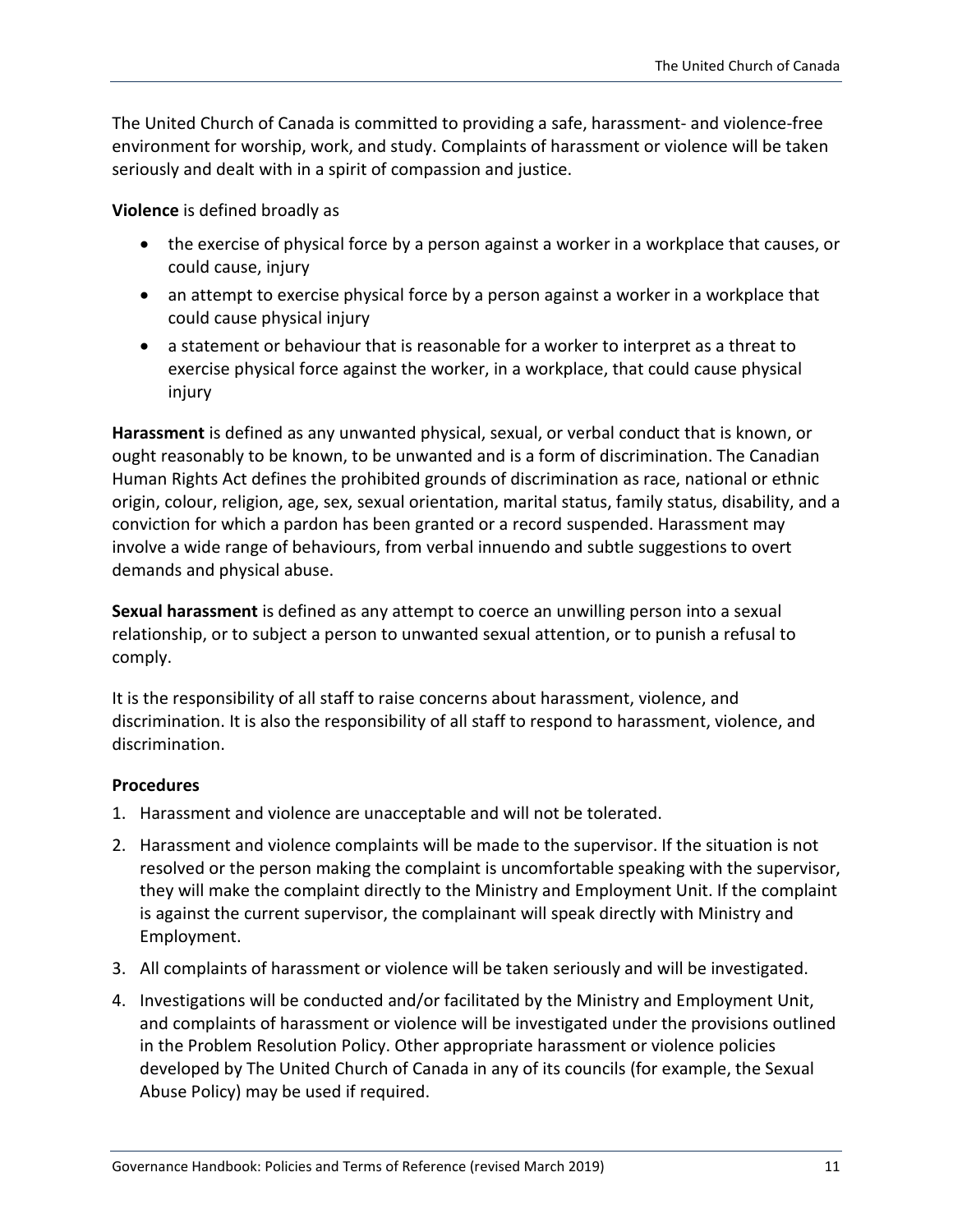The United Church of Canada is committed to providing a safe, harassment- and violence-free environment for worship, work, and study. Complaints of harassment or violence will be taken seriously and dealt with in a spirit of compassion and justice.

**Violence** is defined broadly as

- the exercise of physical force by a person against a worker in a workplace that causes, or could cause, injury
- an attempt to exercise physical force by a person against a worker in a workplace that could cause physical injury
- a statement or behaviour that is reasonable for a worker to interpret as a threat to exercise physical force against the worker, in a workplace, that could cause physical injury

**Harassment** is defined as any unwanted physical, sexual, or verbal conduct that is known, or ought reasonably to be known, to be unwanted and is a form of discrimination. The Canadian Human Rights Act defines the prohibited grounds of discrimination as race, national or ethnic origin, colour, religion, age, sex, sexual orientation, marital status, family status, disability, and a conviction for which a pardon has been granted or a record suspended. Harassment may involve a wide range of behaviours, from verbal innuendo and subtle suggestions to overt demands and physical abuse.

**Sexual harassment** is defined as any attempt to coerce an unwilling person into a sexual relationship, or to subject a person to unwanted sexual attention, or to punish a refusal to comply.

It is the responsibility of all staff to raise concerns about harassment, violence, and discrimination. It is also the responsibility of all staff to respond to harassment, violence, and discrimination.

**Procedures**

1. Harassment and violence are unacceptable and will not be tolerated.
2. Harassment and violence complaints will be made to the supervisor. If the situation is not resolved or the person making the complaint is uncomfortable speaking with the supervisor, they will make the complaint directly to the Ministry and Employment Unit. If the complaint is against the current supervisor, the complainant will speak directly with Ministry and Employment.
3. All complaints of harassment or violence will be taken seriously and will be investigated.
4. Investigations will be conducted and/or facilitated by the Ministry and Employment Unit, and complaints of harassment or violence will be investigated under the provisions outlined in the Problem Resolution Policy. Other appropriate harassment or violence policies developed by The United Church of Canada in any of its councils (for example, the Sexual Abuse Policy) may be used if required.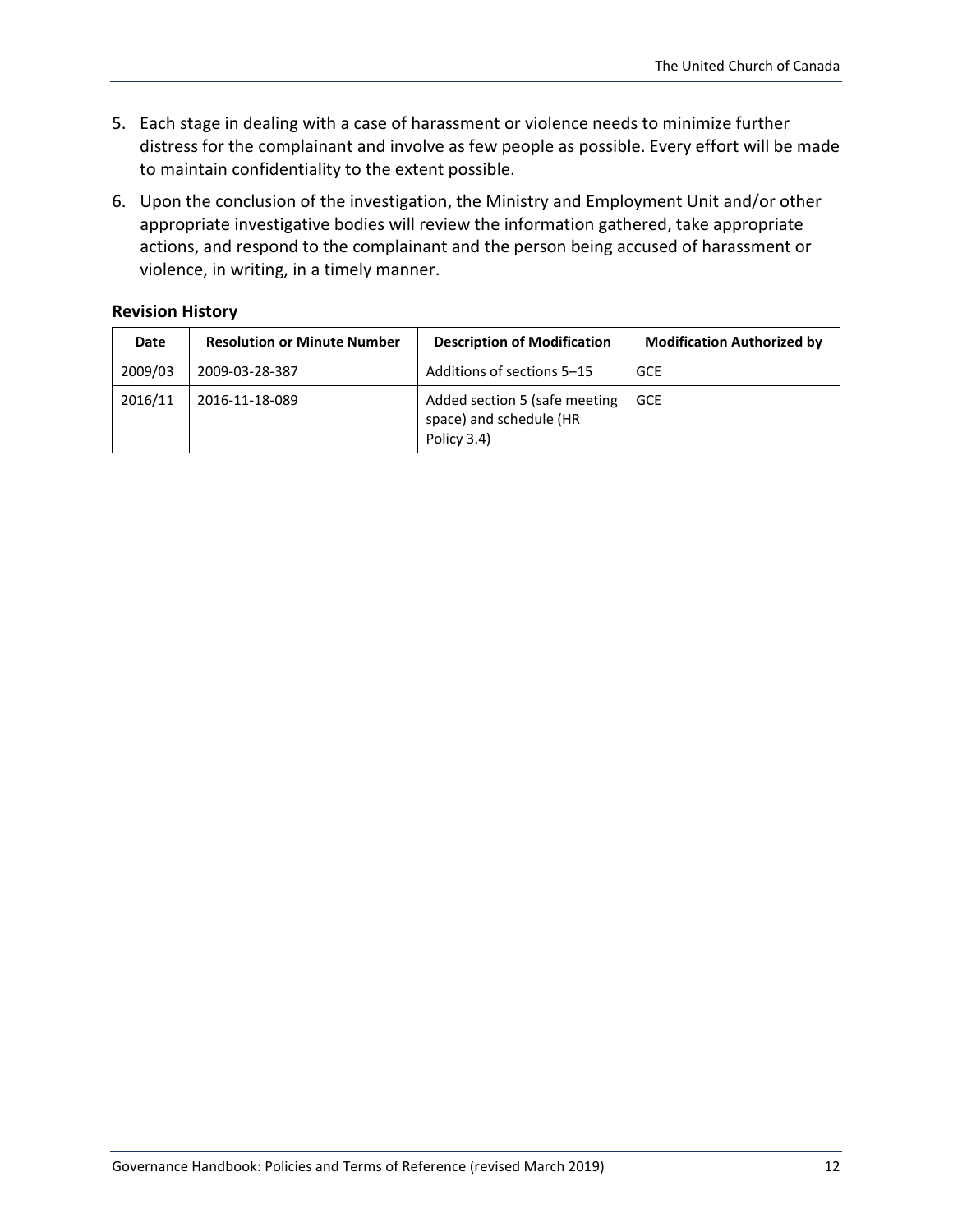5. Each stage in dealing with a case of harassment or violence needs to minimize further distress for the complainant and involve as few people as possible. Every effort will be made to maintain confidentiality to the extent possible.
6. Upon the conclusion of the investigation, the Ministry and Employment Unit and/or other appropriate investigative bodies will review the information gathered, take appropriate actions, and respond to the complainant and the person being accused of harassment or violence, in writing, in a timely manner.

### Revision History

| Date | Resolution or Minute Number | Description of Modification | Modification Authorized by |
|---|---|---|---|
| 2009/03 | 2009-03-28-387 | Additions of sections 5–15 | GCE |
| 2016/11 | 2016-11-18-089 | Added section 5 (safe meeting space) and schedule (HR Policy 3.4) | GCE |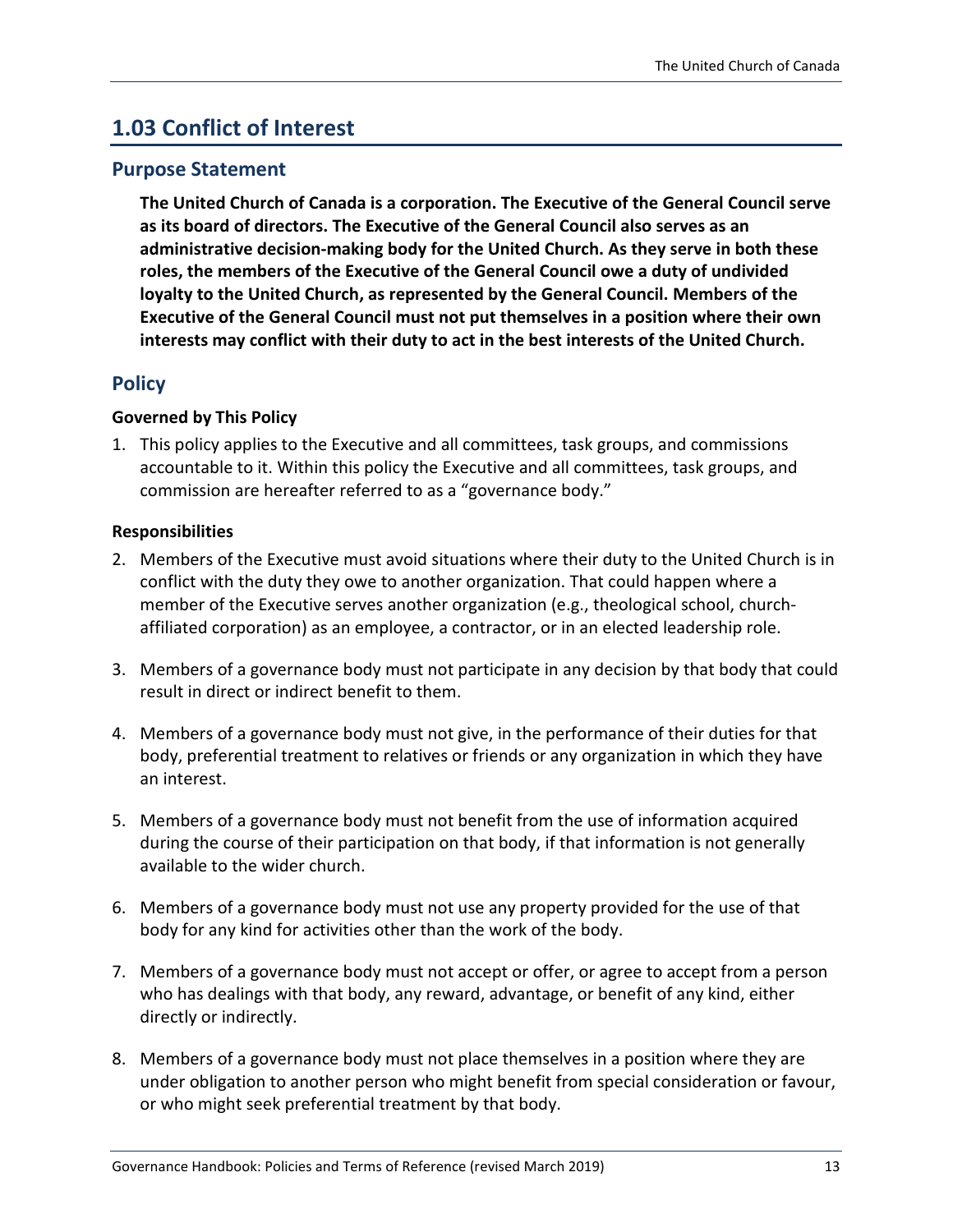# 1.03 Conflict of Interest

## Purpose Statement

**The United Church of Canada is a corporation. The Executive of the General Council serve as its board of directors. The Executive of the General Council also serves as an administrative decision-making body for the United Church. As they serve in both these roles, the members of the Executive of the General Council owe a duty of undivided loyalty to the United Church, as represented by the General Council. Members of the Executive of the General Council must not put themselves in a position where their own interests may conflict with their duty to act in the best interests of the United Church.**

## Policy

### Governed by This Policy

1. This policy applies to the Executive and all committees, task groups, and commissions accountable to it. Within this policy the Executive and all committees, task groups, and commission are hereafter referred to as a "governance body."

### Responsibilities

2. Members of the Executive must avoid situations where their duty to the United Church is in conflict with the duty they owe to another organization. That could happen where a member of the Executive serves another organization (e.g., theological school, church-affiliated corporation) as an employee, a contractor, or in an elected leadership role.

3. Members of a governance body must not participate in any decision by that body that could result in direct or indirect benefit to them.

4. Members of a governance body must not give, in the performance of their duties for that body, preferential treatment to relatives or friends or any organization in which they have an interest.

5. Members of a governance body must not benefit from the use of information acquired during the course of their participation on that body, if that information is not generally available to the wider church.

6. Members of a governance body must not use any property provided for the use of that body for any kind for activities other than the work of the body.

7. Members of a governance body must not accept or offer, or agree to accept from a person who has dealings with that body, any reward, advantage, or benefit of any kind, either directly or indirectly.

8. Members of a governance body must not place themselves in a position where they are under obligation to another person who might benefit from special consideration or favour, or who might seek preferential treatment by that body.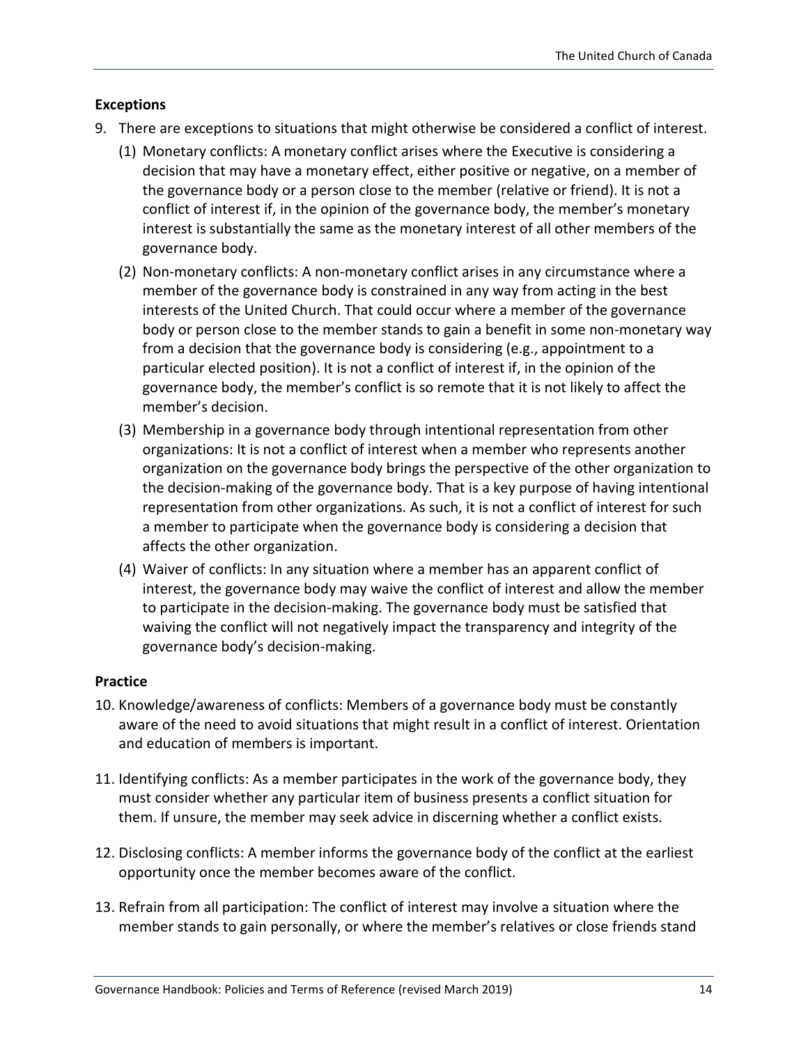### Exceptions

9. There are exceptions to situations that might otherwise be considered a conflict of interest.
   (1) Monetary conflicts: A monetary conflict arises where the Executive is considering a decision that may have a monetary effect, either positive or negative, on a member of the governance body or a person close to the member (relative or friend). It is not a conflict of interest if, in the opinion of the governance body, the member's monetary interest is substantially the same as the monetary interest of all other members of the governance body.
   (2) Non-monetary conflicts: A non-monetary conflict arises in any circumstance where a member of the governance body is constrained in any way from acting in the best interests of the United Church. That could occur where a member of the governance body or person close to the member stands to gain a benefit in some non-monetary way from a decision that the governance body is considering (e.g., appointment to a particular elected position). It is not a conflict of interest if, in the opinion of the governance body, the member's conflict is so remote that it is not likely to affect the member's decision.
   (3) Membership in a governance body through intentional representation from other organizations: It is not a conflict of interest when a member who represents another organization on the governance body brings the perspective of the other organization to the decision-making of the governance body. That is a key purpose of having intentional representation from other organizations. As such, it is not a conflict of interest for such a member to participate when the governance body is considering a decision that affects the other organization.
   (4) Waiver of conflicts: In any situation where a member has an apparent conflict of interest, the governance body may waive the conflict of interest and allow the member to participate in the decision-making. The governance body must be satisfied that waiving the conflict will not negatively impact the transparency and integrity of the governance body's decision-making.

### Practice

10. Knowledge/awareness of conflicts: Members of a governance body must be constantly aware of the need to avoid situations that might result in a conflict of interest. Orientation and education of members is important.

11. Identifying conflicts: As a member participates in the work of the governance body, they must consider whether any particular item of business presents a conflict situation for them. If unsure, the member may seek advice in discerning whether a conflict exists.

12. Disclosing conflicts: A member informs the governance body of the conflict at the earliest opportunity once the member becomes aware of the conflict.

13. Refrain from all participation: The conflict of interest may involve a situation where the member stands to gain personally, or where the member's relatives or close friends stand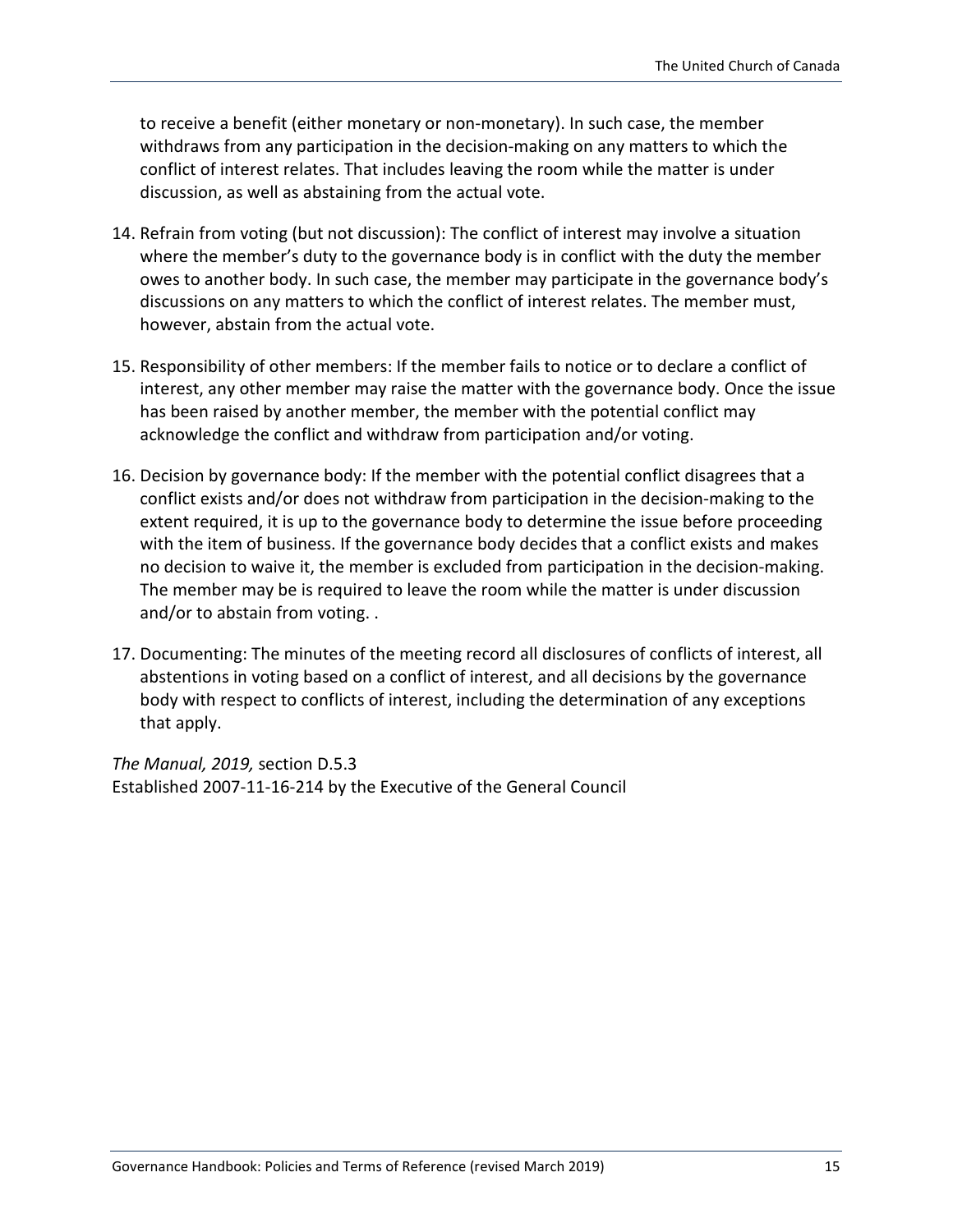to receive a benefit (either monetary or non-monetary). In such case, the member withdraws from any participation in the decision-making on any matters to which the conflict of interest relates. That includes leaving the room while the matter is under discussion, as well as abstaining from the actual vote.

14. Refrain from voting (but not discussion): The conflict of interest may involve a situation where the member's duty to the governance body is in conflict with the duty the member owes to another body. In such case, the member may participate in the governance body's discussions on any matters to which the conflict of interest relates. The member must, however, abstain from the actual vote.

15. Responsibility of other members: If the member fails to notice or to declare a conflict of interest, any other member may raise the matter with the governance body. Once the issue has been raised by another member, the member with the potential conflict may acknowledge the conflict and withdraw from participation and/or voting.

16. Decision by governance body: If the member with the potential conflict disagrees that a conflict exists and/or does not withdraw from participation in the decision-making to the extent required, it is up to the governance body to determine the issue before proceeding with the item of business. If the governance body decides that a conflict exists and makes no decision to waive it, the member is excluded from participation in the decision-making. The member may be is required to leave the room while the matter is under discussion and/or to abstain from voting. .

17. Documenting: The minutes of the meeting record all disclosures of conflicts of interest, all abstentions in voting based on a conflict of interest, and all decisions by the governance body with respect to conflicts of interest, including the determination of any exceptions that apply.

*The Manual, 2019,* section D.5.3
Established 2007-11-16-214 by the Executive of the General Council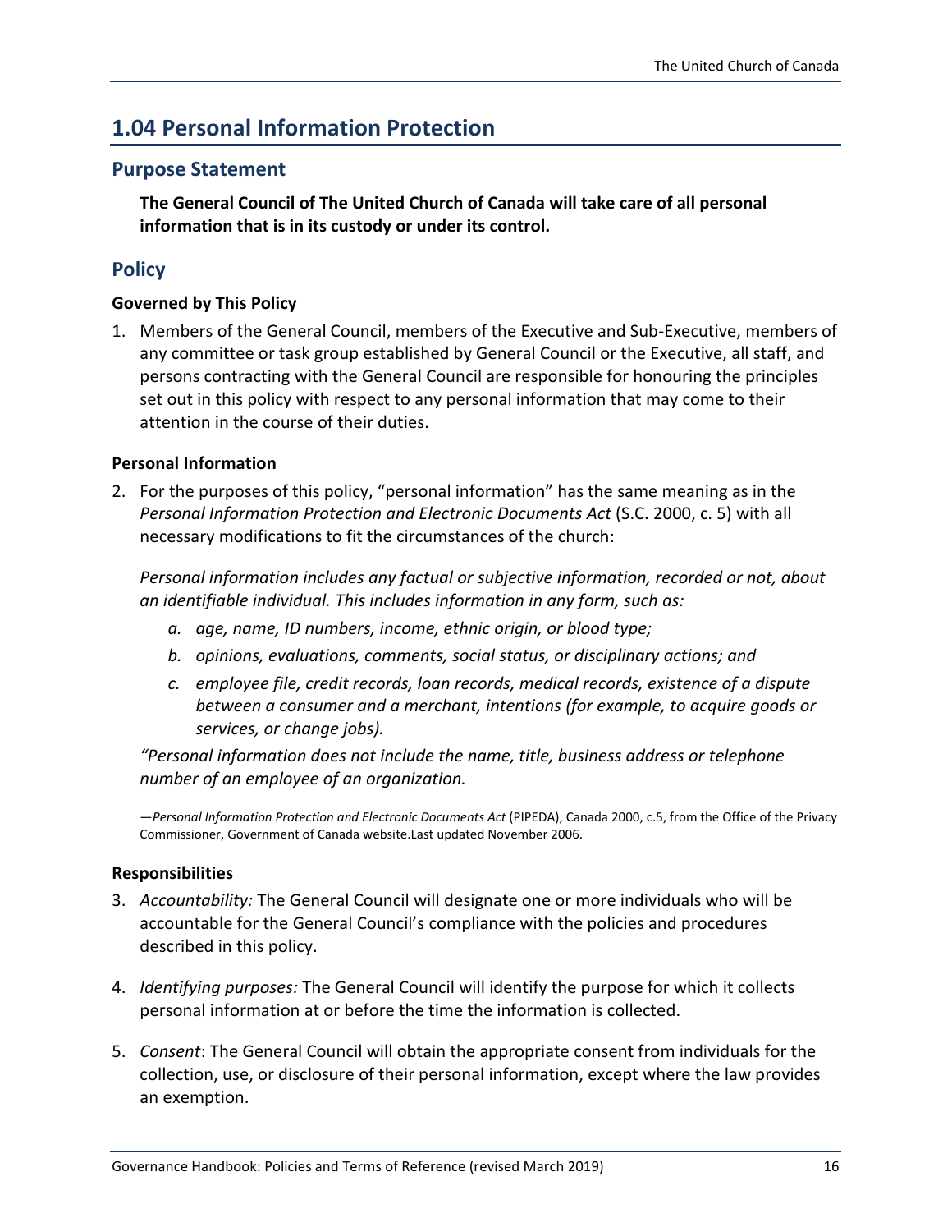## 1.04 Personal Information Protection

### Purpose Statement

**The General Council of The United Church of Canada will take care of all personal information that is in its custody or under its control.**

### Policy

#### Governed by This Policy

1. Members of the General Council, members of the Executive and Sub-Executive, members of any committee or task group established by General Council or the Executive, all staff, and persons contracting with the General Council are responsible for honouring the principles set out in this policy with respect to any personal information that may come to their attention in the course of their duties.

#### Personal Information

2. For the purposes of this policy, "personal information" has the same meaning as in the *Personal Information Protection and Electronic Documents Act* (S.C. 2000, c. 5) with all necessary modifications to fit the circumstances of the church:

   *Personal information includes any factual or subjective information, recorded or not, about an identifiable individual. This includes information in any form, such as:*

   *a. age, name, ID numbers, income, ethnic origin, or blood type;*

   *b. opinions, evaluations, comments, social status, or disciplinary actions; and*

   *c. employee file, credit records, loan records, medical records, existence of a dispute between a consumer and a merchant, intentions (for example, to acquire goods or services, or change jobs).*

   *"Personal information does not include the name, title, business address or telephone number of an employee of an organization.*

   —*Personal Information Protection and Electronic Documents Act* (PIPEDA), Canada 2000, c.5, from the Office of the Privacy Commissioner, Government of Canada website.Last updated November 2006.

#### Responsibilities

3. *Accountability:* The General Council will designate one or more individuals who will be accountable for the General Council's compliance with the policies and procedures described in this policy.

4. *Identifying purposes:* The General Council will identify the purpose for which it collects personal information at or before the time the information is collected.

5. *Consent*: The General Council will obtain the appropriate consent from individuals for the collection, use, or disclosure of their personal information, except where the law provides an exemption.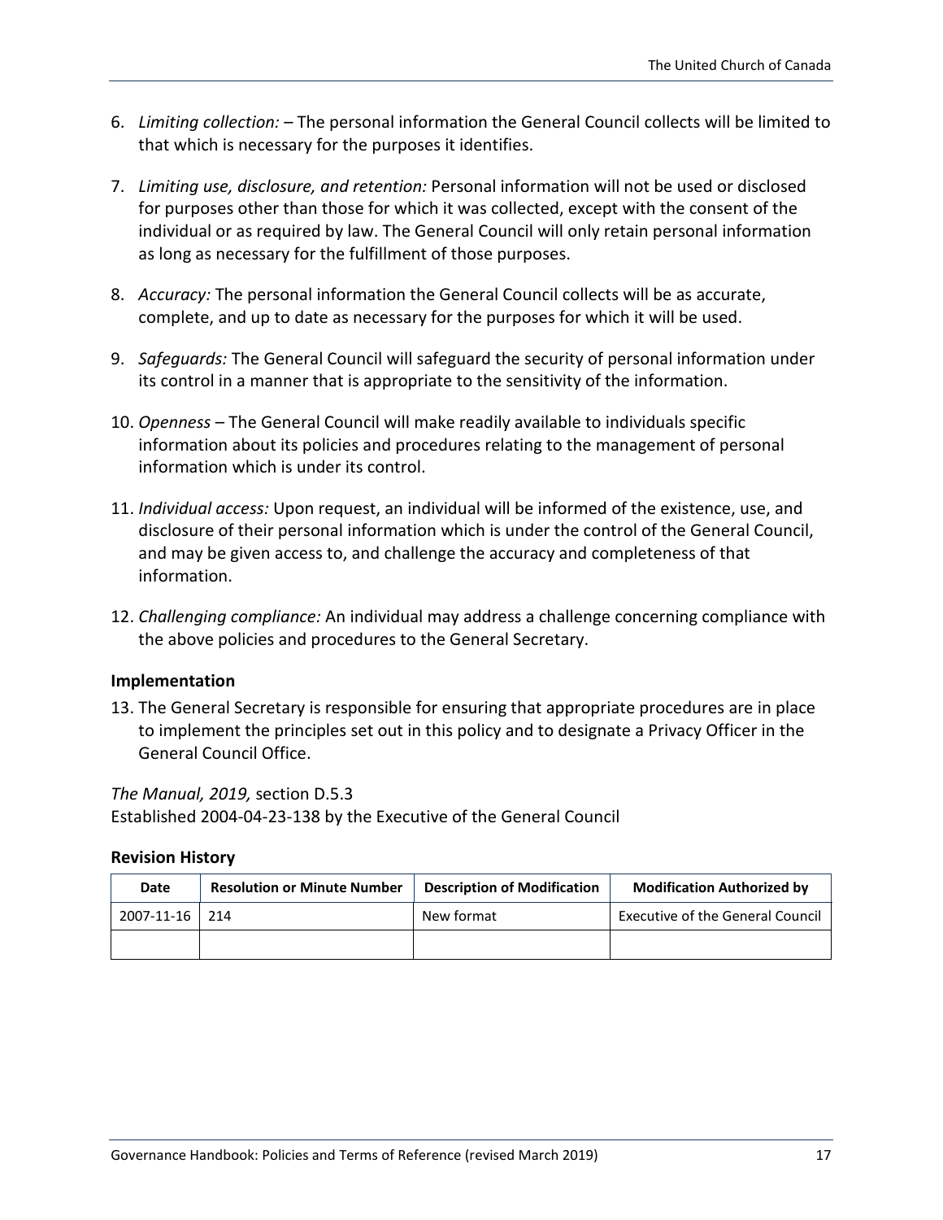6. *Limiting collection:* – The personal information the General Council collects will be limited to that which is necessary for the purposes it identifies.

7. *Limiting use, disclosure, and retention:* Personal information will not be used or disclosed for purposes other than those for which it was collected, except with the consent of the individual or as required by law. The General Council will only retain personal information as long as necessary for the fulfillment of those purposes.

8. *Accuracy:* The personal information the General Council collects will be as accurate, complete, and up to date as necessary for the purposes for which it will be used.

9. *Safeguards:* The General Council will safeguard the security of personal information under its control in a manner that is appropriate to the sensitivity of the information.

10. *Openness* – The General Council will make readily available to individuals specific information about its policies and procedures relating to the management of personal information which is under its control.

11. *Individual access:* Upon request, an individual will be informed of the existence, use, and disclosure of their personal information which is under the control of the General Council, and may be given access to, and challenge the accuracy and completeness of that information.

12. *Challenging compliance:* An individual may address a challenge concerning compliance with the above policies and procedures to the General Secretary.

### Implementation

13. The General Secretary is responsible for ensuring that appropriate procedures are in place to implement the principles set out in this policy and to designate a Privacy Officer in the General Council Office.

*The Manual, 2019,* section D.5.3
Established 2004-04-23-138 by the Executive of the General Council

### Revision History

| Date | Resolution or Minute Number | Description of Modification | Modification Authorized by |
|---|---|---|---|
| 2007-11-16 | 214 | New format | Executive of the General Council |
| | | | |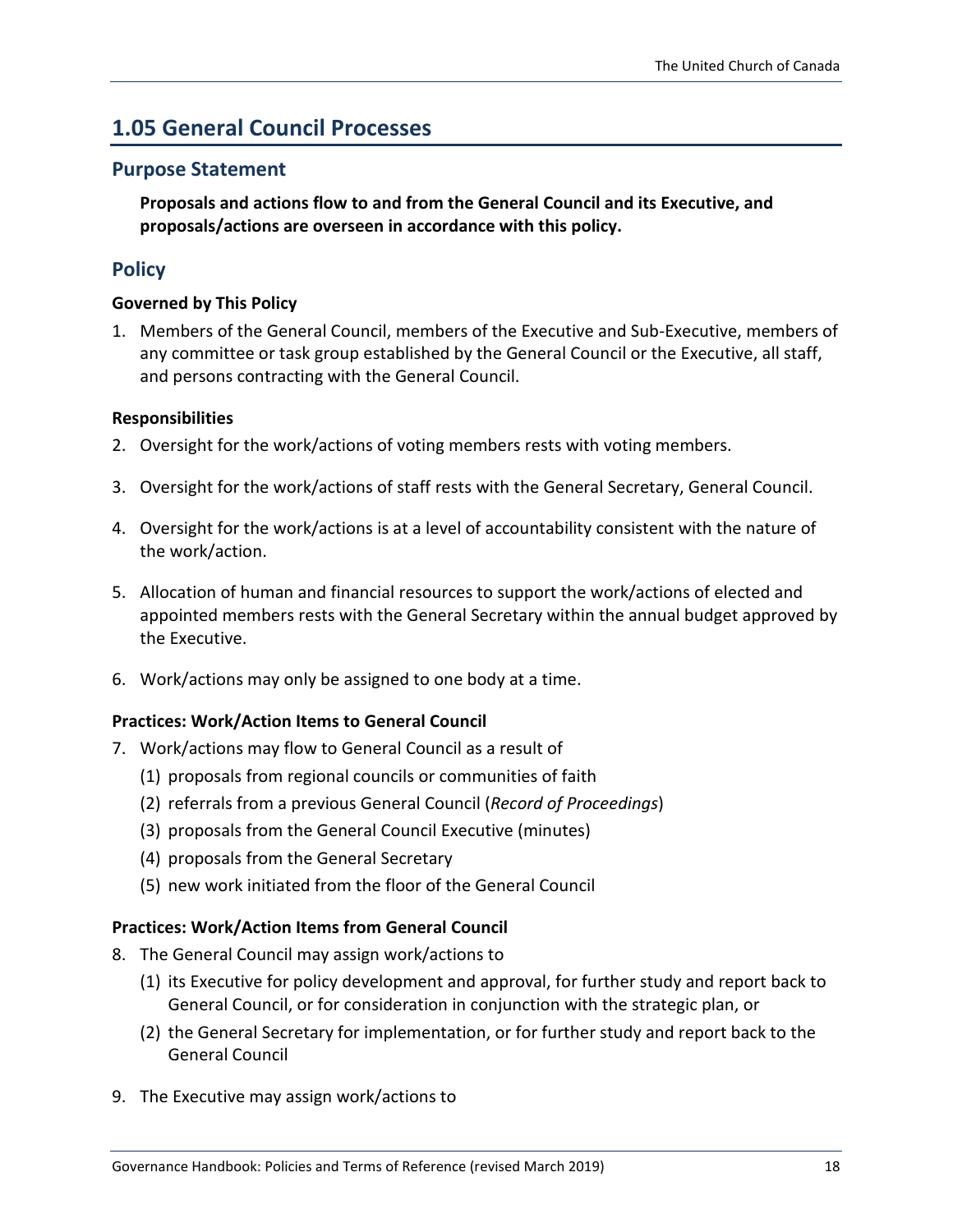## 1.05 General Council Processes

### Purpose Statement

**Proposals and actions flow to and from the General Council and its Executive, and proposals/actions are overseen in accordance with this policy.**

### Policy

**Governed by This Policy**

1. Members of the General Council, members of the Executive and Sub-Executive, members of any committee or task group established by the General Council or the Executive, all staff, and persons contracting with the General Council.

**Responsibilities**

2. Oversight for the work/actions of voting members rests with voting members.

3. Oversight for the work/actions of staff rests with the General Secretary, General Council.

4. Oversight for the work/actions is at a level of accountability consistent with the nature of the work/action.

5. Allocation of human and financial resources to support the work/actions of elected and appointed members rests with the General Secretary within the annual budget approved by the Executive.

6. Work/actions may only be assigned to one body at a time.

**Practices: Work/Action Items to General Council**

7. Work/actions may flow to General Council as a result of
   (1) proposals from regional councils or communities of faith
   (2) referrals from a previous General Council (*Record of Proceedings*)
   (3) proposals from the General Council Executive (minutes)
   (4) proposals from the General Secretary
   (5) new work initiated from the floor of the General Council

**Practices: Work/Action Items from General Council**

8. The General Council may assign work/actions to
   (1) its Executive for policy development and approval, for further study and report back to General Council, or for consideration in conjunction with the strategic plan, or
   (2) the General Secretary for implementation, or for further study and report back to the General Council

9. The Executive may assign work/actions to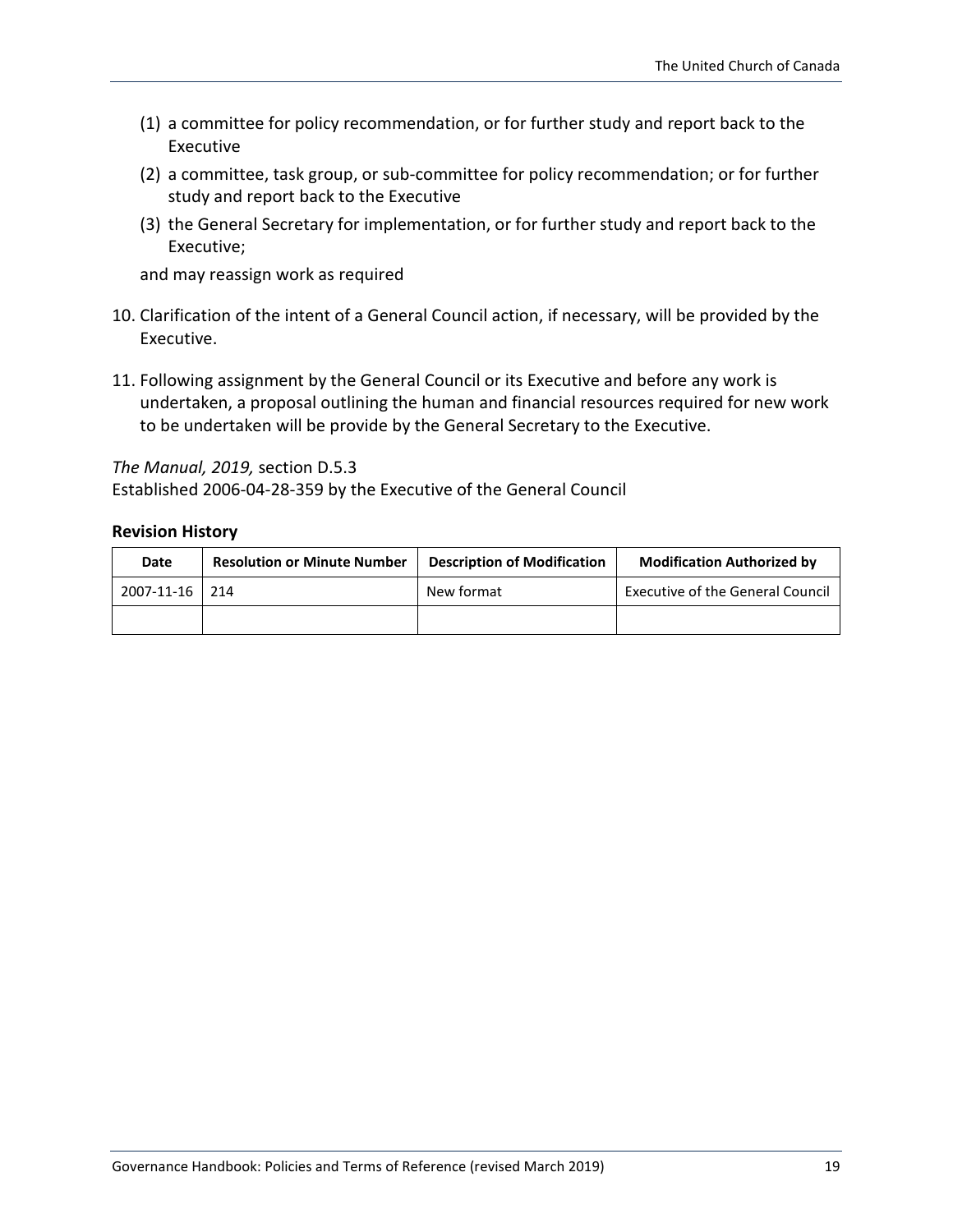(1) a committee for policy recommendation, or for further study and report back to the Executive
(2) a committee, task group, or sub-committee for policy recommendation; or for further study and report back to the Executive
(3) the General Secretary for implementation, or for further study and report back to the Executive;

and may reassign work as required

10. Clarification of the intent of a General Council action, if necessary, will be provided by the Executive.

11. Following assignment by the General Council or its Executive and before any work is undertaken, a proposal outlining the human and financial resources required for new work to be undertaken will be provide by the General Secretary to the Executive.

*The Manual, 2019,* section D.5.3
Established 2006-04-28-359 by the Executive of the General Council

**Revision History**

| Date | Resolution or Minute Number | Description of Modification | Modification Authorized by |
|---|---|---|---|
| 2007-11-16 | 214 | New format | Executive of the General Council |
| | | | |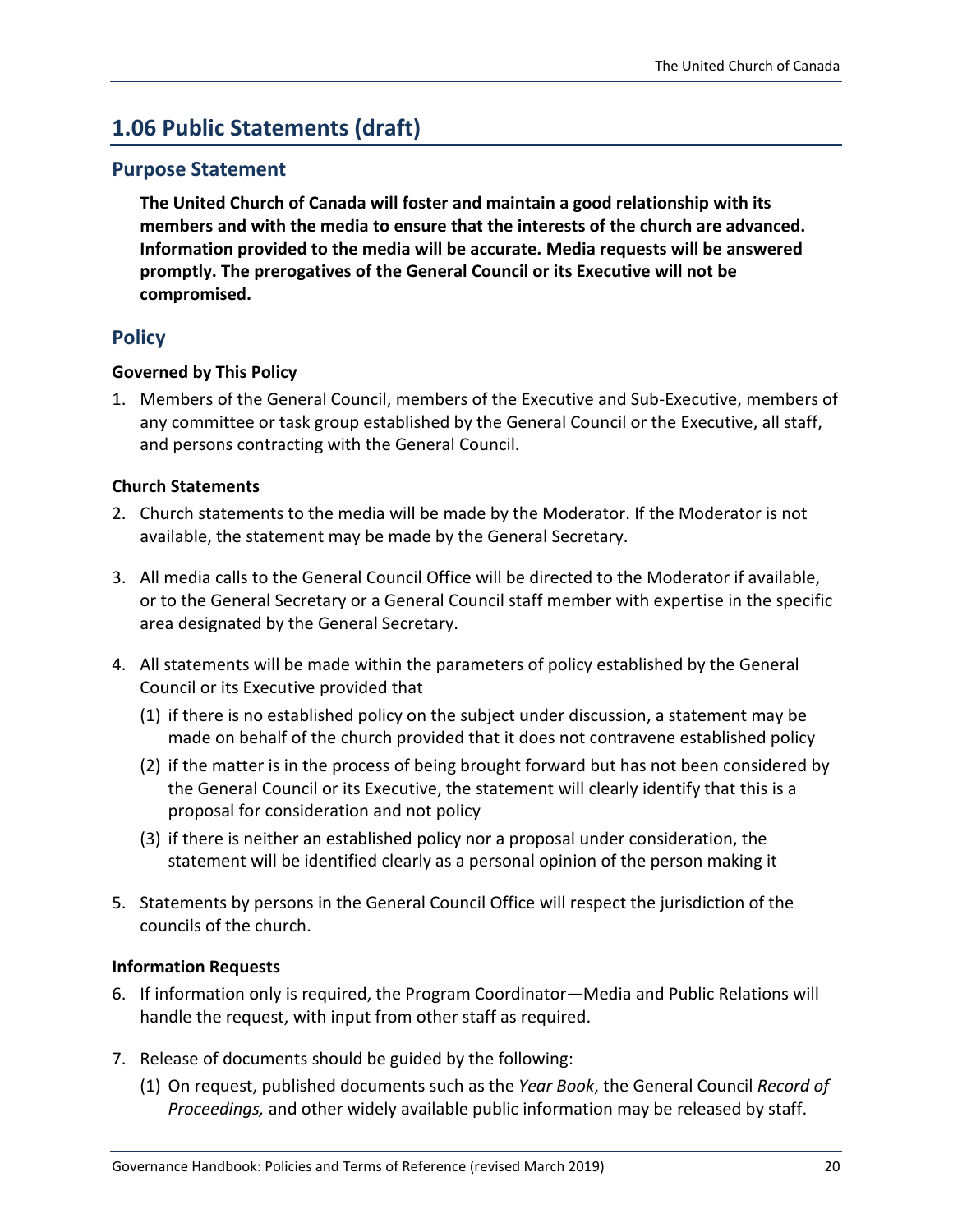## 1.06 Public Statements (draft)

### Purpose Statement

**The United Church of Canada will foster and maintain a good relationship with its members and with the media to ensure that the interests of the church are advanced. Information provided to the media will be accurate. Media requests will be answered promptly. The prerogatives of the General Council or its Executive will not be compromised.**

### Policy

**Governed by This Policy**

1. Members of the General Council, members of the Executive and Sub-Executive, members of any committee or task group established by the General Council or the Executive, all staff, and persons contracting with the General Council.

**Church Statements**

2. Church statements to the media will be made by the Moderator. If the Moderator is not available, the statement may be made by the General Secretary.
3. All media calls to the General Council Office will be directed to the Moderator if available, or to the General Secretary or a General Council staff member with expertise in the specific area designated by the General Secretary.
4. All statements will be made within the parameters of policy established by the General Council or its Executive provided that
   (1) if there is no established policy on the subject under discussion, a statement may be made on behalf of the church provided that it does not contravene established policy
   (2) if the matter is in the process of being brought forward but has not been considered by the General Council or its Executive, the statement will clearly identify that this is a proposal for consideration and not policy
   (3) if there is neither an established policy nor a proposal under consideration, the statement will be identified clearly as a personal opinion of the person making it
5. Statements by persons in the General Council Office will respect the jurisdiction of the councils of the church.

**Information Requests**

6. If information only is required, the Program Coordinator—Media and Public Relations will handle the request, with input from other staff as required.
7. Release of documents should be guided by the following:
   (1) On request, published documents such as the *Year Book*, the General Council *Record of Proceedings,* and other widely available public information may be released by staff.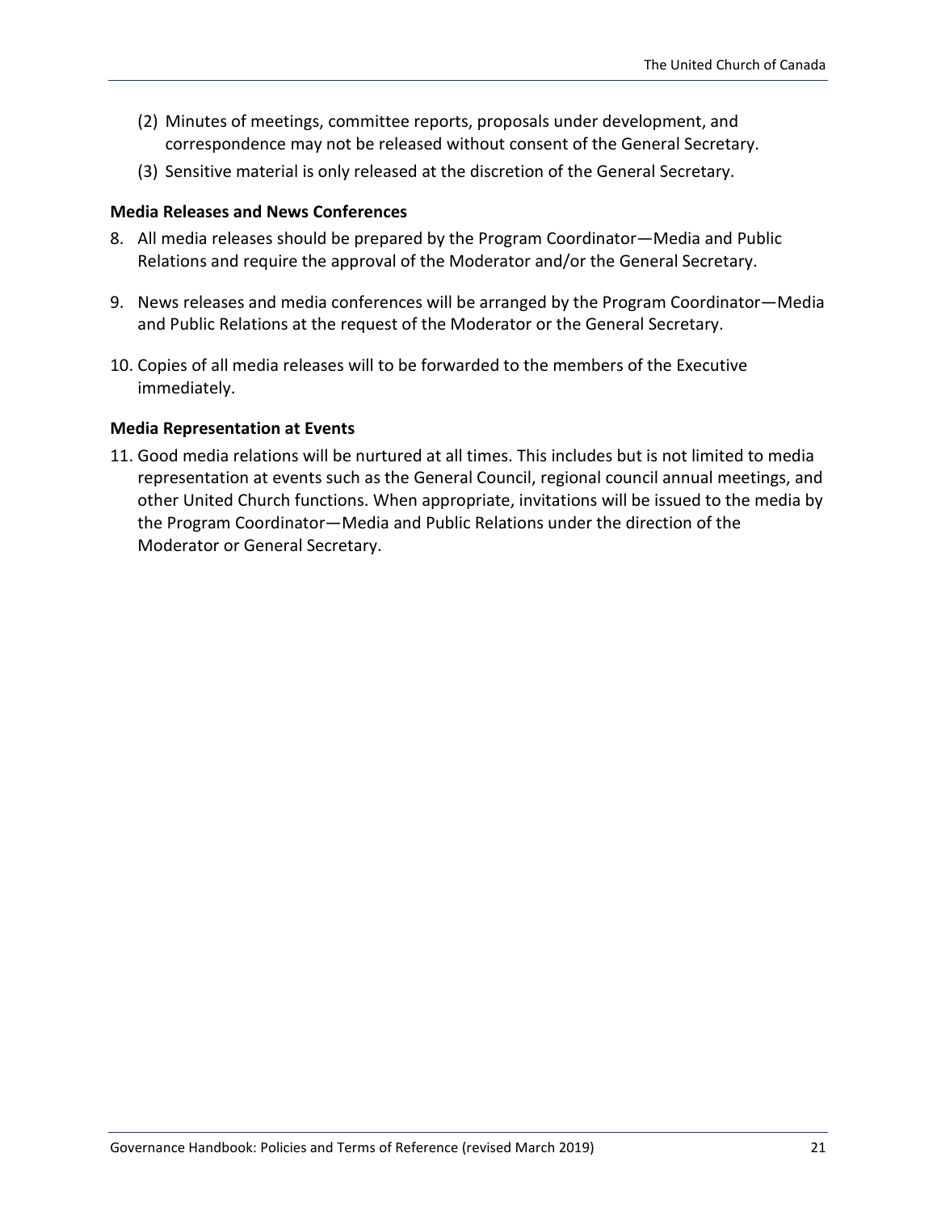(2) Minutes of meetings, committee reports, proposals under development, and correspondence may not be released without consent of the General Secretary.

(3) Sensitive material is only released at the discretion of the General Secretary.

**Media Releases and News Conferences**

8. All media releases should be prepared by the Program Coordinator—Media and Public Relations and require the approval of the Moderator and/or the General Secretary.

9. News releases and media conferences will be arranged by the Program Coordinator—Media and Public Relations at the request of the Moderator or the General Secretary.

10. Copies of all media releases will to be forwarded to the members of the Executive immediately.

**Media Representation at Events**

11. Good media relations will be nurtured at all times. This includes but is not limited to media representation at events such as the General Council, regional council annual meetings, and other United Church functions. When appropriate, invitations will be issued to the media by the Program Coordinator—Media and Public Relations under the direction of the Moderator or General Secretary.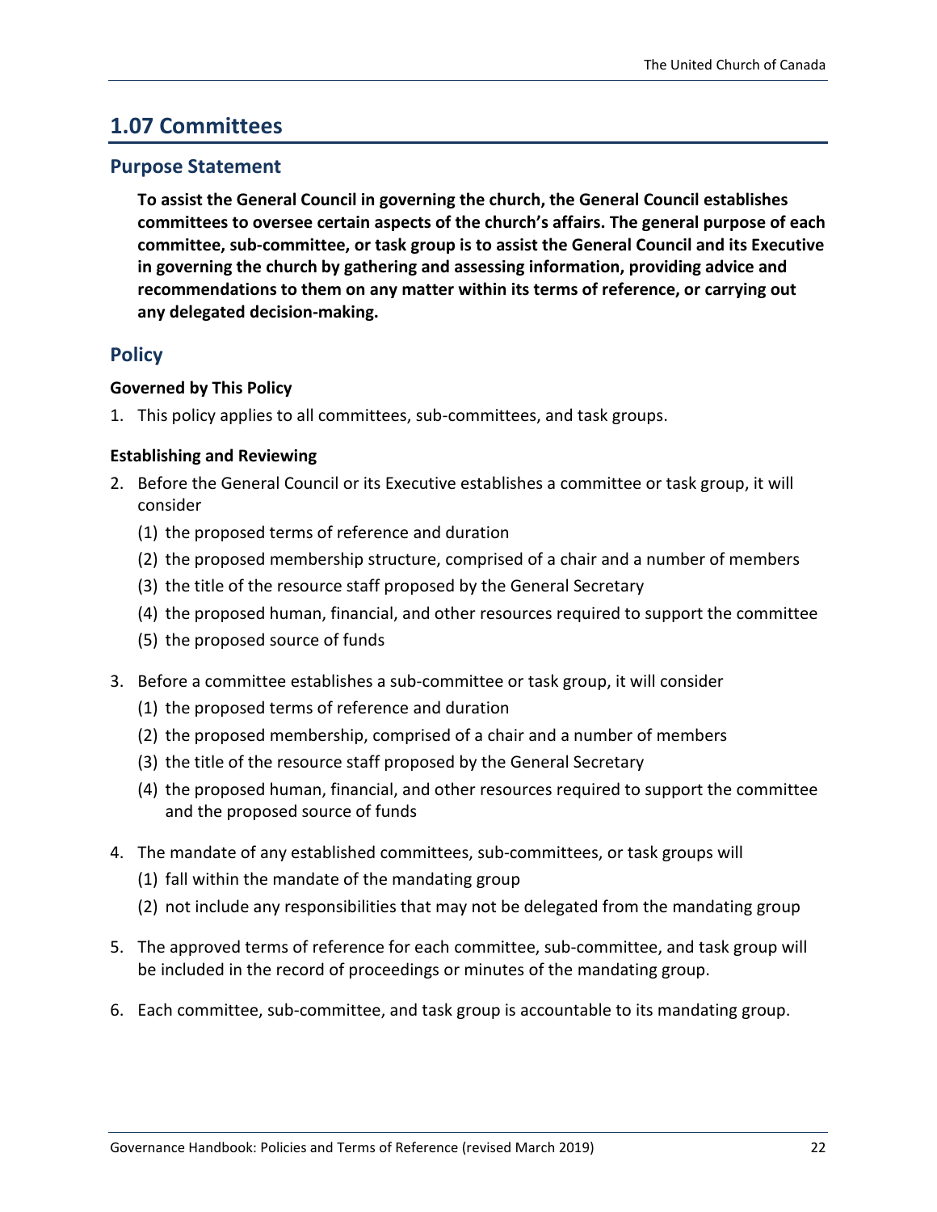## 1.07 Committees

### Purpose Statement

**To assist the General Council in governing the church, the General Council establishes committees to oversee certain aspects of the church's affairs. The general purpose of each committee, sub-committee, or task group is to assist the General Council and its Executive in governing the church by gathering and assessing information, providing advice and recommendations to them on any matter within its terms of reference, or carrying out any delegated decision-making.**

### Policy

**Governed by This Policy**

1. This policy applies to all committees, sub-committees, and task groups.

**Establishing and Reviewing**

2. Before the General Council or its Executive establishes a committee or task group, it will consider
   (1) the proposed terms of reference and duration
   (2) the proposed membership structure, comprised of a chair and a number of members
   (3) the title of the resource staff proposed by the General Secretary
   (4) the proposed human, financial, and other resources required to support the committee
   (5) the proposed source of funds

3. Before a committee establishes a sub-committee or task group, it will consider
   (1) the proposed terms of reference and duration
   (2) the proposed membership, comprised of a chair and a number of members
   (3) the title of the resource staff proposed by the General Secretary
   (4) the proposed human, financial, and other resources required to support the committee and the proposed source of funds

4. The mandate of any established committees, sub-committees, or task groups will
   (1) fall within the mandate of the mandating group
   (2) not include any responsibilities that may not be delegated from the mandating group

5. The approved terms of reference for each committee, sub-committee, and task group will be included in the record of proceedings or minutes of the mandating group.

6. Each committee, sub-committee, and task group is accountable to its mandating group.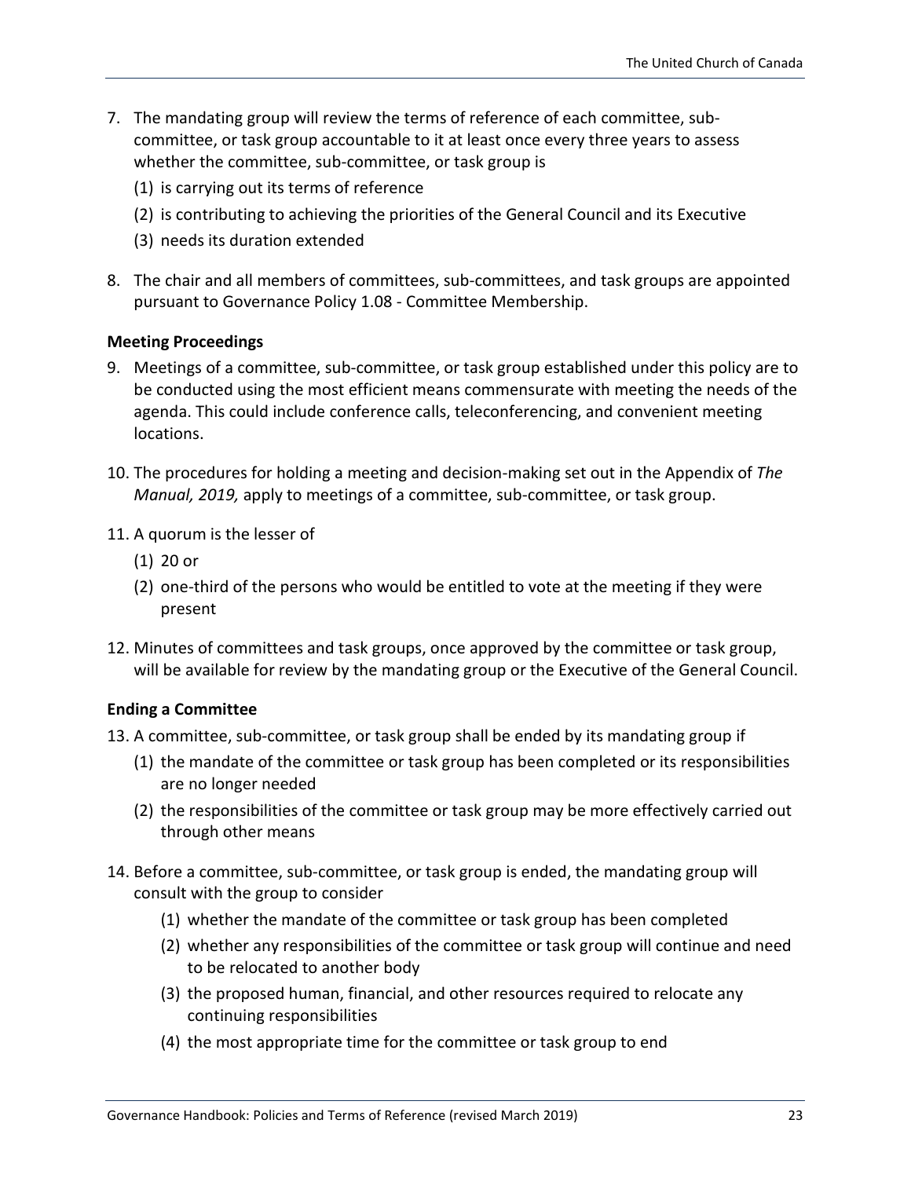7. The mandating group will review the terms of reference of each committee, sub-committee, or task group accountable to it at least once every three years to assess whether the committee, sub-committee, or task group is
   (1) is carrying out its terms of reference
   (2) is contributing to achieving the priorities of the General Council and its Executive
   (3) needs its duration extended

8. The chair and all members of committees, sub-committees, and task groups are appointed pursuant to Governance Policy 1.08 - Committee Membership.

**Meeting Proceedings**

9. Meetings of a committee, sub-committee, or task group established under this policy are to be conducted using the most efficient means commensurate with meeting the needs of the agenda. This could include conference calls, teleconferencing, and convenient meeting locations.

10. The procedures for holding a meeting and decision-making set out in the Appendix of *The Manual, 2019,* apply to meetings of a committee, sub-committee, or task group.

11. A quorum is the lesser of
    (1) 20 or
    (2) one-third of the persons who would be entitled to vote at the meeting if they were present

12. Minutes of committees and task groups, once approved by the committee or task group, will be available for review by the mandating group or the Executive of the General Council.

**Ending a Committee**

13. A committee, sub-committee, or task group shall be ended by its mandating group if
    (1) the mandate of the committee or task group has been completed or its responsibilities are no longer needed
    (2) the responsibilities of the committee or task group may be more effectively carried out through other means

14. Before a committee, sub-committee, or task group is ended, the mandating group will consult with the group to consider
    (1) whether the mandate of the committee or task group has been completed
    (2) whether any responsibilities of the committee or task group will continue and need to be relocated to another body
    (3) the proposed human, financial, and other resources required to relocate any continuing responsibilities
    (4) the most appropriate time for the committee or task group to end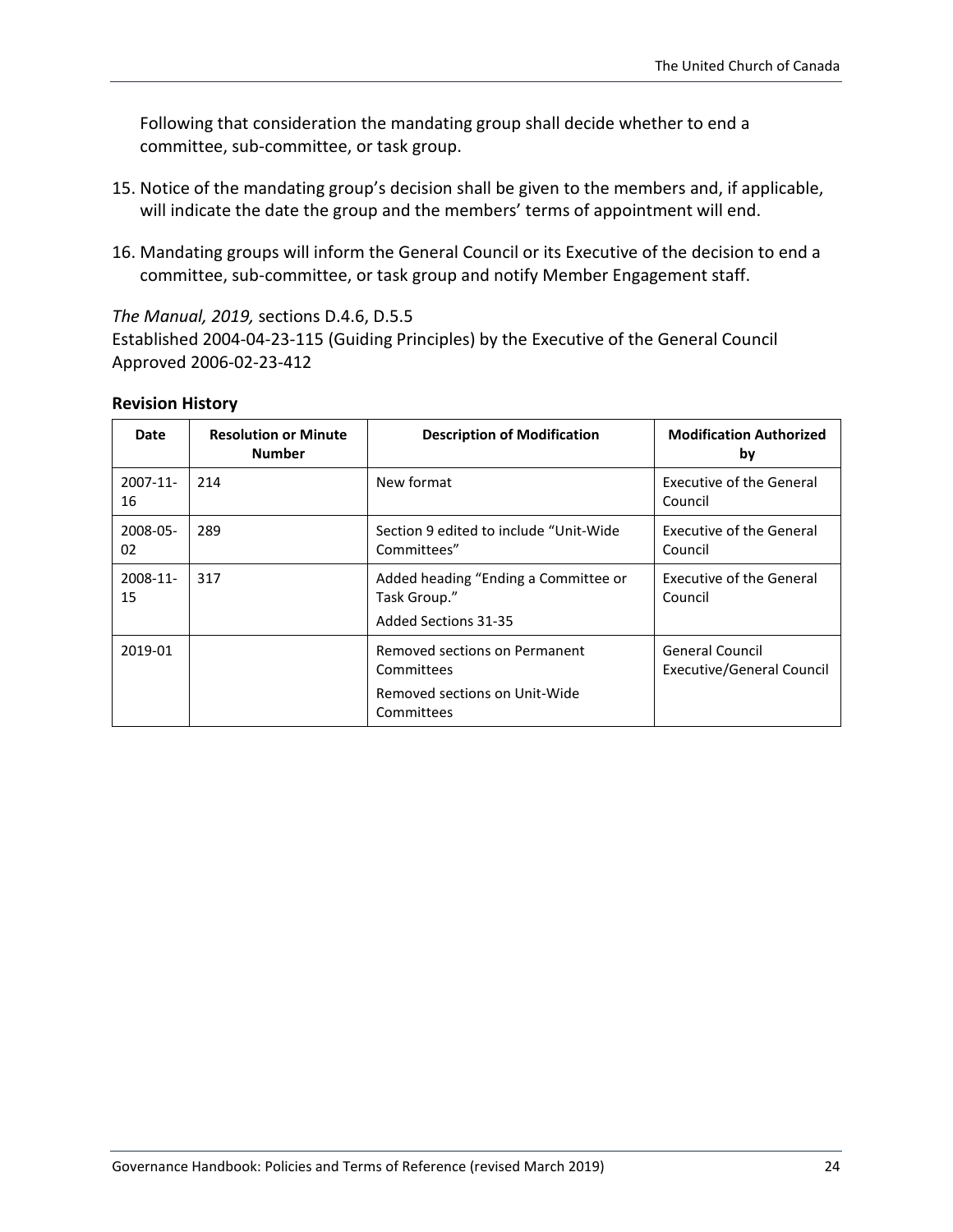Following that consideration the mandating group shall decide whether to end a committee, sub-committee, or task group.

15. Notice of the mandating group's decision shall be given to the members and, if applicable, will indicate the date the group and the members' terms of appointment will end.
16. Mandating groups will inform the General Council or its Executive of the decision to end a committee, sub-committee, or task group and notify Member Engagement staff.

*The Manual, 2019,* sections D.4.6, D.5.5
Established 2004-04-23-115 (Guiding Principles) by the Executive of the General Council
Approved 2006-02-23-412

**Revision History**

| Date | Resolution or Minute Number | Description of Modification | Modification Authorized by |
|---|---|---|---|
| 2007-11-16 | 214 | New format | Executive of the General Council |
| 2008-05-02 | 289 | Section 9 edited to include "Unit-Wide Committees" | Executive of the General Council |
| 2008-11-15 | 317 | Added heading "Ending a Committee or Task Group." Added Sections 31-35 | Executive of the General Council |
| 2019-01 | | Removed sections on Permanent Committees Removed sections on Unit-Wide Committees | General Council Executive/General Council |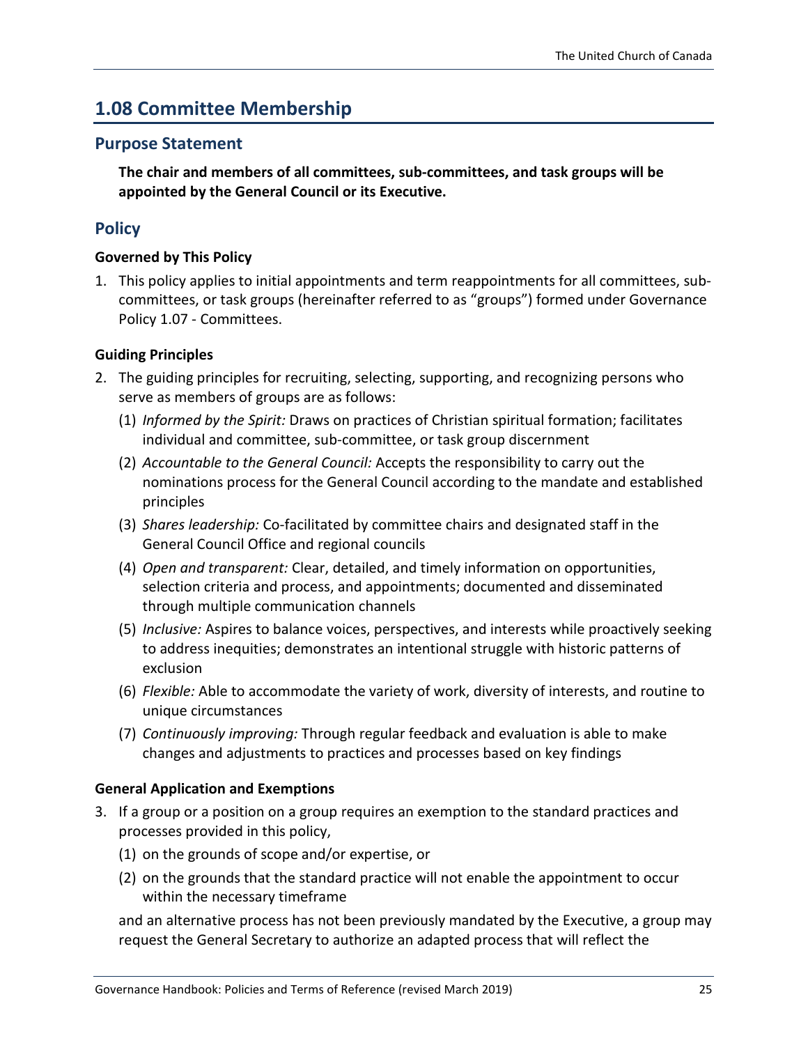## 1.08 Committee Membership

### Purpose Statement

**The chair and members of all committees, sub-committees, and task groups will be appointed by the General Council or its Executive.**

### Policy

#### Governed by This Policy

1. This policy applies to initial appointments and term reappointments for all committees, sub-committees, or task groups (hereinafter referred to as "groups") formed under Governance Policy 1.07 - Committees.

#### Guiding Principles

2. The guiding principles for recruiting, selecting, supporting, and recognizing persons who serve as members of groups are as follows:
   (1) *Informed by the Spirit:* Draws on practices of Christian spiritual formation; facilitates individual and committee, sub-committee, or task group discernment
   (2) *Accountable to the General Council:* Accepts the responsibility to carry out the nominations process for the General Council according to the mandate and established principles
   (3) *Shares leadership:* Co-facilitated by committee chairs and designated staff in the General Council Office and regional councils
   (4) *Open and transparent:* Clear, detailed, and timely information on opportunities, selection criteria and process, and appointments; documented and disseminated through multiple communication channels
   (5) *Inclusive:* Aspires to balance voices, perspectives, and interests while proactively seeking to address inequities; demonstrates an intentional struggle with historic patterns of exclusion
   (6) *Flexible:* Able to accommodate the variety of work, diversity of interests, and routine to unique circumstances
   (7) *Continuously improving:* Through regular feedback and evaluation is able to make changes and adjustments to practices and processes based on key findings

#### General Application and Exemptions

3. If a group or a position on a group requires an exemption to the standard practices and processes provided in this policy,
   (1) on the grounds of scope and/or expertise, or
   (2) on the grounds that the standard practice will not enable the appointment to occur within the necessary timeframe

   and an alternative process has not been previously mandated by the Executive, a group may request the General Secretary to authorize an adapted process that will reflect the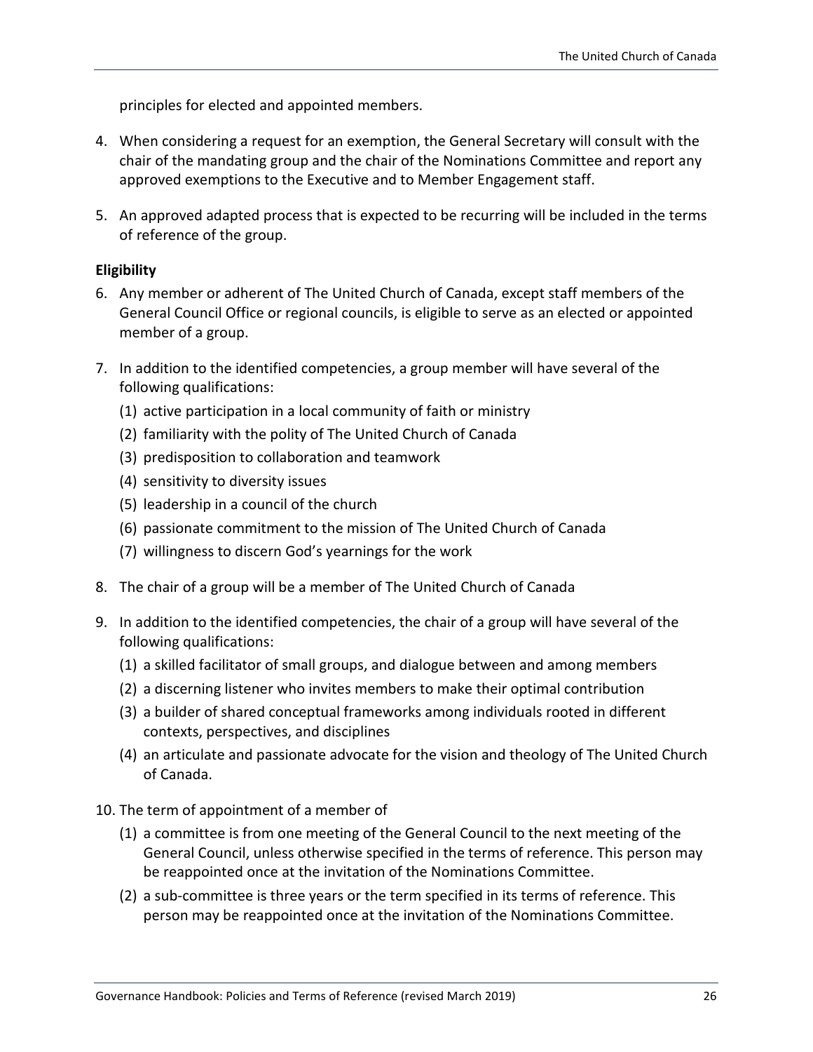principles for elected and appointed members.

4. When considering a request for an exemption, the General Secretary will consult with the chair of the mandating group and the chair of the Nominations Committee and report any approved exemptions to the Executive and to Member Engagement staff.

5. An approved adapted process that is expected to be recurring will be included in the terms of reference of the group.

**Eligibility**

6. Any member or adherent of The United Church of Canada, except staff members of the General Council Office or regional councils, is eligible to serve as an elected or appointed member of a group.

7. In addition to the identified competencies, a group member will have several of the following qualifications:
   (1) active participation in a local community of faith or ministry
   (2) familiarity with the polity of The United Church of Canada
   (3) predisposition to collaboration and teamwork
   (4) sensitivity to diversity issues
   (5) leadership in a council of the church
   (6) passionate commitment to the mission of The United Church of Canada
   (7) willingness to discern God's yearnings for the work

8. The chair of a group will be a member of The United Church of Canada

9. In addition to the identified competencies, the chair of a group will have several of the following qualifications:
   (1) a skilled facilitator of small groups, and dialogue between and among members
   (2) a discerning listener who invites members to make their optimal contribution
   (3) a builder of shared conceptual frameworks among individuals rooted in different contexts, perspectives, and disciplines
   (4) an articulate and passionate advocate for the vision and theology of The United Church of Canada.

10. The term of appointment of a member of
    (1) a committee is from one meeting of the General Council to the next meeting of the General Council, unless otherwise specified in the terms of reference. This person may be reappointed once at the invitation of the Nominations Committee.
    (2) a sub-committee is three years or the term specified in its terms of reference. This person may be reappointed once at the invitation of the Nominations Committee.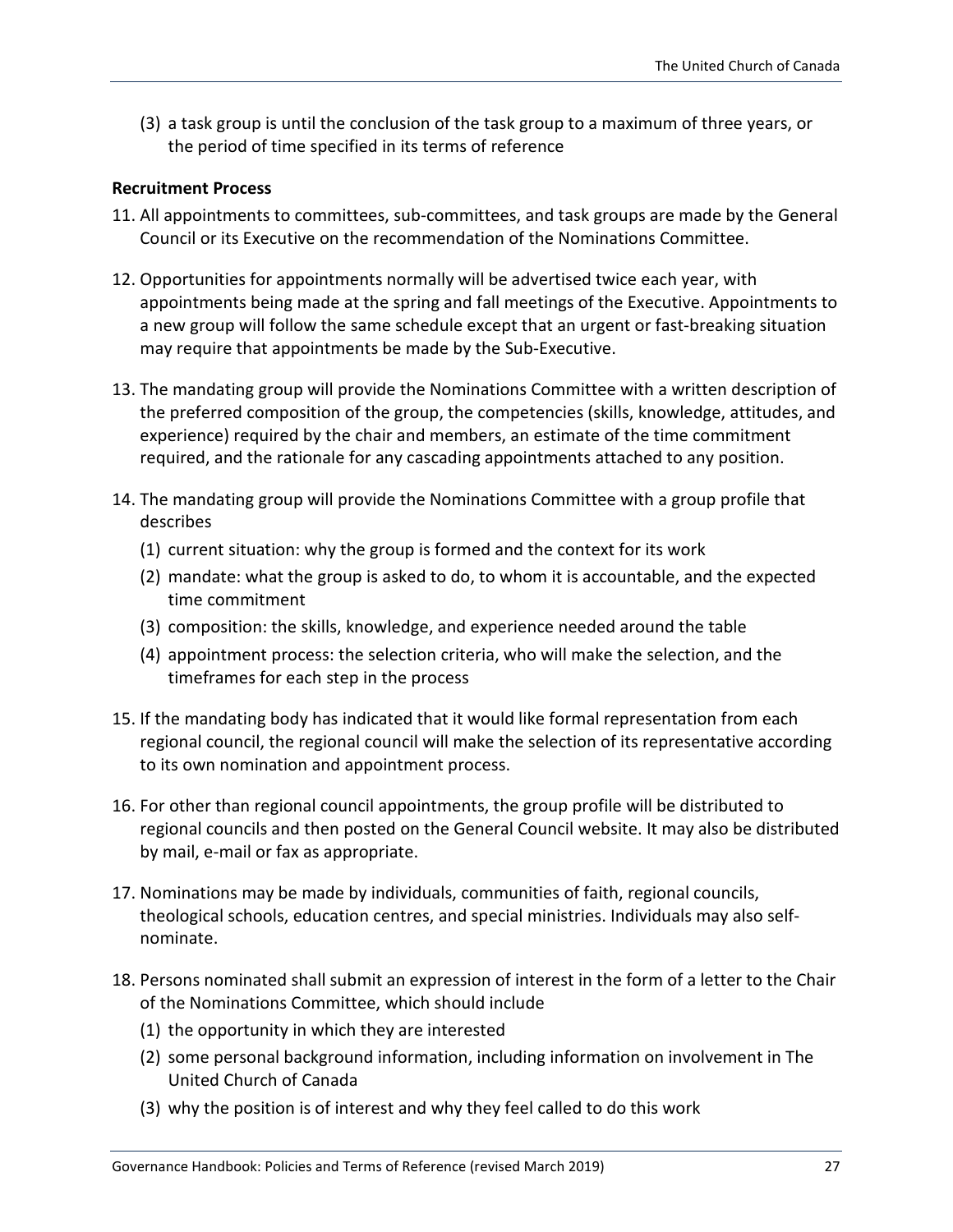(3) a task group is until the conclusion of the task group to a maximum of three years, or the period of time specified in its terms of reference

**Recruitment Process**

11. All appointments to committees, sub-committees, and task groups are made by the General Council or its Executive on the recommendation of the Nominations Committee.

12. Opportunities for appointments normally will be advertised twice each year, with appointments being made at the spring and fall meetings of the Executive. Appointments to a new group will follow the same schedule except that an urgent or fast-breaking situation may require that appointments be made by the Sub-Executive.

13. The mandating group will provide the Nominations Committee with a written description of the preferred composition of the group, the competencies (skills, knowledge, attitudes, and experience) required by the chair and members, an estimate of the time commitment required, and the rationale for any cascading appointments attached to any position.

14. The mandating group will provide the Nominations Committee with a group profile that describes
    (1) current situation: why the group is formed and the context for its work
    (2) mandate: what the group is asked to do, to whom it is accountable, and the expected time commitment
    (3) composition: the skills, knowledge, and experience needed around the table
    (4) appointment process: the selection criteria, who will make the selection, and the timeframes for each step in the process

15. If the mandating body has indicated that it would like formal representation from each regional council, the regional council will make the selection of its representative according to its own nomination and appointment process.

16. For other than regional council appointments, the group profile will be distributed to regional councils and then posted on the General Council website. It may also be distributed by mail, e-mail or fax as appropriate.

17. Nominations may be made by individuals, communities of faith, regional councils, theological schools, education centres, and special ministries. Individuals may also self-nominate.

18. Persons nominated shall submit an expression of interest in the form of a letter to the Chair of the Nominations Committee, which should include
    (1) the opportunity in which they are interested
    (2) some personal background information, including information on involvement in The United Church of Canada
    (3) why the position is of interest and why they feel called to do this work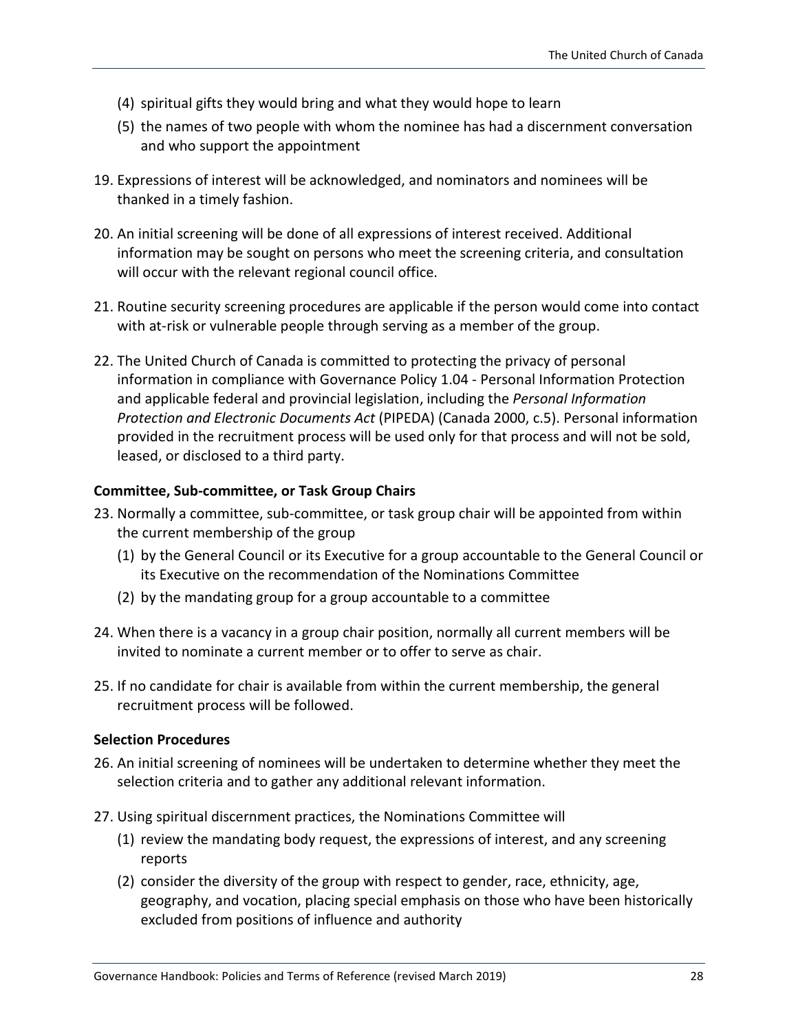(4) spiritual gifts they would bring and what they would hope to learn

(5) the names of two people with whom the nominee has had a discernment conversation and who support the appointment

19. Expressions of interest will be acknowledged, and nominators and nominees will be thanked in a timely fashion.

20. An initial screening will be done of all expressions of interest received. Additional information may be sought on persons who meet the screening criteria, and consultation will occur with the relevant regional council office.

21. Routine security screening procedures are applicable if the person would come into contact with at-risk or vulnerable people through serving as a member of the group.

22. The United Church of Canada is committed to protecting the privacy of personal information in compliance with Governance Policy 1.04 - Personal Information Protection and applicable federal and provincial legislation, including the *Personal Information Protection and Electronic Documents Act* (PIPEDA) (Canada 2000, c.5). Personal information provided in the recruitment process will be used only for that process and will not be sold, leased, or disclosed to a third party.

**Committee, Sub-committee, or Task Group Chairs**

23. Normally a committee, sub-committee, or task group chair will be appointed from within the current membership of the group

    (1) by the General Council or its Executive for a group accountable to the General Council or its Executive on the recommendation of the Nominations Committee

    (2) by the mandating group for a group accountable to a committee

24. When there is a vacancy in a group chair position, normally all current members will be invited to nominate a current member or to offer to serve as chair.

25. If no candidate for chair is available from within the current membership, the general recruitment process will be followed.

**Selection Procedures**

26. An initial screening of nominees will be undertaken to determine whether they meet the selection criteria and to gather any additional relevant information.

27. Using spiritual discernment practices, the Nominations Committee will

    (1) review the mandating body request, the expressions of interest, and any screening reports

    (2) consider the diversity of the group with respect to gender, race, ethnicity, age, geography, and vocation, placing special emphasis on those who have been historically excluded from positions of influence and authority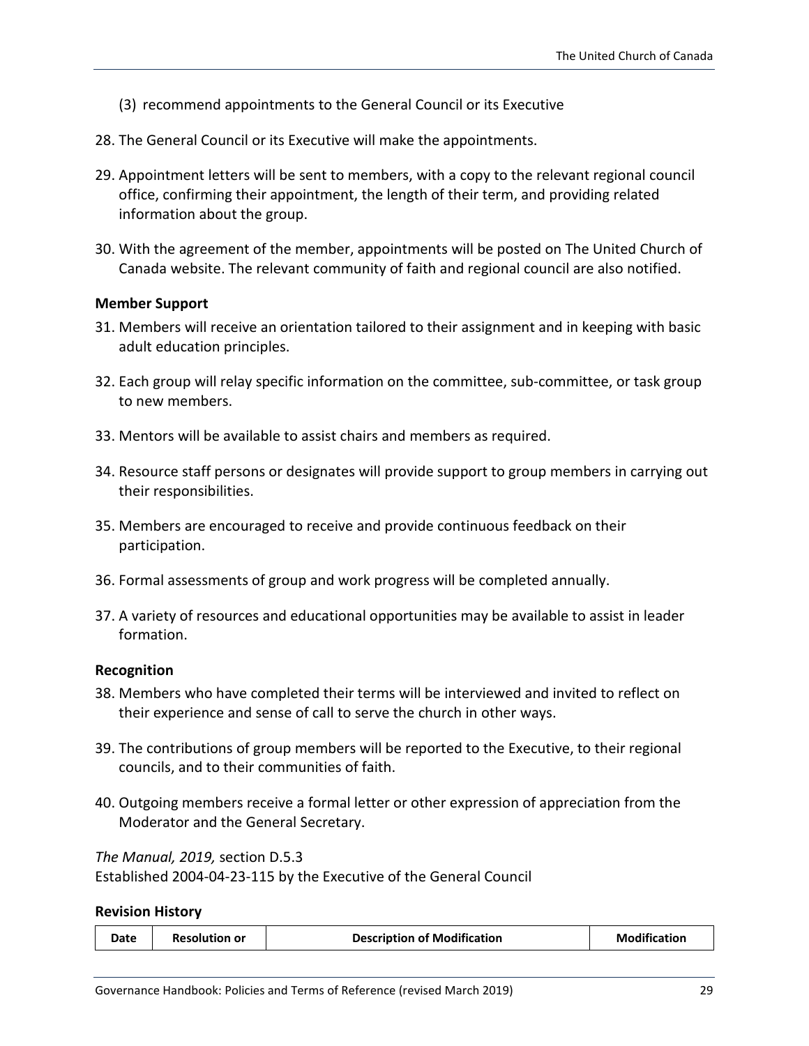(3) recommend appointments to the General Council or its Executive

28. The General Council or its Executive will make the appointments.

29. Appointment letters will be sent to members, with a copy to the relevant regional council office, confirming their appointment, the length of their term, and providing related information about the group.

30. With the agreement of the member, appointments will be posted on The United Church of Canada website. The relevant community of faith and regional council are also notified.

**Member Support**

31. Members will receive an orientation tailored to their assignment and in keeping with basic adult education principles.

32. Each group will relay specific information on the committee, sub-committee, or task group to new members.

33. Mentors will be available to assist chairs and members as required.

34. Resource staff persons or designates will provide support to group members in carrying out their responsibilities.

35. Members are encouraged to receive and provide continuous feedback on their participation.

36. Formal assessments of group and work progress will be completed annually.

37. A variety of resources and educational opportunities may be available to assist in leader formation.

**Recognition**

38. Members who have completed their terms will be interviewed and invited to reflect on their experience and sense of call to serve the church in other ways.

39. The contributions of group members will be reported to the Executive, to their regional councils, and to their communities of faith.

40. Outgoing members receive a formal letter or other expression of appreciation from the Moderator and the General Secretary.

*The Manual, 2019,* section D.5.3
Established 2004-04-23-115 by the Executive of the General Council

**Revision History**

| Date | Resolution or | Description of Modification | Modification |
|---|---|---|---|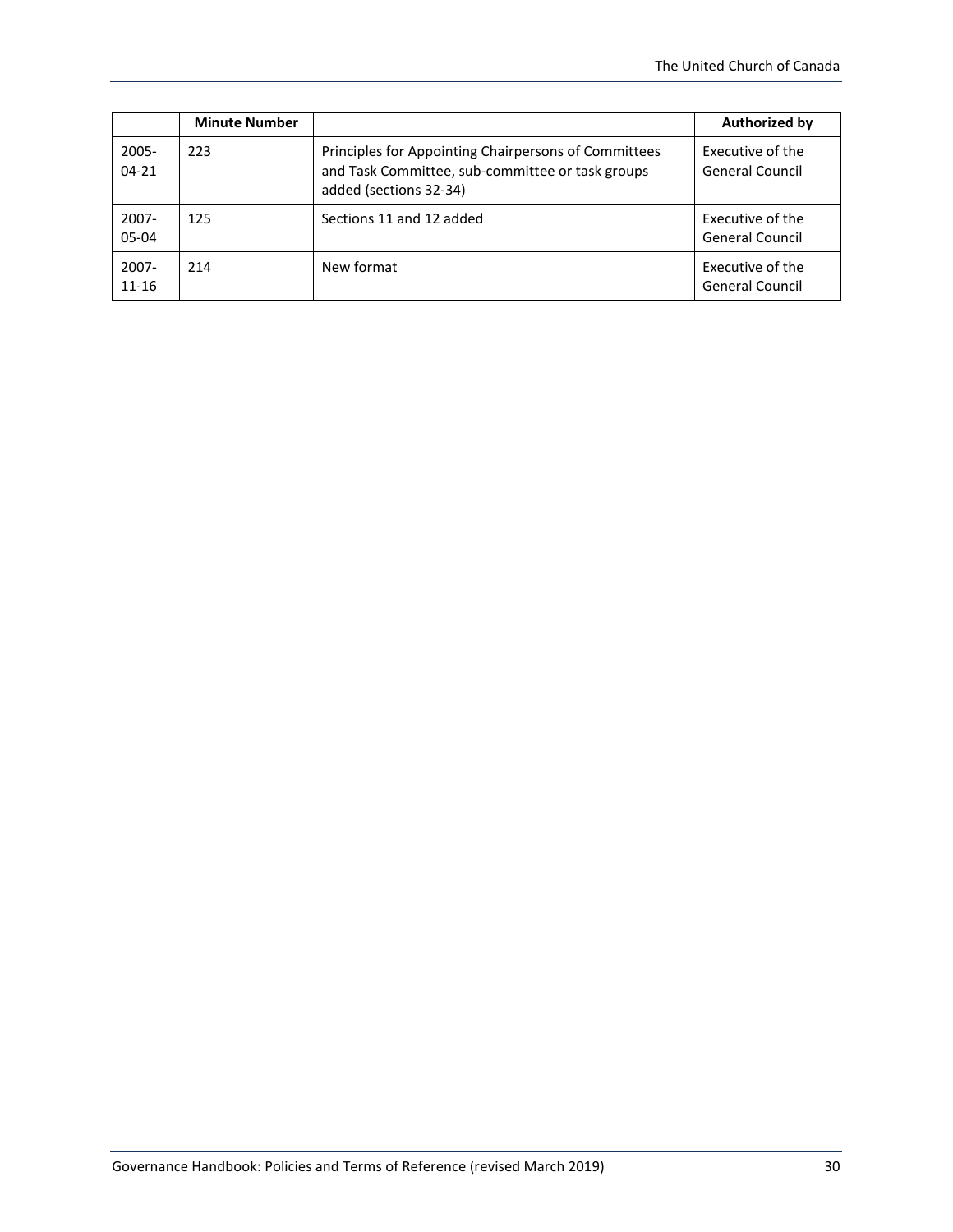| | Minute Number | | Authorized by |
|---|---|---|---|
| 2005-04-21 | 223 | Principles for Appointing Chairpersons of Committees and Task Committee, sub-committee or task groups added (sections 32-34) | Executive of the General Council |
| 2007-05-04 | 125 | Sections 11 and 12 added | Executive of the General Council |
| 2007-11-16 | 214 | New format | Executive of the General Council |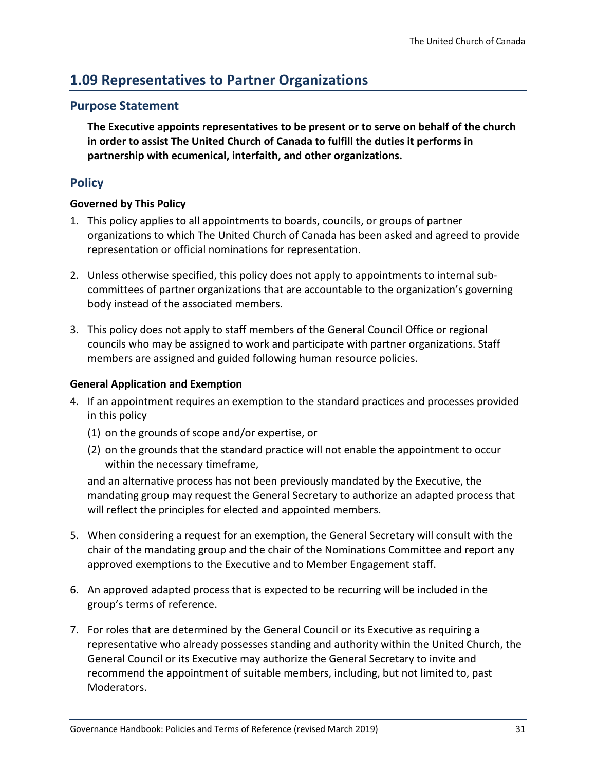## 1.09 Representatives to Partner Organizations

### Purpose Statement

**The Executive appoints representatives to be present or to serve on behalf of the church in order to assist The United Church of Canada to fulfill the duties it performs in partnership with ecumenical, interfaith, and other organizations.**

### Policy

**Governed by This Policy**

1. This policy applies to all appointments to boards, councils, or groups of partner organizations to which The United Church of Canada has been asked and agreed to provide representation or official nominations for representation.

2. Unless otherwise specified, this policy does not apply to appointments to internal sub-committees of partner organizations that are accountable to the organization's governing body instead of the associated members.

3. This policy does not apply to staff members of the General Council Office or regional councils who may be assigned to work and participate with partner organizations. Staff members are assigned and guided following human resource policies.

**General Application and Exemption**

4. If an appointment requires an exemption to the standard practices and processes provided in this policy
   (1) on the grounds of scope and/or expertise, or
   (2) on the grounds that the standard practice will not enable the appointment to occur within the necessary timeframe,

   and an alternative process has not been previously mandated by the Executive, the mandating group may request the General Secretary to authorize an adapted process that will reflect the principles for elected and appointed members.

5. When considering a request for an exemption, the General Secretary will consult with the chair of the mandating group and the chair of the Nominations Committee and report any approved exemptions to the Executive and to Member Engagement staff.

6. An approved adapted process that is expected to be recurring will be included in the group's terms of reference.

7. For roles that are determined by the General Council or its Executive as requiring a representative who already possesses standing and authority within the United Church, the General Council or its Executive may authorize the General Secretary to invite and recommend the appointment of suitable members, including, but not limited to, past Moderators.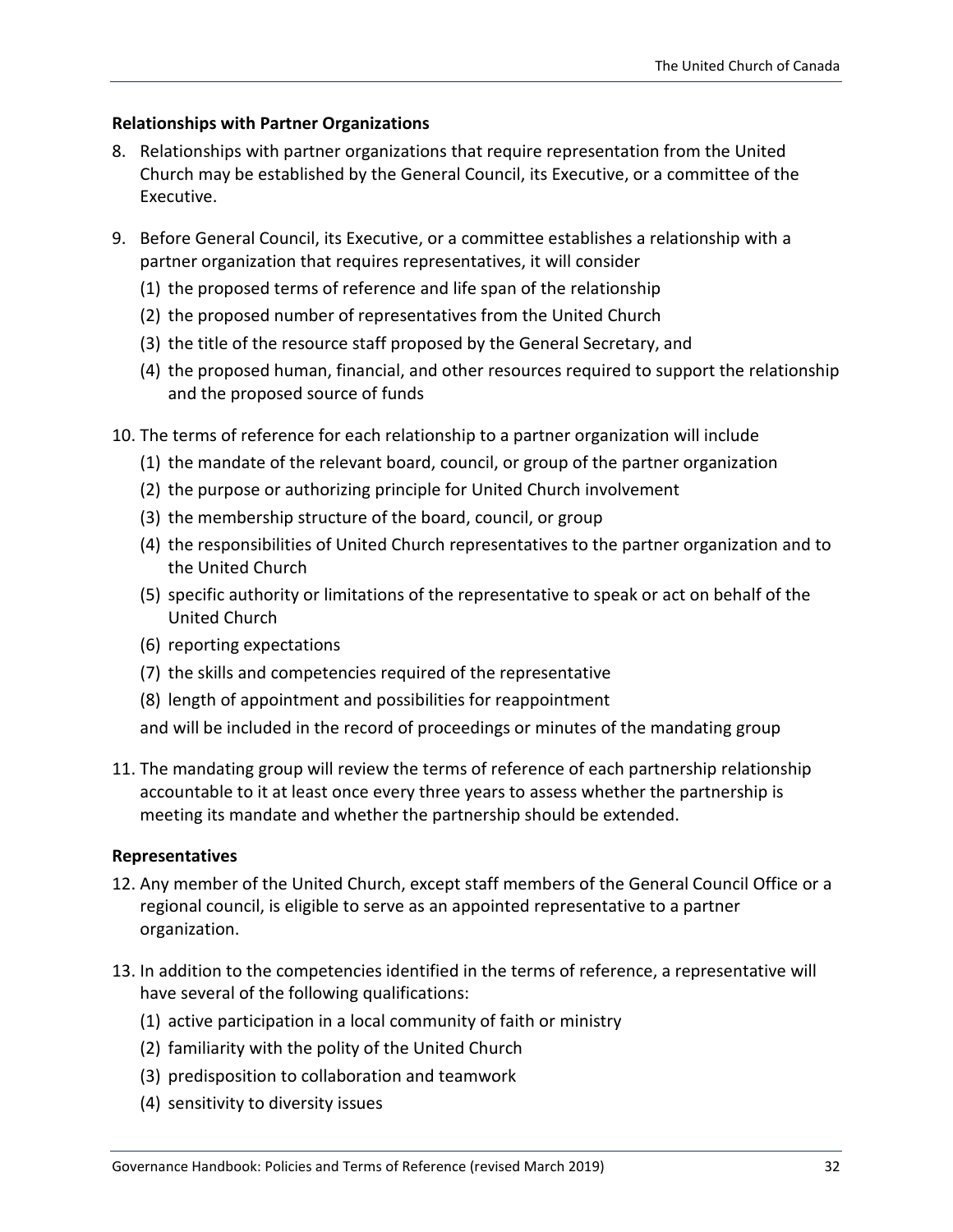**Relationships with Partner Organizations**

8. Relationships with partner organizations that require representation from the United Church may be established by the General Council, its Executive, or a committee of the Executive.

9. Before General Council, its Executive, or a committee establishes a relationship with a partner organization that requires representatives, it will consider
   (1) the proposed terms of reference and life span of the relationship
   (2) the proposed number of representatives from the United Church
   (3) the title of the resource staff proposed by the General Secretary, and
   (4) the proposed human, financial, and other resources required to support the relationship and the proposed source of funds

10. The terms of reference for each relationship to a partner organization will include
    (1) the mandate of the relevant board, council, or group of the partner organization
    (2) the purpose or authorizing principle for United Church involvement
    (3) the membership structure of the board, council, or group
    (4) the responsibilities of United Church representatives to the partner organization and to the United Church
    (5) specific authority or limitations of the representative to speak or act on behalf of the United Church
    (6) reporting expectations
    (7) the skills and competencies required of the representative
    (8) length of appointment and possibilities for reappointment

    and will be included in the record of proceedings or minutes of the mandating group

11. The mandating group will review the terms of reference of each partnership relationship accountable to it at least once every three years to assess whether the partnership is meeting its mandate and whether the partnership should be extended.

**Representatives**

12. Any member of the United Church, except staff members of the General Council Office or a regional council, is eligible to serve as an appointed representative to a partner organization.

13. In addition to the competencies identified in the terms of reference, a representative will have several of the following qualifications:
    (1) active participation in a local community of faith or ministry
    (2) familiarity with the polity of the United Church
    (3) predisposition to collaboration and teamwork
    (4) sensitivity to diversity issues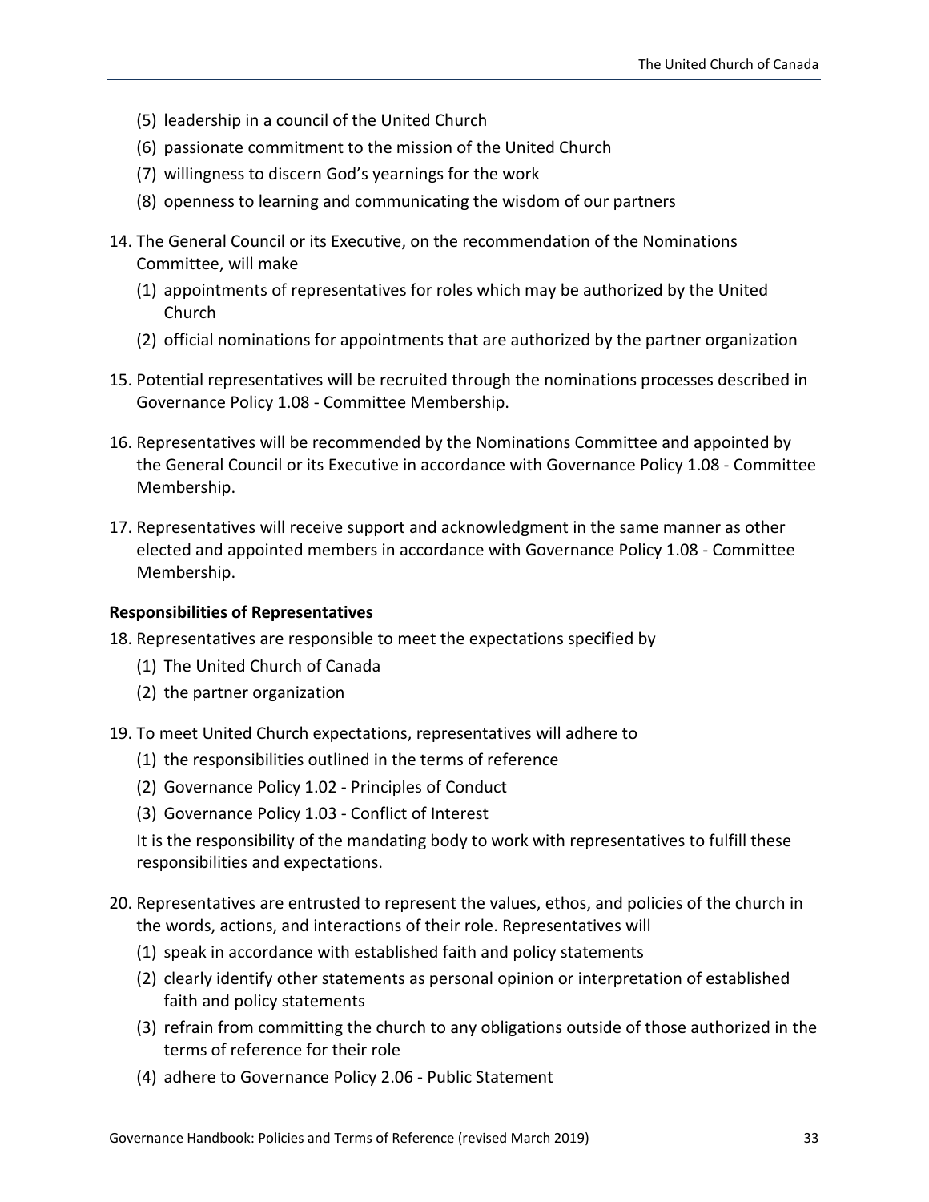(5) leadership in a council of the United Church
(6) passionate commitment to the mission of the United Church
(7) willingness to discern God's yearnings for the work
(8) openness to learning and communicating the wisdom of our partners

14. The General Council or its Executive, on the recommendation of the Nominations Committee, will make
    (1) appointments of representatives for roles which may be authorized by the United Church
    (2) official nominations for appointments that are authorized by the partner organization

15. Potential representatives will be recruited through the nominations processes described in Governance Policy 1.08 - Committee Membership.

16. Representatives will be recommended by the Nominations Committee and appointed by the General Council or its Executive in accordance with Governance Policy 1.08 - Committee Membership.

17. Representatives will receive support and acknowledgment in the same manner as other elected and appointed members in accordance with Governance Policy 1.08 - Committee Membership.

**Responsibilities of Representatives**

18. Representatives are responsible to meet the expectations specified by
    (1) The United Church of Canada
    (2) the partner organization

19. To meet United Church expectations, representatives will adhere to
    (1) the responsibilities outlined in the terms of reference
    (2) Governance Policy 1.02 - Principles of Conduct
    (3) Governance Policy 1.03 - Conflict of Interest

    It is the responsibility of the mandating body to work with representatives to fulfill these responsibilities and expectations.

20. Representatives are entrusted to represent the values, ethos, and policies of the church in the words, actions, and interactions of their role. Representatives will
    (1) speak in accordance with established faith and policy statements
    (2) clearly identify other statements as personal opinion or interpretation of established faith and policy statements
    (3) refrain from committing the church to any obligations outside of those authorized in the terms of reference for their role
    (4) adhere to Governance Policy 2.06 - Public Statement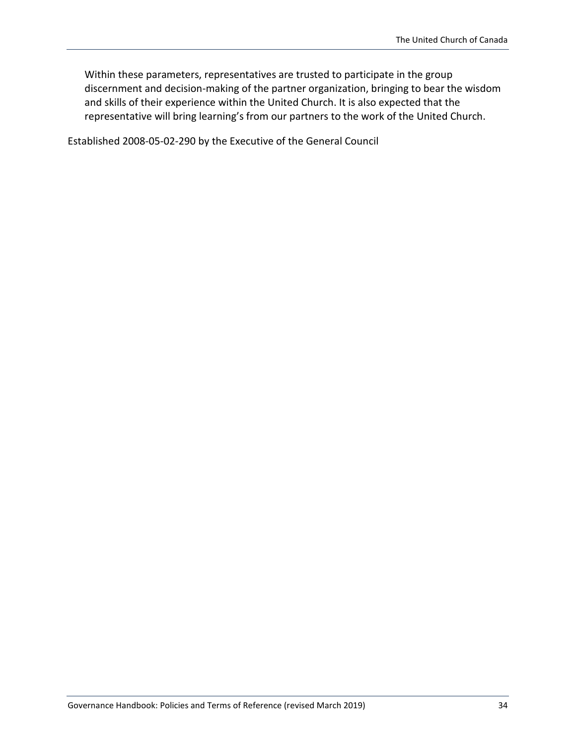Within these parameters, representatives are trusted to participate in the group discernment and decision-making of the partner organization, bringing to bear the wisdom and skills of their experience within the United Church. It is also expected that the representative will bring learning's from our partners to the work of the United Church.

Established 2008-05-02-290 by the Executive of the General Council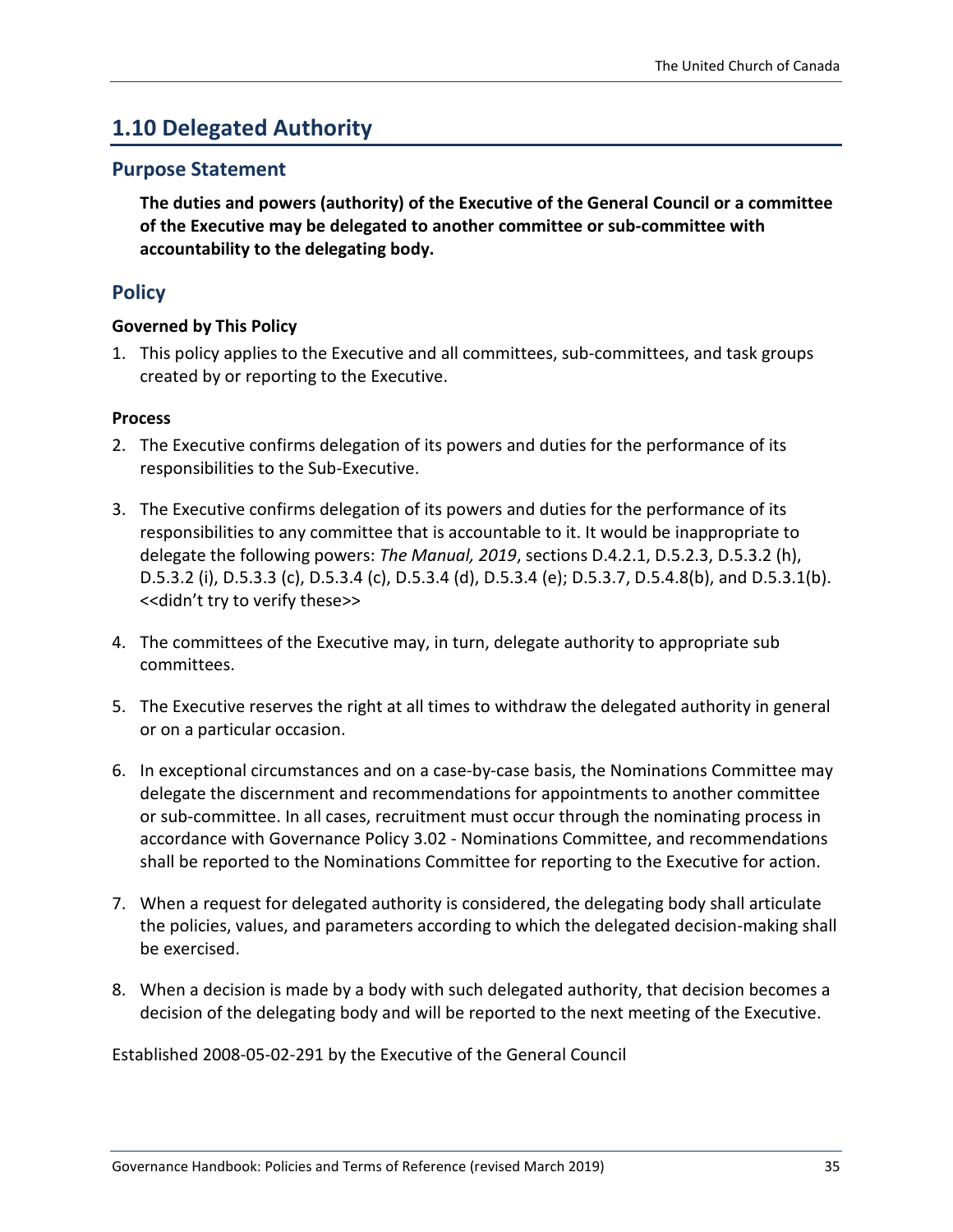## 1.10 Delegated Authority

### Purpose Statement

**The duties and powers (authority) of the Executive of the General Council or a committee of the Executive may be delegated to another committee or sub-committee with accountability to the delegating body.**

### Policy

**Governed by This Policy**

1. This policy applies to the Executive and all committees, sub-committees, and task groups created by or reporting to the Executive.

**Process**

2. The Executive confirms delegation of its powers and duties for the performance of its responsibilities to the Sub-Executive.

3. The Executive confirms delegation of its powers and duties for the performance of its responsibilities to any committee that is accountable to it. It would be inappropriate to delegate the following powers: *The Manual, 2019*, sections D.4.2.1, D.5.2.3, D.5.3.2 (h), D.5.3.2 (i), D.5.3.3 (c), D.5.3.4 (c), D.5.3.4 (d), D.5.3.4 (e); D.5.3.7, D.5.4.8(b), and D.5.3.1(b). <<didn't try to verify these>>

4. The committees of the Executive may, in turn, delegate authority to appropriate sub committees.

5. The Executive reserves the right at all times to withdraw the delegated authority in general or on a particular occasion.

6. In exceptional circumstances and on a case-by-case basis, the Nominations Committee may delegate the discernment and recommendations for appointments to another committee or sub-committee. In all cases, recruitment must occur through the nominating process in accordance with Governance Policy 3.02 - Nominations Committee, and recommendations shall be reported to the Nominations Committee for reporting to the Executive for action.

7. When a request for delegated authority is considered, the delegating body shall articulate the policies, values, and parameters according to which the delegated decision-making shall be exercised.

8. When a decision is made by a body with such delegated authority, that decision becomes a decision of the delegating body and will be reported to the next meeting of the Executive.

Established 2008-05-02-291 by the Executive of the General Council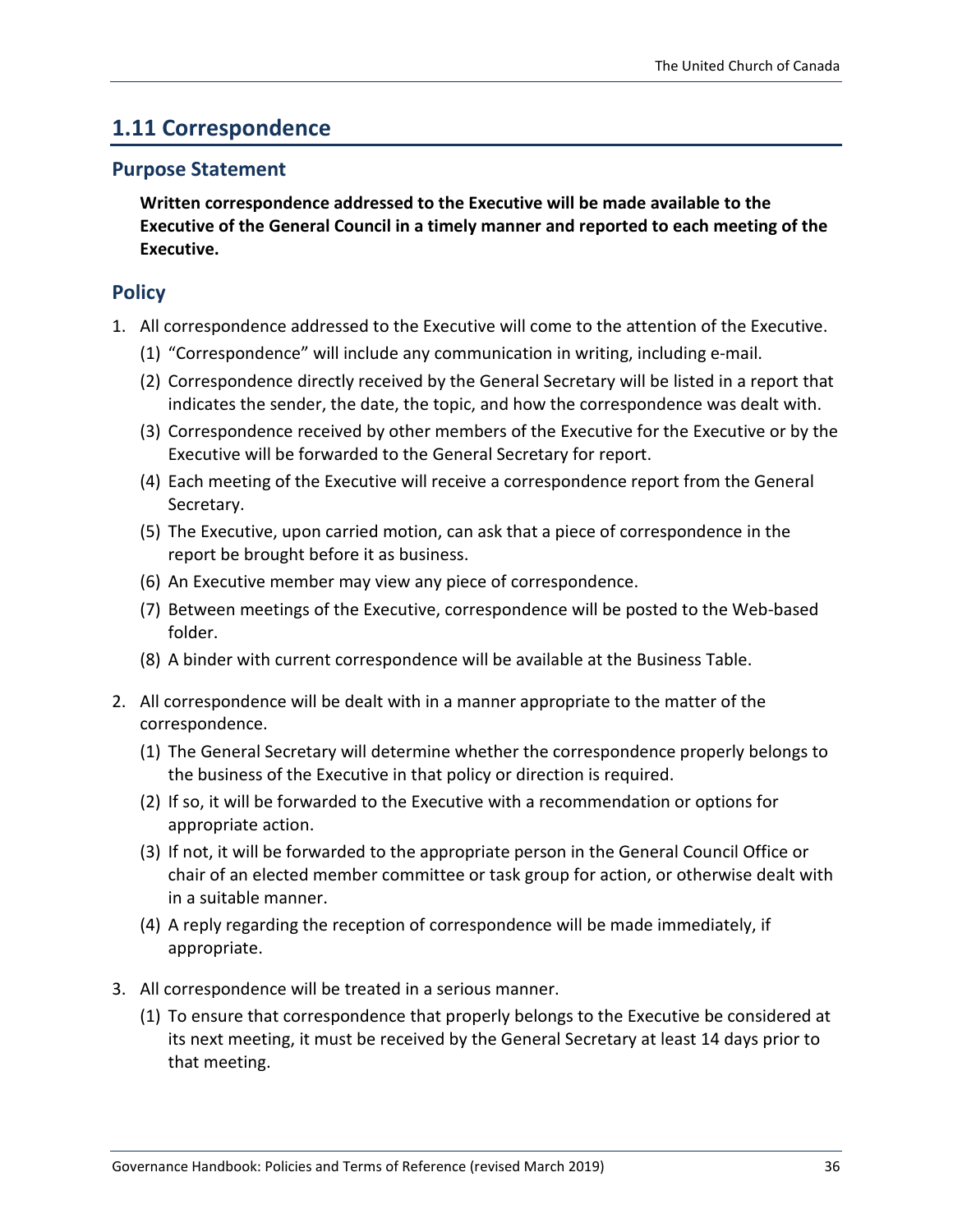## 1.11 Correspondence

### Purpose Statement

**Written correspondence addressed to the Executive will be made available to the Executive of the General Council in a timely manner and reported to each meeting of the Executive.**

### Policy

1. All correspondence addressed to the Executive will come to the attention of the Executive.
   (1) “Correspondence” will include any communication in writing, including e-mail.
   (2) Correspondence directly received by the General Secretary will be listed in a report that indicates the sender, the date, the topic, and how the correspondence was dealt with.
   (3) Correspondence received by other members of the Executive for the Executive or by the Executive will be forwarded to the General Secretary for report.
   (4) Each meeting of the Executive will receive a correspondence report from the General Secretary.
   (5) The Executive, upon carried motion, can ask that a piece of correspondence in the report be brought before it as business.
   (6) An Executive member may view any piece of correspondence.
   (7) Between meetings of the Executive, correspondence will be posted to the Web-based folder.
   (8) A binder with current correspondence will be available at the Business Table.

2. All correspondence will be dealt with in a manner appropriate to the matter of the correspondence.
   (1) The General Secretary will determine whether the correspondence properly belongs to the business of the Executive in that policy or direction is required.
   (2) If so, it will be forwarded to the Executive with a recommendation or options for appropriate action.
   (3) If not, it will be forwarded to the appropriate person in the General Council Office or chair of an elected member committee or task group for action, or otherwise dealt with in a suitable manner.
   (4) A reply regarding the reception of correspondence will be made immediately, if appropriate.

3. All correspondence will be treated in a serious manner.
   (1) To ensure that correspondence that properly belongs to the Executive be considered at its next meeting, it must be received by the General Secretary at least 14 days prior to that meeting.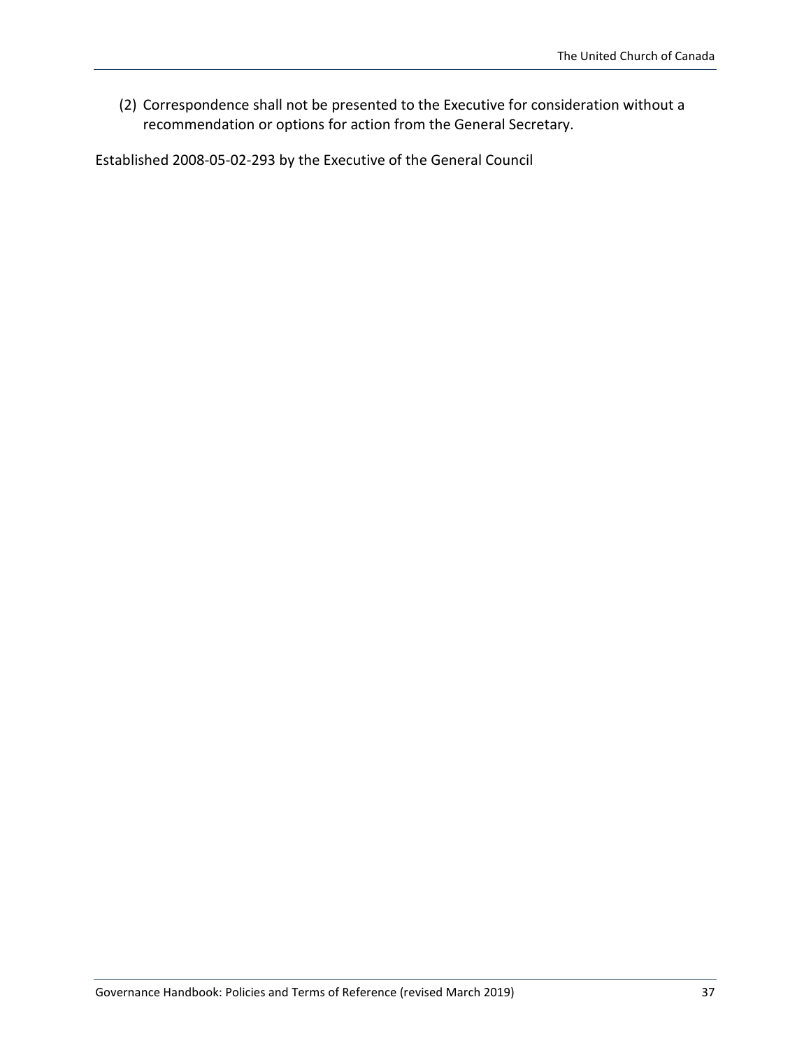(2) Correspondence shall not be presented to the Executive for consideration without a recommendation or options for action from the General Secretary.

Established 2008-05-02-293 by the Executive of the General Council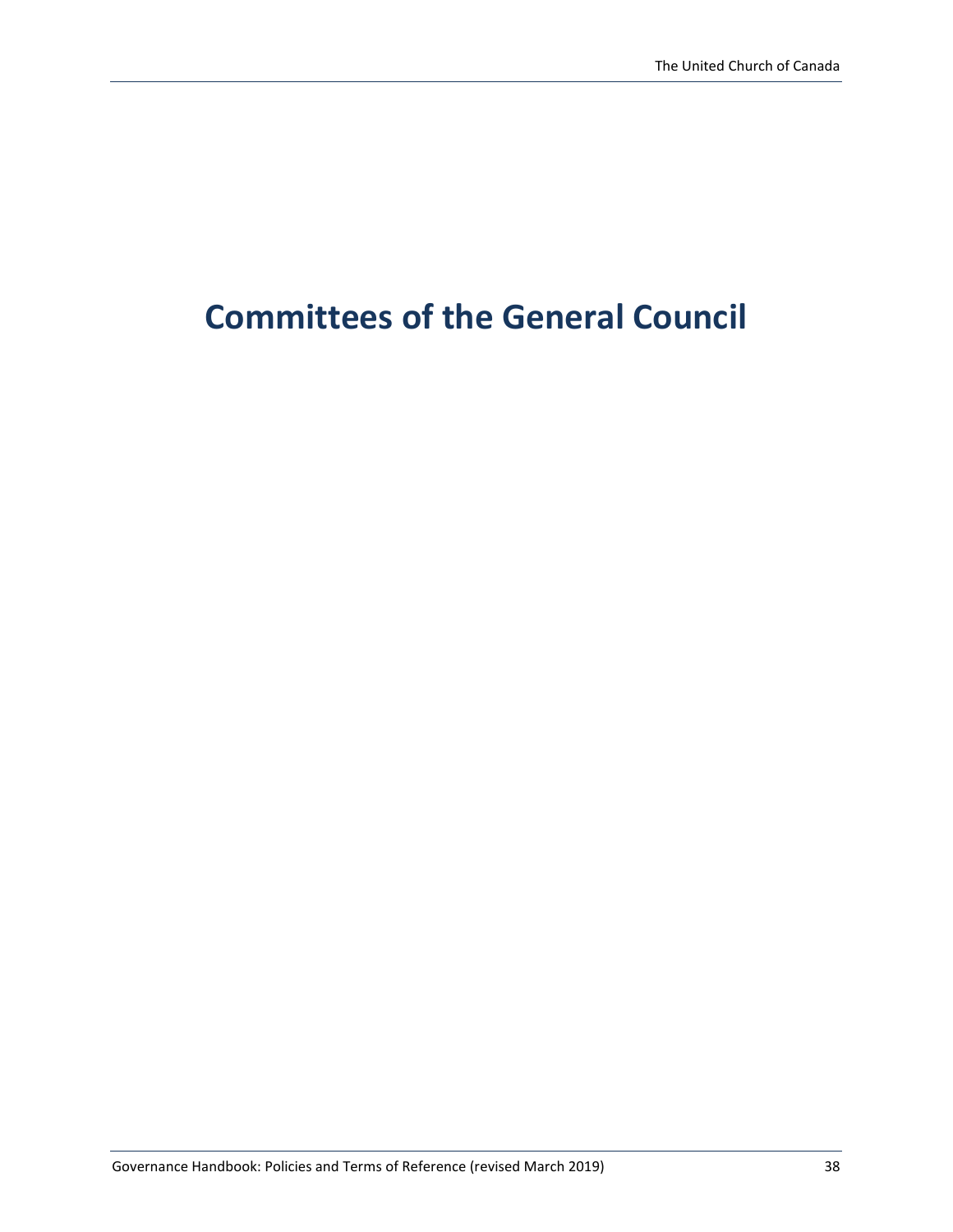# Committees of the General Council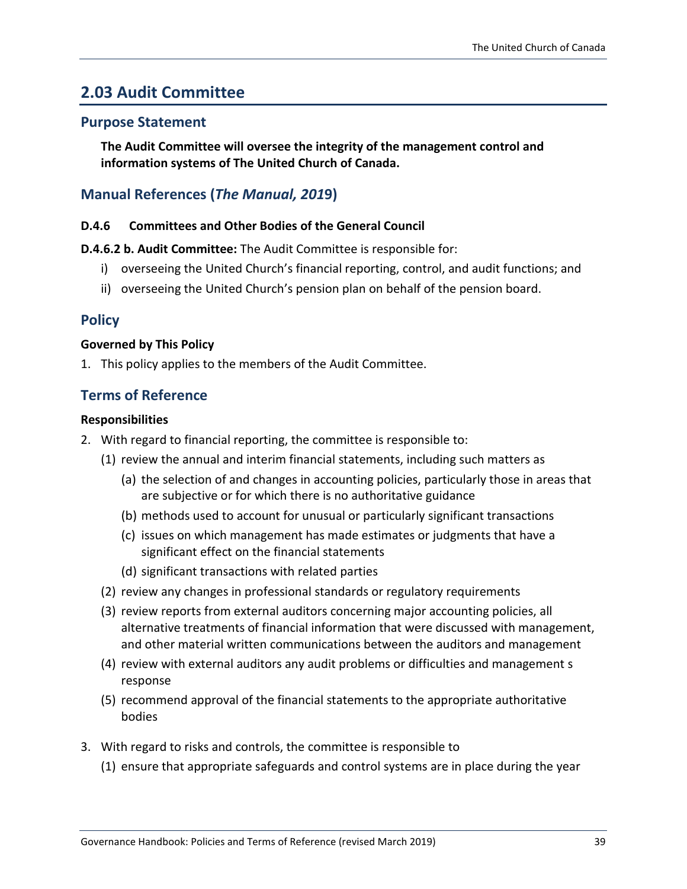## 2.03 Audit Committee

### Purpose Statement

**The Audit Committee will oversee the integrity of the management control and information systems of The United Church of Canada.**

### Manual References (*The Manual, 201*9)

**D.4.6 Committees and Other Bodies of the General Council**

**D.4.6.2 b. Audit Committee:** The Audit Committee is responsible for:

i) overseeing the United Church's financial reporting, control, and audit functions; and

ii) overseeing the United Church's pension plan on behalf of the pension board.

### Policy

**Governed by This Policy**

1. This policy applies to the members of the Audit Committee.

### Terms of Reference

**Responsibilities**

2. With regard to financial reporting, the committee is responsible to:
   (1) review the annual and interim financial statements, including such matters as
      (a) the selection of and changes in accounting policies, particularly those in areas that are subjective or for which there is no authoritative guidance
      (b) methods used to account for unusual or particularly significant transactions
      (c) issues on which management has made estimates or judgments that have a significant effect on the financial statements
      (d) significant transactions with related parties
   (2) review any changes in professional standards or regulatory requirements
   (3) review reports from external auditors concerning major accounting policies, all alternative treatments of financial information that were discussed with management, and other material written communications between the auditors and management
   (4) review with external auditors any audit problems or difficulties and management s response
   (5) recommend approval of the financial statements to the appropriate authoritative bodies

3. With regard to risks and controls, the committee is responsible to
   (1) ensure that appropriate safeguards and control systems are in place during the year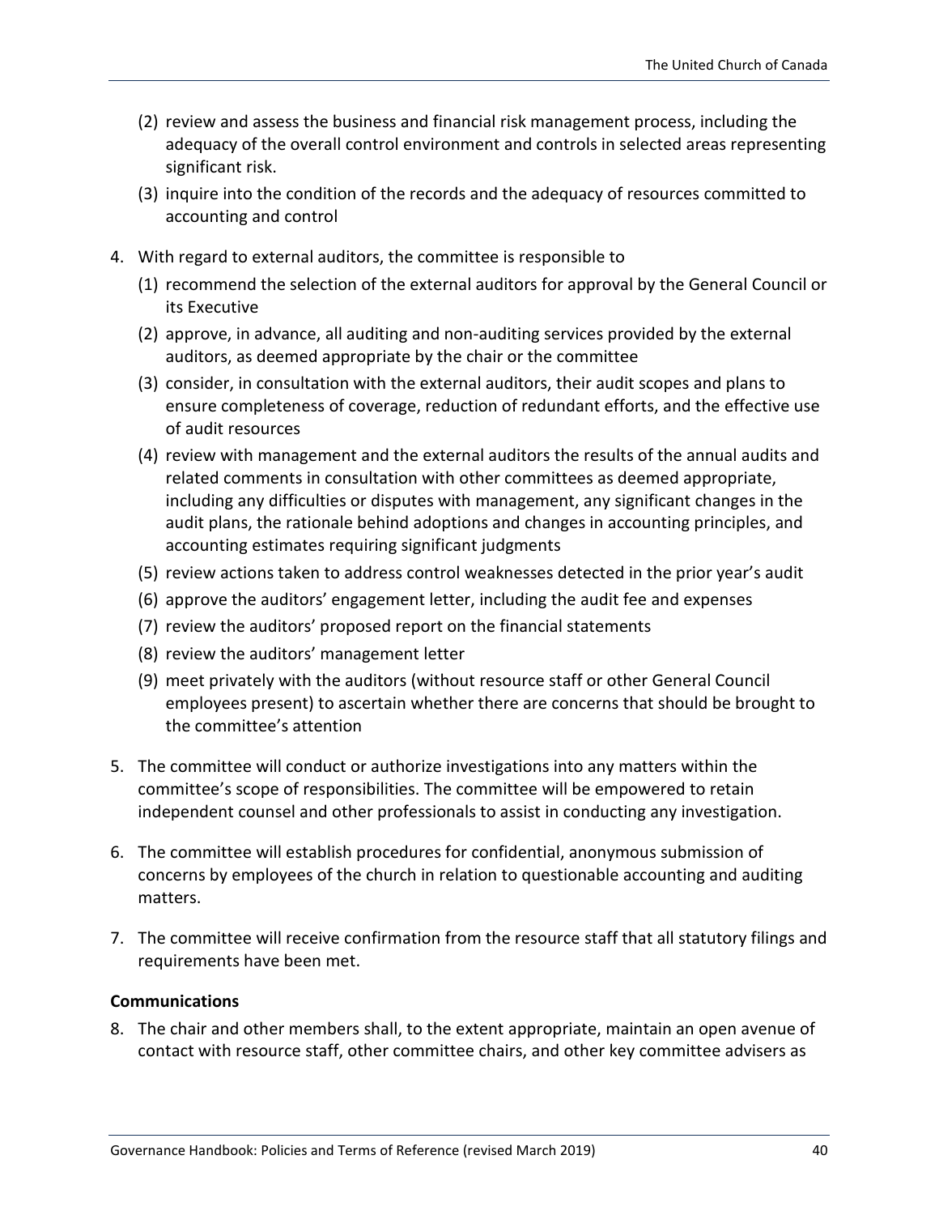(2) review and assess the business and financial risk management process, including the adequacy of the overall control environment and controls in selected areas representing significant risk.

(3) inquire into the condition of the records and the adequacy of resources committed to accounting and control

4. With regard to external auditors, the committee is responsible to

   (1) recommend the selection of the external auditors for approval by the General Council or its Executive

   (2) approve, in advance, all auditing and non-auditing services provided by the external auditors, as deemed appropriate by the chair or the committee

   (3) consider, in consultation with the external auditors, their audit scopes and plans to ensure completeness of coverage, reduction of redundant efforts, and the effective use of audit resources

   (4) review with management and the external auditors the results of the annual audits and related comments in consultation with other committees as deemed appropriate, including any difficulties or disputes with management, any significant changes in the audit plans, the rationale behind adoptions and changes in accounting principles, and accounting estimates requiring significant judgments

   (5) review actions taken to address control weaknesses detected in the prior year's audit

   (6) approve the auditors' engagement letter, including the audit fee and expenses

   (7) review the auditors' proposed report on the financial statements

   (8) review the auditors' management letter

   (9) meet privately with the auditors (without resource staff or other General Council employees present) to ascertain whether there are concerns that should be brought to the committee's attention

5. The committee will conduct or authorize investigations into any matters within the committee's scope of responsibilities. The committee will be empowered to retain independent counsel and other professionals to assist in conducting any investigation.

6. The committee will establish procedures for confidential, anonymous submission of concerns by employees of the church in relation to questionable accounting and auditing matters.

7. The committee will receive confirmation from the resource staff that all statutory filings and requirements have been met.

**Communications**

8. The chair and other members shall, to the extent appropriate, maintain an open avenue of contact with resource staff, other committee chairs, and other key committee advisers as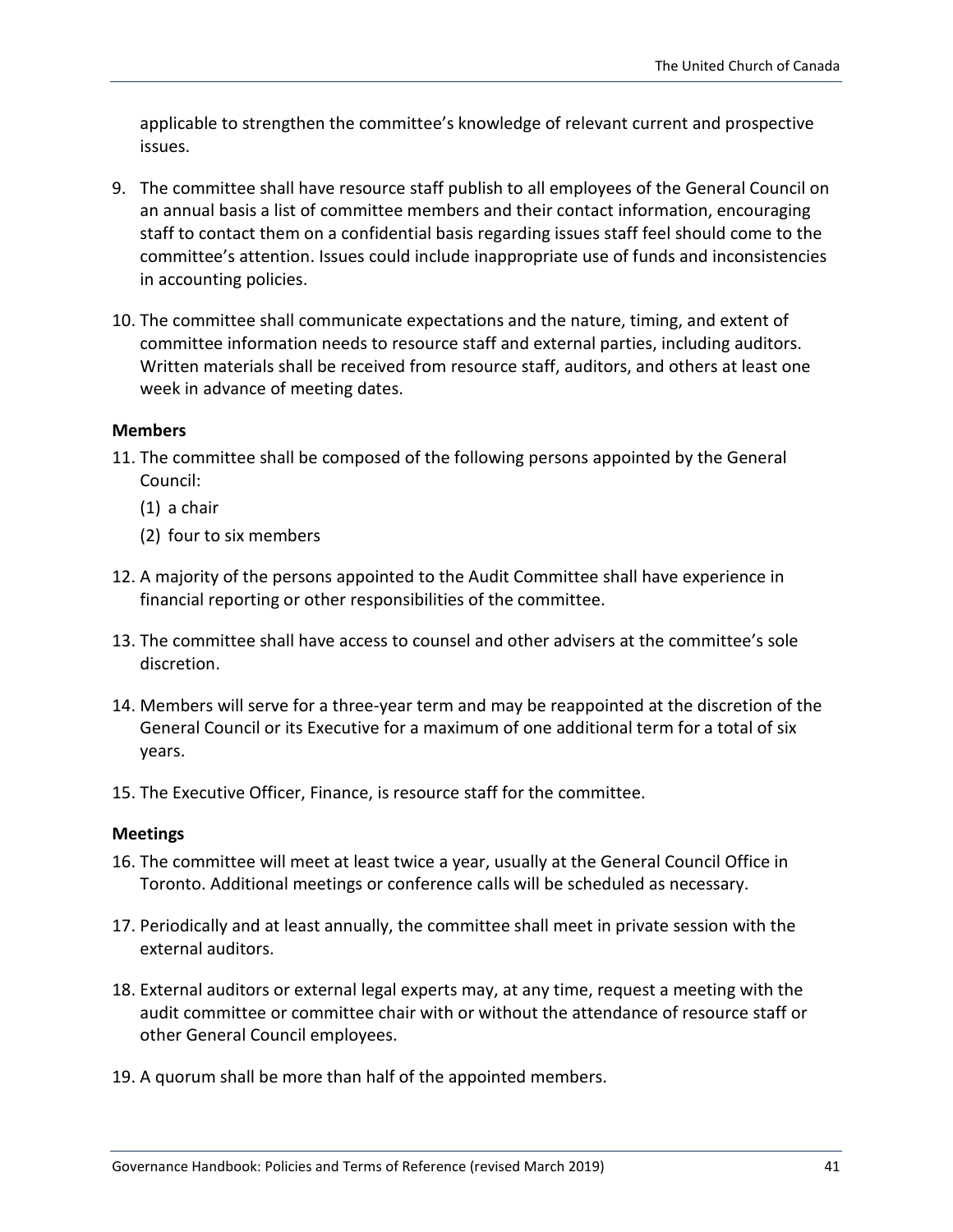applicable to strengthen the committee's knowledge of relevant current and prospective issues.

9. The committee shall have resource staff publish to all employees of the General Council on an annual basis a list of committee members and their contact information, encouraging staff to contact them on a confidential basis regarding issues staff feel should come to the committee's attention. Issues could include inappropriate use of funds and inconsistencies in accounting policies.

10. The committee shall communicate expectations and the nature, timing, and extent of committee information needs to resource staff and external parties, including auditors. Written materials shall be received from resource staff, auditors, and others at least one week in advance of meeting dates.

**Members**

11. The committee shall be composed of the following persons appointed by the General Council:
    (1) a chair
    (2) four to six members

12. A majority of the persons appointed to the Audit Committee shall have experience in financial reporting or other responsibilities of the committee.

13. The committee shall have access to counsel and other advisers at the committee's sole discretion.

14. Members will serve for a three-year term and may be reappointed at the discretion of the General Council or its Executive for a maximum of one additional term for a total of six years.

15. The Executive Officer, Finance, is resource staff for the committee.

**Meetings**

16. The committee will meet at least twice a year, usually at the General Council Office in Toronto. Additional meetings or conference calls will be scheduled as necessary.

17. Periodically and at least annually, the committee shall meet in private session with the external auditors.

18. External auditors or external legal experts may, at any time, request a meeting with the audit committee or committee chair with or without the attendance of resource staff or other General Council employees.

19. A quorum shall be more than half of the appointed members.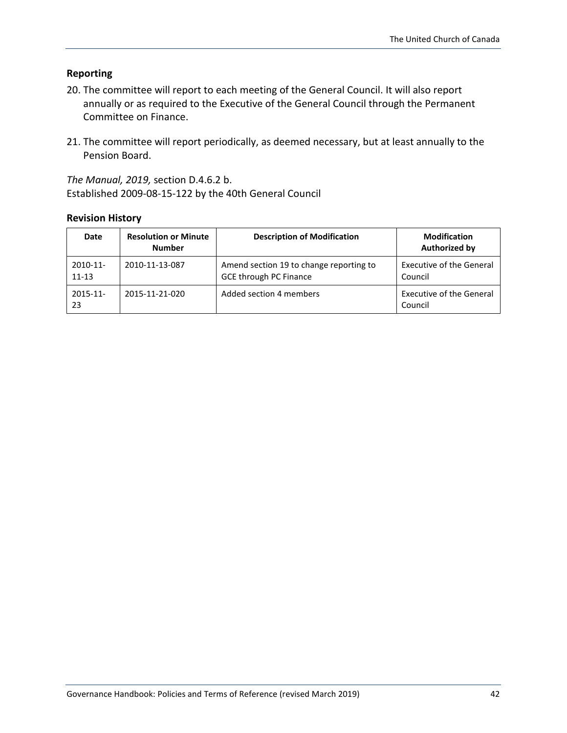## Reporting

20. The committee will report to each meeting of the General Council. It will also report annually or as required to the Executive of the General Council through the Permanent Committee on Finance.

21. The committee will report periodically, as deemed necessary, but at least annually to the Pension Board.

*The Manual, 2019,* section D.4.6.2 b.
Established 2009-08-15-122 by the 40th General Council

## Revision History

| Date | Resolution or Minute Number | Description of Modification | Modification Authorized by |
|---|---|---|---|
| 2010-11-11-13 | 2010-11-13-087 | Amend section 19 to change reporting to GCE through PC Finance | Executive of the General Council |
| 2015-11-23 | 2015-11-21-020 | Added section 4 members | Executive of the General Council |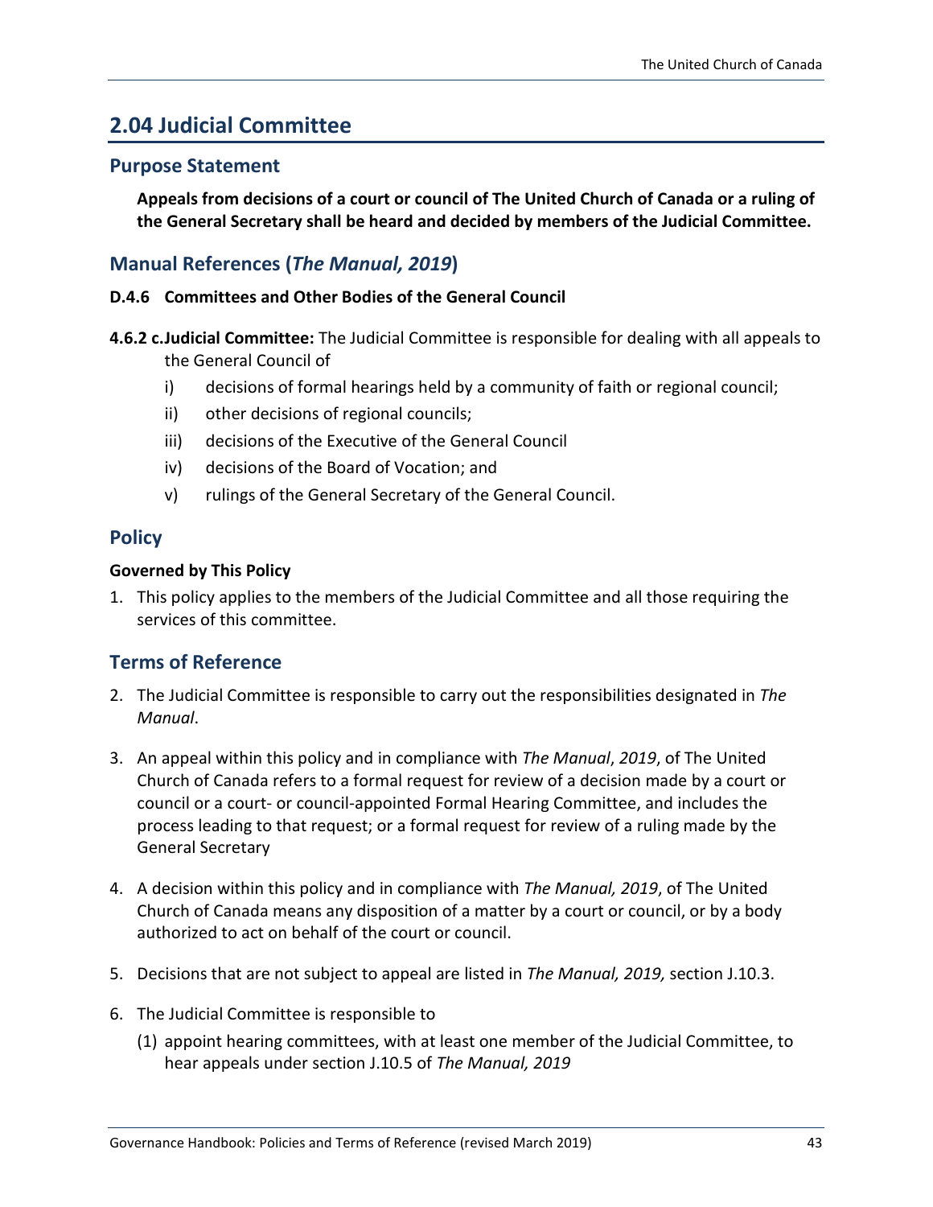## 2.04 Judicial Committee

### Purpose Statement

**Appeals from decisions of a court or council of The United Church of Canada or a ruling of the General Secretary shall be heard and decided by members of the Judicial Committee.**

### Manual References (*The Manual, 2019*)

**D.4.6 Committees and Other Bodies of the General Council**

**4.6.2 c.Judicial Committee:** The Judicial Committee is responsible for dealing with all appeals to the General Council of

- i) decisions of formal hearings held by a community of faith or regional council;
- ii) other decisions of regional councils;
- iii) decisions of the Executive of the General Council
- iv) decisions of the Board of Vocation; and
- v) rulings of the General Secretary of the General Council.

### Policy

**Governed by This Policy**

1. This policy applies to the members of the Judicial Committee and all those requiring the services of this committee.

### Terms of Reference

2. The Judicial Committee is responsible to carry out the responsibilities designated in *The Manual*.

3. An appeal within this policy and in compliance with *The Manual*, *2019*, of The United Church of Canada refers to a formal request for review of a decision made by a court or council or a court- or council-appointed Formal Hearing Committee, and includes the process leading to that request; or a formal request for review of a ruling made by the General Secretary

4. A decision within this policy and in compliance with *The Manual, 2019*, of The United Church of Canada means any disposition of a matter by a court or council, or by a body authorized to act on behalf of the court or council.

5. Decisions that are not subject to appeal are listed in *The Manual, 2019,* section J.10.3.

6. The Judicial Committee is responsible to
   (1) appoint hearing committees, with at least one member of the Judicial Committee, to hear appeals under section J.10.5 of *The Manual, 2019*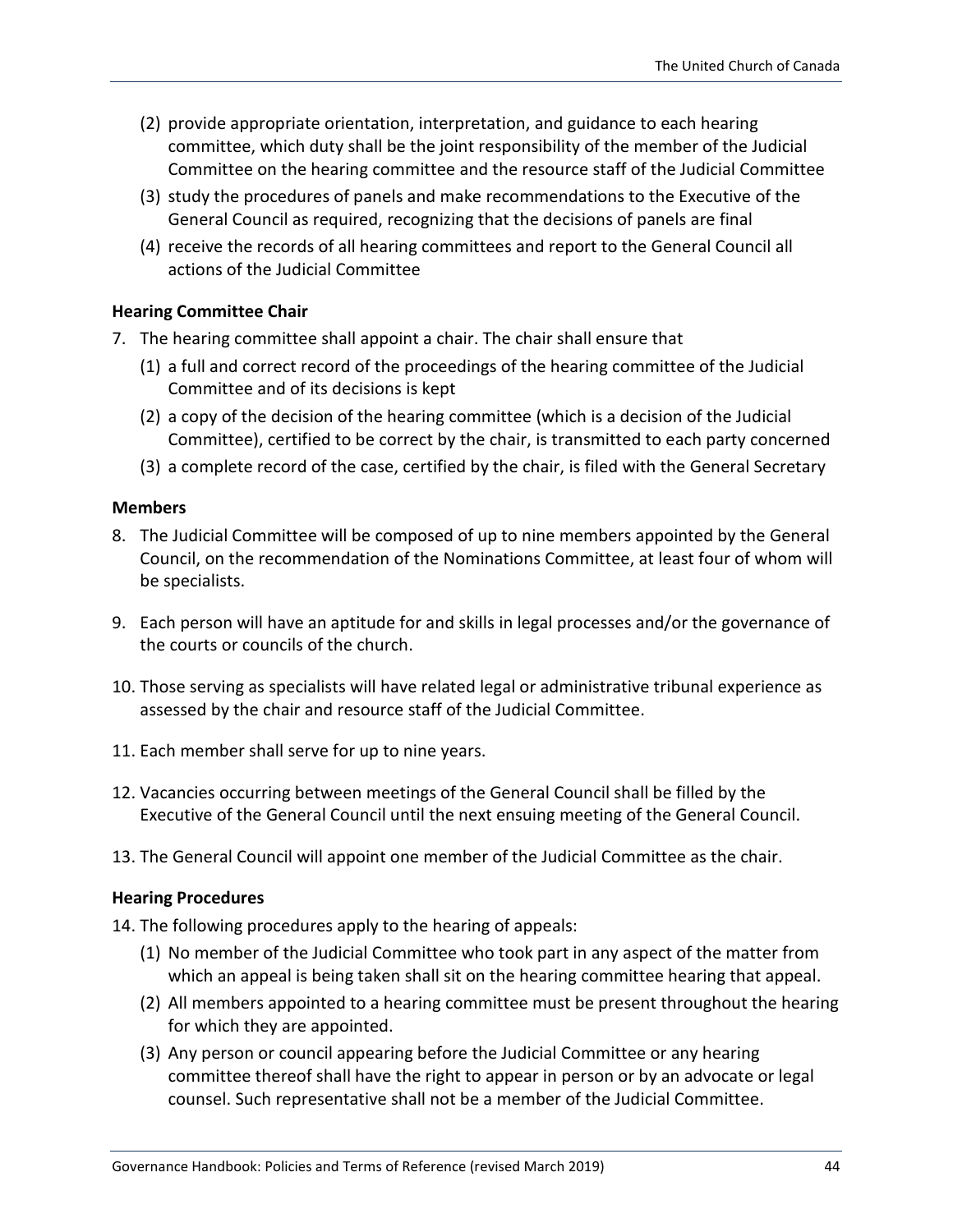(2) provide appropriate orientation, interpretation, and guidance to each hearing committee, which duty shall be the joint responsibility of the member of the Judicial Committee on the hearing committee and the resource staff of the Judicial Committee

(3) study the procedures of panels and make recommendations to the Executive of the General Council as required, recognizing that the decisions of panels are final

(4) receive the records of all hearing committees and report to the General Council all actions of the Judicial Committee

**Hearing Committee Chair**

7. The hearing committee shall appoint a chair. The chair shall ensure that

   (1) a full and correct record of the proceedings of the hearing committee of the Judicial Committee and of its decisions is kept

   (2) a copy of the decision of the hearing committee (which is a decision of the Judicial Committee), certified to be correct by the chair, is transmitted to each party concerned

   (3) a complete record of the case, certified by the chair, is filed with the General Secretary

**Members**

8. The Judicial Committee will be composed of up to nine members appointed by the General Council, on the recommendation of the Nominations Committee, at least four of whom will be specialists.

9. Each person will have an aptitude for and skills in legal processes and/or the governance of the courts or councils of the church.

10. Those serving as specialists will have related legal or administrative tribunal experience as assessed by the chair and resource staff of the Judicial Committee.

11. Each member shall serve for up to nine years.

12. Vacancies occurring between meetings of the General Council shall be filled by the Executive of the General Council until the next ensuing meeting of the General Council.

13. The General Council will appoint one member of the Judicial Committee as the chair.

**Hearing Procedures**

14. The following procedures apply to the hearing of appeals:

   (1) No member of the Judicial Committee who took part in any aspect of the matter from which an appeal is being taken shall sit on the hearing committee hearing that appeal.

   (2) All members appointed to a hearing committee must be present throughout the hearing for which they are appointed.

   (3) Any person or council appearing before the Judicial Committee or any hearing committee thereof shall have the right to appear in person or by an advocate or legal counsel. Such representative shall not be a member of the Judicial Committee.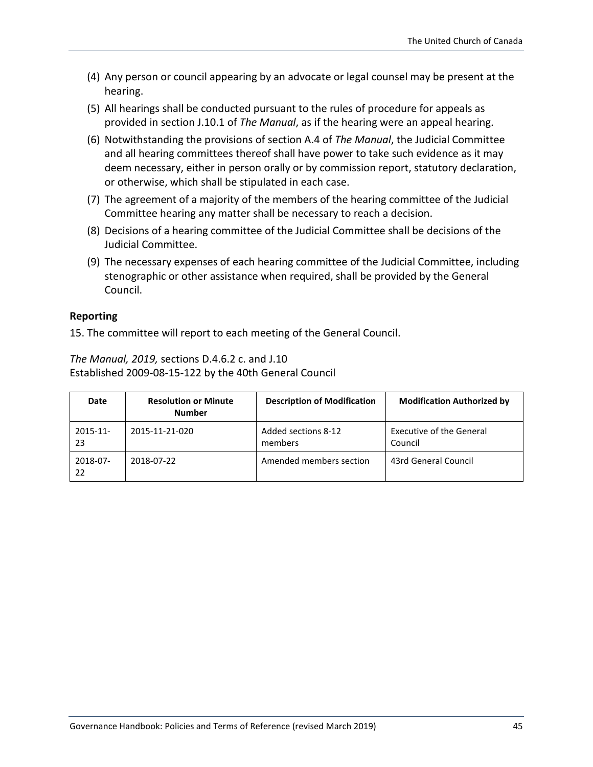(4) Any person or council appearing by an advocate or legal counsel may be present at the hearing.

(5) All hearings shall be conducted pursuant to the rules of procedure for appeals as provided in section J.10.1 of *The Manual*, as if the hearing were an appeal hearing.

(6) Notwithstanding the provisions of section A.4 of *The Manual*, the Judicial Committee and all hearing committees thereof shall have power to take such evidence as it may deem necessary, either in person orally or by commission report, statutory declaration, or otherwise, which shall be stipulated in each case.

(7) The agreement of a majority of the members of the hearing committee of the Judicial Committee hearing any matter shall be necessary to reach a decision.

(8) Decisions of a hearing committee of the Judicial Committee shall be decisions of the Judicial Committee.

(9) The necessary expenses of each hearing committee of the Judicial Committee, including stenographic or other assistance when required, shall be provided by the General Council.

**Reporting**

15. The committee will report to each meeting of the General Council.

*The Manual, 2019,* sections D.4.6.2 c. and J.10
Established 2009-08-15-122 by the 40th General Council

| Date | Resolution or Minute Number | Description of Modification | Modification Authorized by |
| --- | --- | --- | --- |
| 2015-11-23 | 2015-11-21-020 | Added sections 8-12 members | Executive of the General Council |
| 2018-07-22 | 2018-07-22 | Amended members section | 43rd General Council |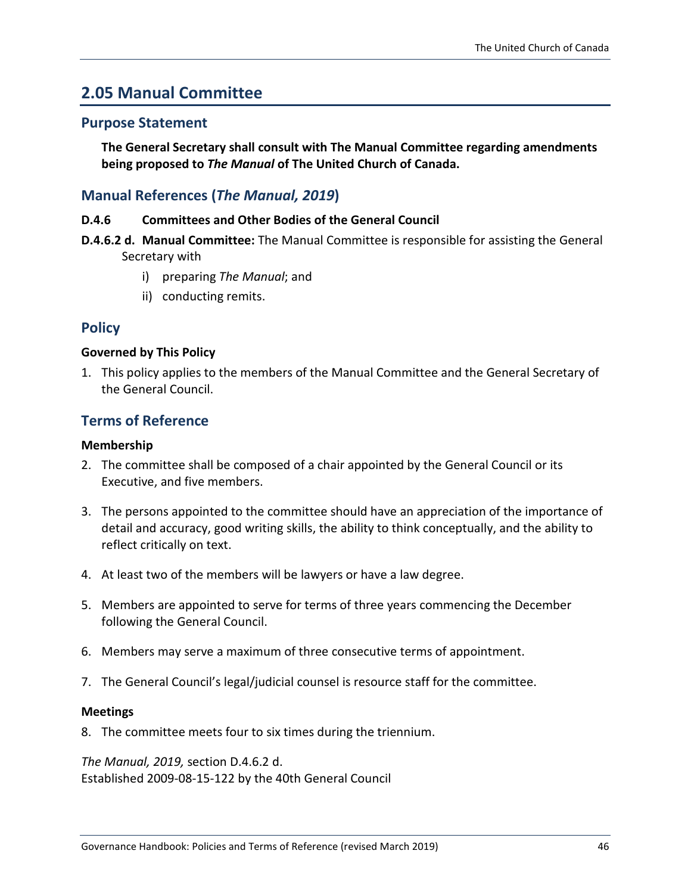## 2.05 Manual Committee

### Purpose Statement

**The General Secretary shall consult with The Manual Committee regarding amendments being proposed to *The Manual* of The United Church of Canada.**

### Manual References (*The Manual, 2019*)

**D.4.6 Committees and Other Bodies of the General Council**

**D.4.6.2 d. Manual Committee:** The Manual Committee is responsible for assisting the General Secretary with

i) preparing *The Manual*; and

ii) conducting remits.

### Policy

**Governed by This Policy**

1. This policy applies to the members of the Manual Committee and the General Secretary of the General Council.

### Terms of Reference

**Membership**

2. The committee shall be composed of a chair appointed by the General Council or its Executive, and five members.

3. The persons appointed to the committee should have an appreciation of the importance of detail and accuracy, good writing skills, the ability to think conceptually, and the ability to reflect critically on text.

4. At least two of the members will be lawyers or have a law degree.

5. Members are appointed to serve for terms of three years commencing the December following the General Council.

6. Members may serve a maximum of three consecutive terms of appointment.

7. The General Council's legal/judicial counsel is resource staff for the committee.

**Meetings**

8. The committee meets four to six times during the triennium.

*The Manual, 2019,* section D.4.6.2 d.
Established 2009-08-15-122 by the 40th General Council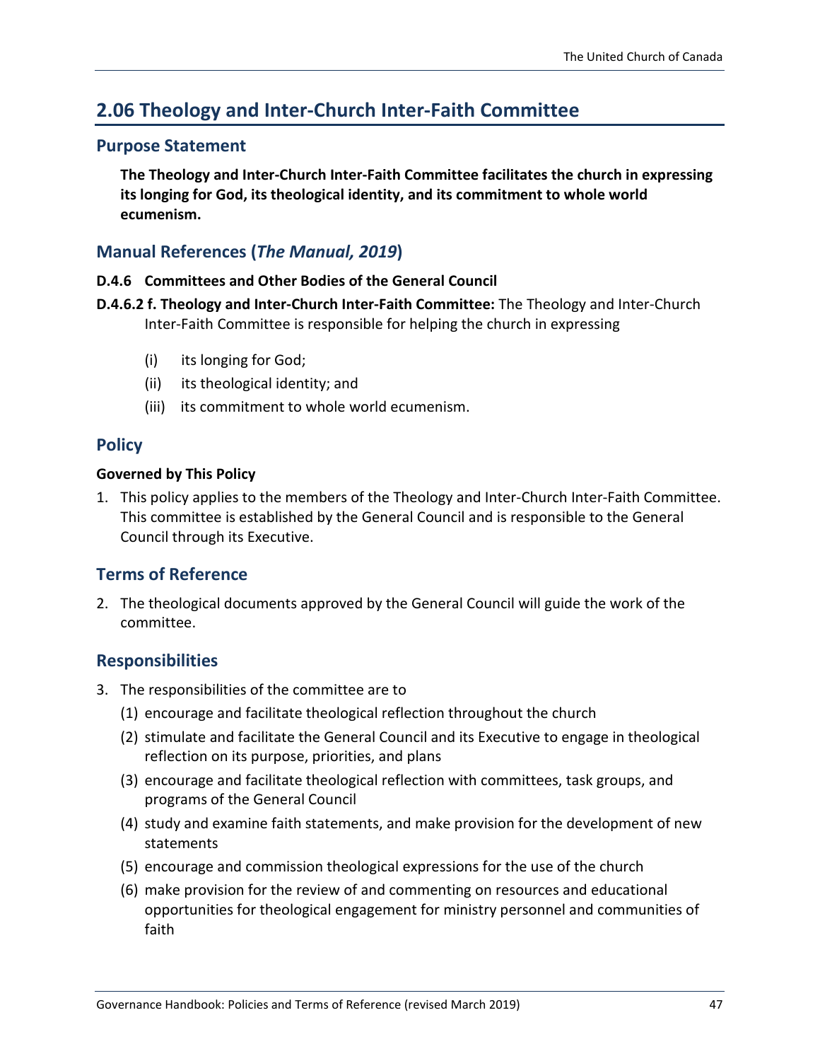## 2.06 Theology and Inter-Church Inter-Faith Committee

### Purpose Statement

**The Theology and Inter-Church Inter-Faith Committee facilitates the church in expressing its longing for God, its theological identity, and its commitment to whole world ecumenism.**

### Manual References (*The Manual, 2019*)

**D.4.6 Committees and Other Bodies of the General Council**

**D.4.6.2 f. Theology and Inter-Church Inter-Faith Committee:** The Theology and Inter-Church Inter-Faith Committee is responsible for helping the church in expressing

(i) its longing for God;

(ii) its theological identity; and

(iii) its commitment to whole world ecumenism.

### Policy

**Governed by This Policy**

1. This policy applies to the members of the Theology and Inter-Church Inter-Faith Committee. This committee is established by the General Council and is responsible to the General Council through its Executive.

### Terms of Reference

2. The theological documents approved by the General Council will guide the work of the committee.

### Responsibilities

3. The responsibilities of the committee are to
   (1) encourage and facilitate theological reflection throughout the church
   (2) stimulate and facilitate the General Council and its Executive to engage in theological reflection on its purpose, priorities, and plans
   (3) encourage and facilitate theological reflection with committees, task groups, and programs of the General Council
   (4) study and examine faith statements, and make provision for the development of new statements
   (5) encourage and commission theological expressions for the use of the church
   (6) make provision for the review of and commenting on resources and educational opportunities for theological engagement for ministry personnel and communities of faith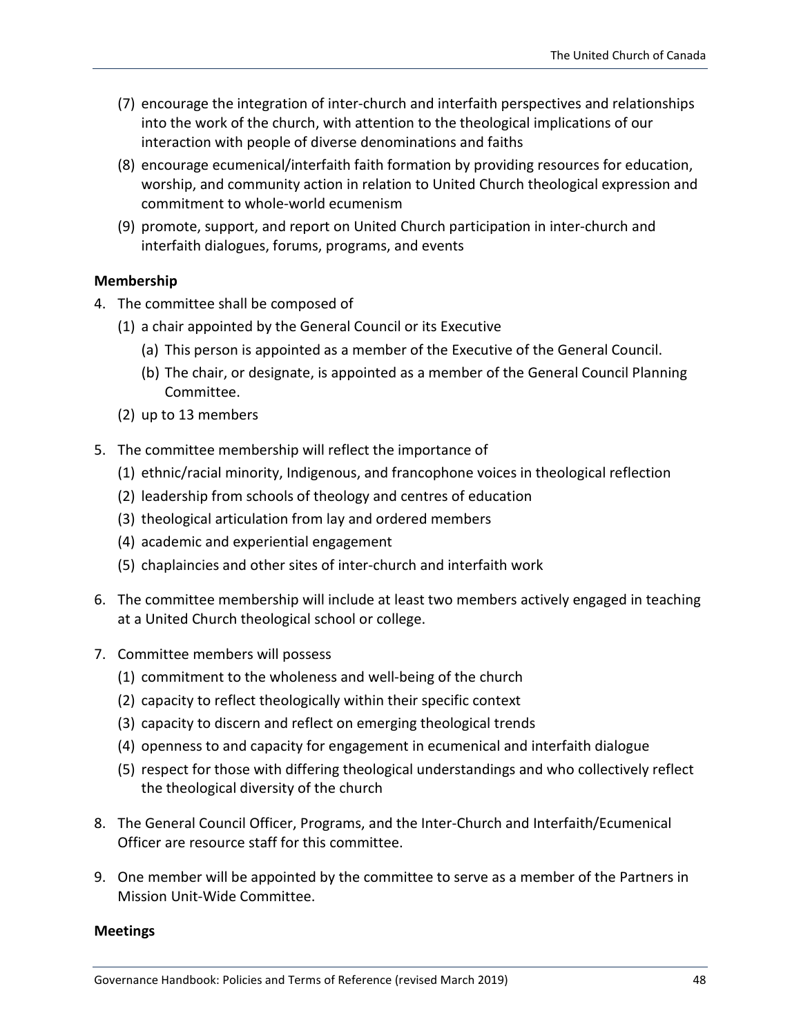(7) encourage the integration of inter-church and interfaith perspectives and relationships into the work of the church, with attention to the theological implications of our interaction with people of diverse denominations and faiths

(8) encourage ecumenical/interfaith faith formation by providing resources for education, worship, and community action in relation to United Church theological expression and commitment to whole-world ecumenism

(9) promote, support, and report on United Church participation in inter-church and interfaith dialogues, forums, programs, and events

**Membership**

4. The committee shall be composed of
   (1) a chair appointed by the General Council or its Executive
      (a) This person is appointed as a member of the Executive of the General Council.
      (b) The chair, or designate, is appointed as a member of the General Council Planning Committee.
   (2) up to 13 members

5. The committee membership will reflect the importance of
   (1) ethnic/racial minority, Indigenous, and francophone voices in theological reflection
   (2) leadership from schools of theology and centres of education
   (3) theological articulation from lay and ordered members
   (4) academic and experiential engagement
   (5) chaplaincies and other sites of inter-church and interfaith work

6. The committee membership will include at least two members actively engaged in teaching at a United Church theological school or college.

7. Committee members will possess
   (1) commitment to the wholeness and well-being of the church
   (2) capacity to reflect theologically within their specific context
   (3) capacity to discern and reflect on emerging theological trends
   (4) openness to and capacity for engagement in ecumenical and interfaith dialogue
   (5) respect for those with differing theological understandings and who collectively reflect the theological diversity of the church

8. The General Council Officer, Programs, and the Inter-Church and Interfaith/Ecumenical Officer are resource staff for this committee.

9. One member will be appointed by the committee to serve as a member of the Partners in Mission Unit-Wide Committee.

**Meetings**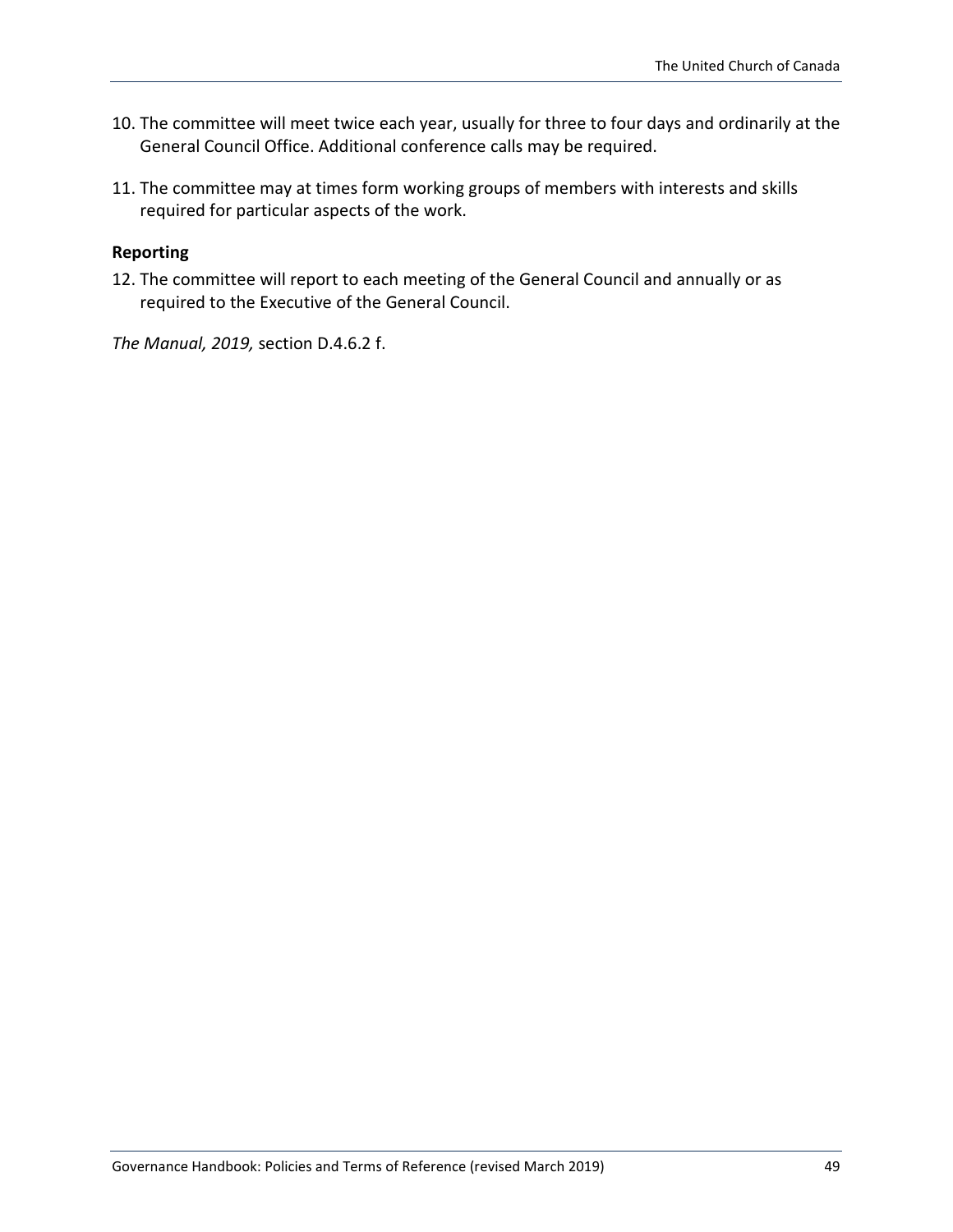10. The committee will meet twice each year, usually for three to four days and ordinarily at the General Council Office. Additional conference calls may be required.

11. The committee may at times form working groups of members with interests and skills required for particular aspects of the work.

**Reporting**

12. The committee will report to each meeting of the General Council and annually or as required to the Executive of the General Council.

*The Manual, 2019,* section D.4.6.2 f.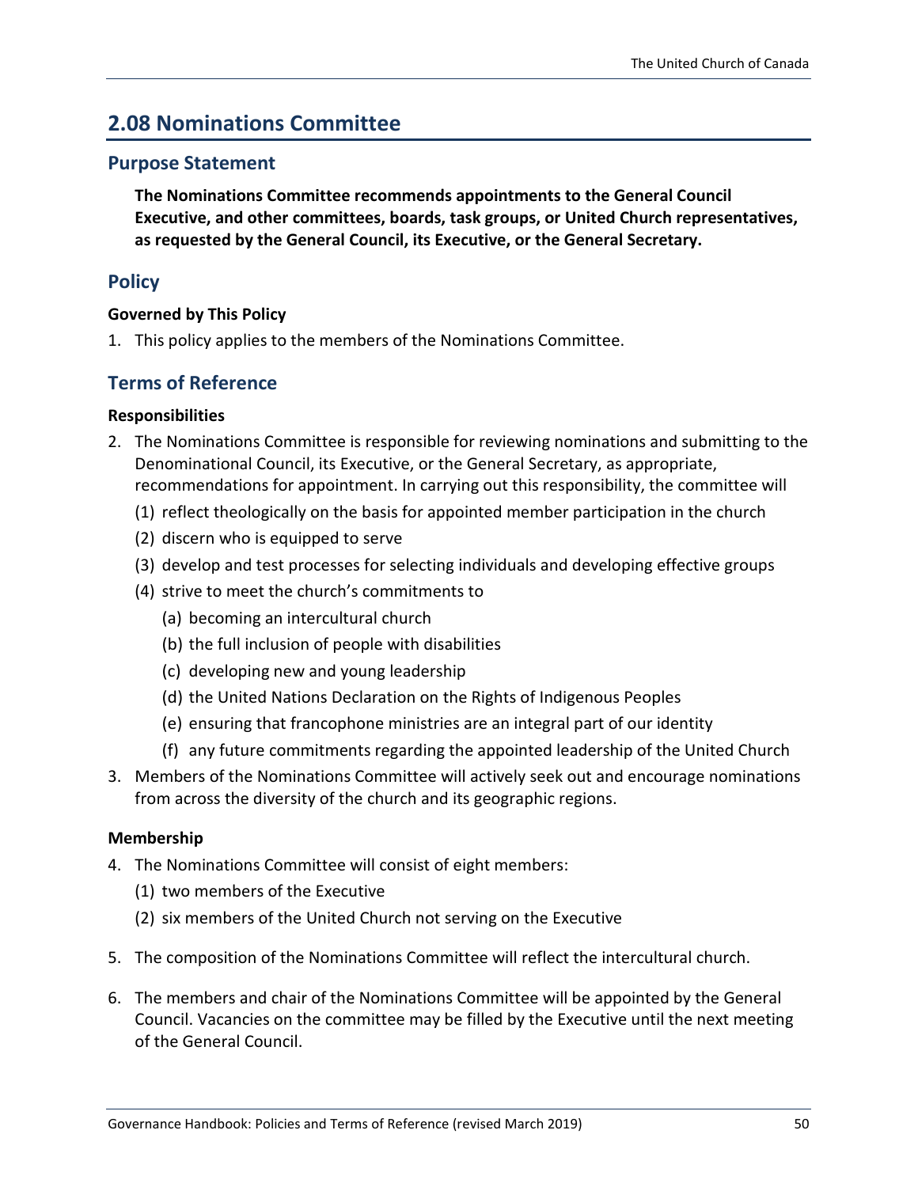## 2.08 Nominations Committee

### Purpose Statement

**The Nominations Committee recommends appointments to the General Council Executive, and other committees, boards, task groups, or United Church representatives, as requested by the General Council, its Executive, or the General Secretary.**

### Policy

**Governed by This Policy**

1. This policy applies to the members of the Nominations Committee.

### Terms of Reference

**Responsibilities**

2. The Nominations Committee is responsible for reviewing nominations and submitting to the Denominational Council, its Executive, or the General Secretary, as appropriate, recommendations for appointment. In carrying out this responsibility, the committee will
   (1) reflect theologically on the basis for appointed member participation in the church
   (2) discern who is equipped to serve
   (3) develop and test processes for selecting individuals and developing effective groups
   (4) strive to meet the church's commitments to
      (a) becoming an intercultural church
      (b) the full inclusion of people with disabilities
      (c) developing new and young leadership
      (d) the United Nations Declaration on the Rights of Indigenous Peoples
      (e) ensuring that francophone ministries are an integral part of our identity
      (f) any future commitments regarding the appointed leadership of the United Church
3. Members of the Nominations Committee will actively seek out and encourage nominations from across the diversity of the church and its geographic regions.

**Membership**

4. The Nominations Committee will consist of eight members:
   (1) two members of the Executive
   (2) six members of the United Church not serving on the Executive
5. The composition of the Nominations Committee will reflect the intercultural church.
6. The members and chair of the Nominations Committee will be appointed by the General Council. Vacancies on the committee may be filled by the Executive until the next meeting of the General Council.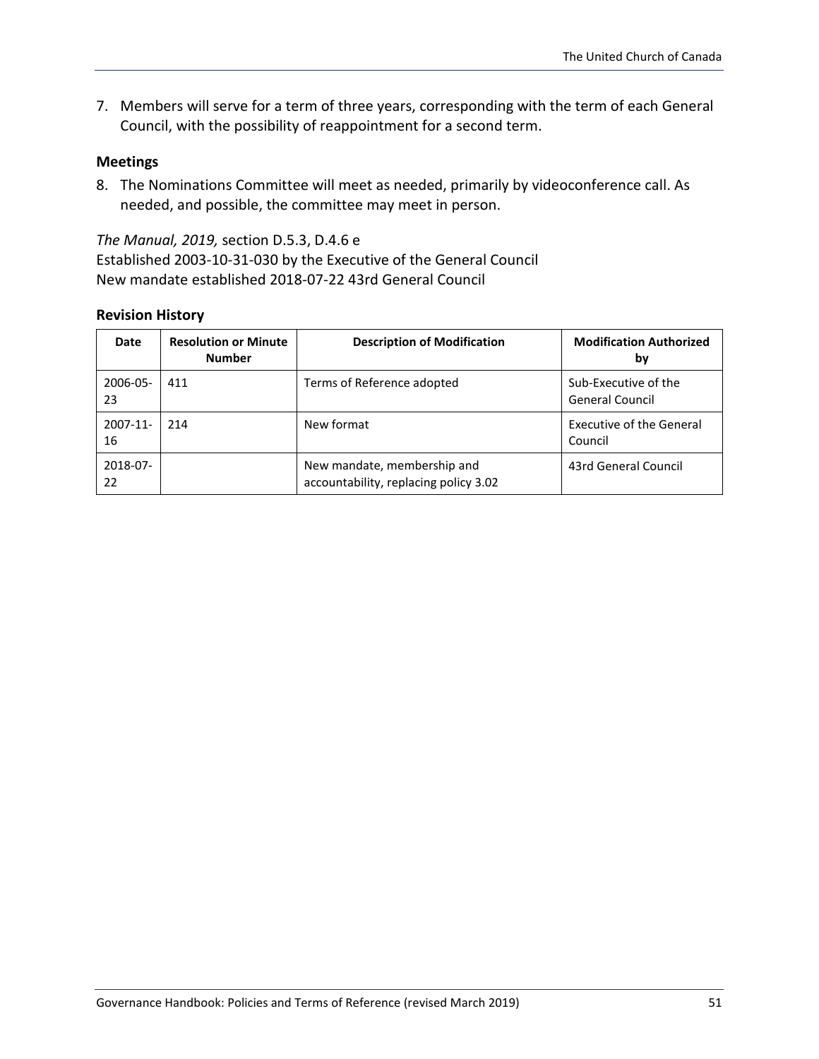7. Members will serve for a term of three years, corresponding with the term of each General Council, with the possibility of reappointment for a second term.

### Meetings

8. The Nominations Committee will meet as needed, primarily by videoconference call. As needed, and possible, the committee may meet in person.

*The Manual, 2019,* section D.5.3, D.4.6 e
Established 2003-10-31-030 by the Executive of the General Council
New mandate established 2018-07-22 43rd General Council

### Revision History

| Date | Resolution or Minute Number | Description of Modification | Modification Authorized by |
|---|---|---|---|
| 2006-05-23 | 411 | Terms of Reference adopted | Sub-Executive of the General Council |
| 2007-11-16 | 214 | New format | Executive of the General Council |
| 2018-07-22 | | New mandate, membership and accountability, replacing policy 3.02 | 43rd General Council |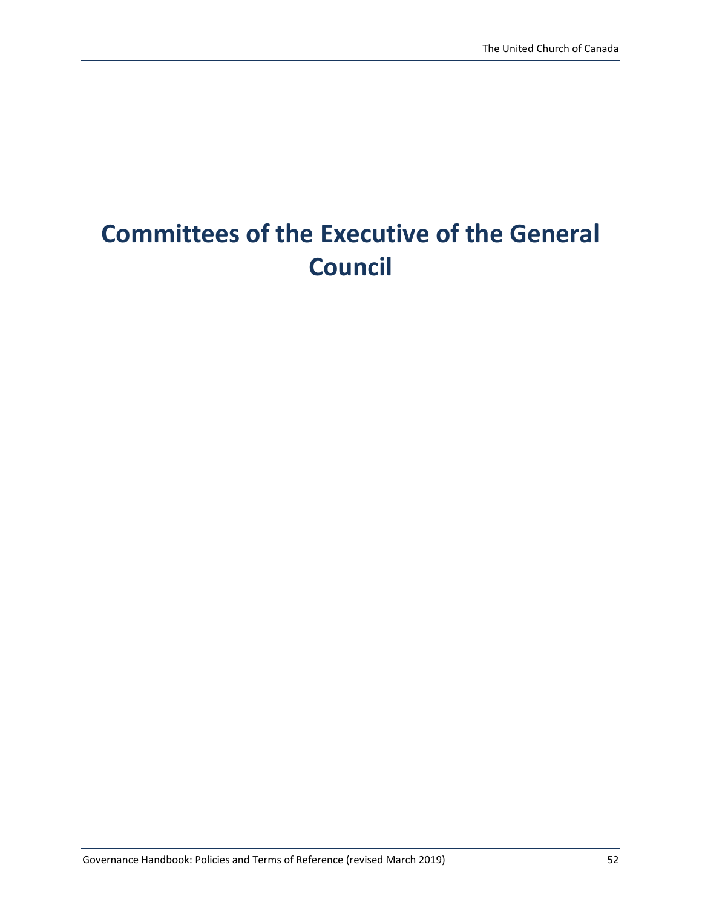# Committees of the Executive of the General Council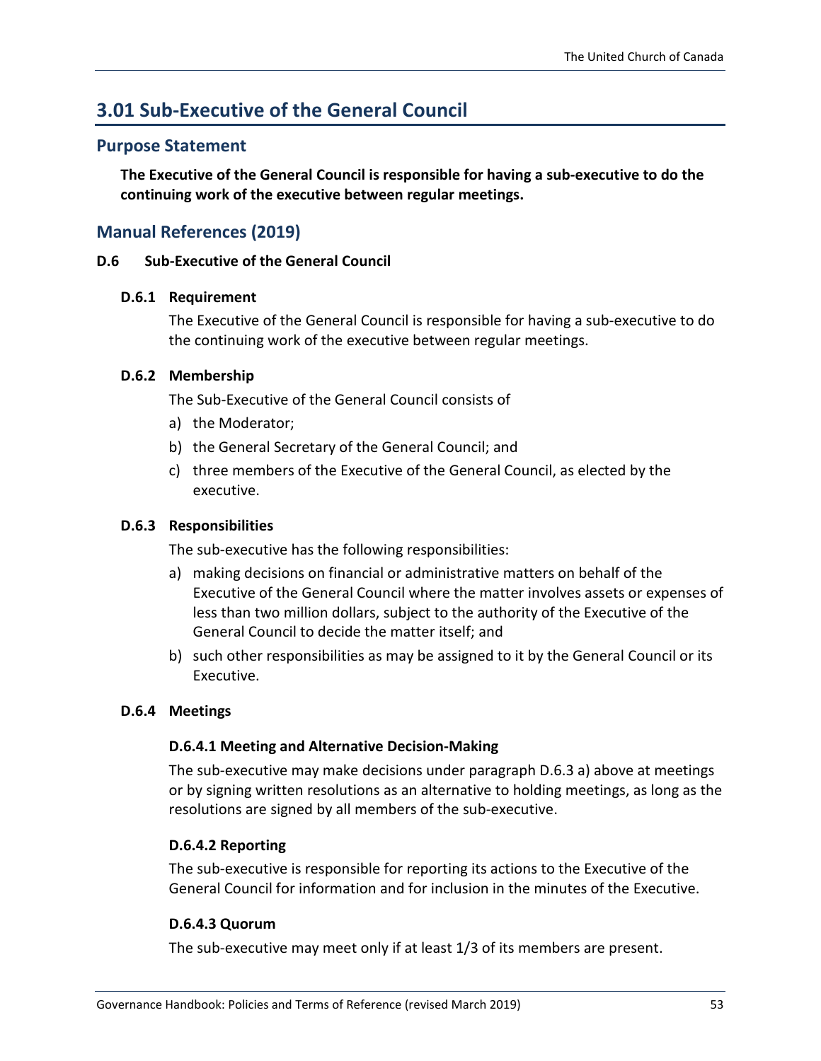# 3.01 Sub-Executive of the General Council

## Purpose Statement

**The Executive of the General Council is responsible for having a sub-executive to do the continuing work of the executive between regular meetings.**

## Manual References (2019)

### D.6 Sub-Executive of the General Council

#### D.6.1 Requirement

The Executive of the General Council is responsible for having a sub-executive to do the continuing work of the executive between regular meetings.

#### D.6.2 Membership

The Sub-Executive of the General Council consists of

a) the Moderator;

b) the General Secretary of the General Council; and

c) three members of the Executive of the General Council, as elected by the executive.

#### D.6.3 Responsibilities

The sub-executive has the following responsibilities:

a) making decisions on financial or administrative matters on behalf of the Executive of the General Council where the matter involves assets or expenses of less than two million dollars, subject to the authority of the Executive of the General Council to decide the matter itself; and

b) such other responsibilities as may be assigned to it by the General Council or its Executive.

#### D.6.4 Meetings

**D.6.4.1 Meeting and Alternative Decision-Making**

The sub-executive may make decisions under paragraph D.6.3 a) above at meetings or by signing written resolutions as an alternative to holding meetings, as long as the resolutions are signed by all members of the sub-executive.

**D.6.4.2 Reporting**

The sub-executive is responsible for reporting its actions to the Executive of the General Council for information and for inclusion in the minutes of the Executive.

**D.6.4.3 Quorum**

The sub-executive may meet only if at least 1/3 of its members are present.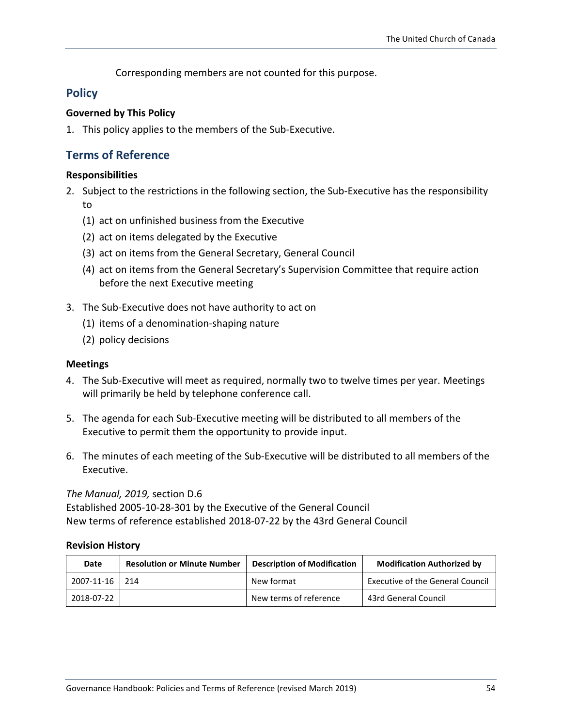Corresponding members are not counted for this purpose.

## Policy

**Governed by This Policy**

1. This policy applies to the members of the Sub-Executive.

## Terms of Reference

**Responsibilities**

2. Subject to the restrictions in the following section, the Sub-Executive has the responsibility to
   (1) act on unfinished business from the Executive
   (2) act on items delegated by the Executive
   (3) act on items from the General Secretary, General Council
   (4) act on items from the General Secretary's Supervision Committee that require action before the next Executive meeting

3. The Sub-Executive does not have authority to act on
   (1) items of a denomination-shaping nature
   (2) policy decisions

**Meetings**

4. The Sub-Executive will meet as required, normally two to twelve times per year. Meetings will primarily be held by telephone conference call.

5. The agenda for each Sub-Executive meeting will be distributed to all members of the Executive to permit them the opportunity to provide input.

6. The minutes of each meeting of the Sub-Executive will be distributed to all members of the Executive.

*The Manual, 2019,* section D.6
Established 2005-10-28-301 by the Executive of the General Council
New terms of reference established 2018-07-22 by the 43rd General Council

**Revision History**

| Date | Resolution or Minute Number | Description of Modification | Modification Authorized by |
|---|---|---|---|
| 2007-11-16 | 214 | New format | Executive of the General Council |
| 2018-07-22 | | New terms of reference | 43rd General Council |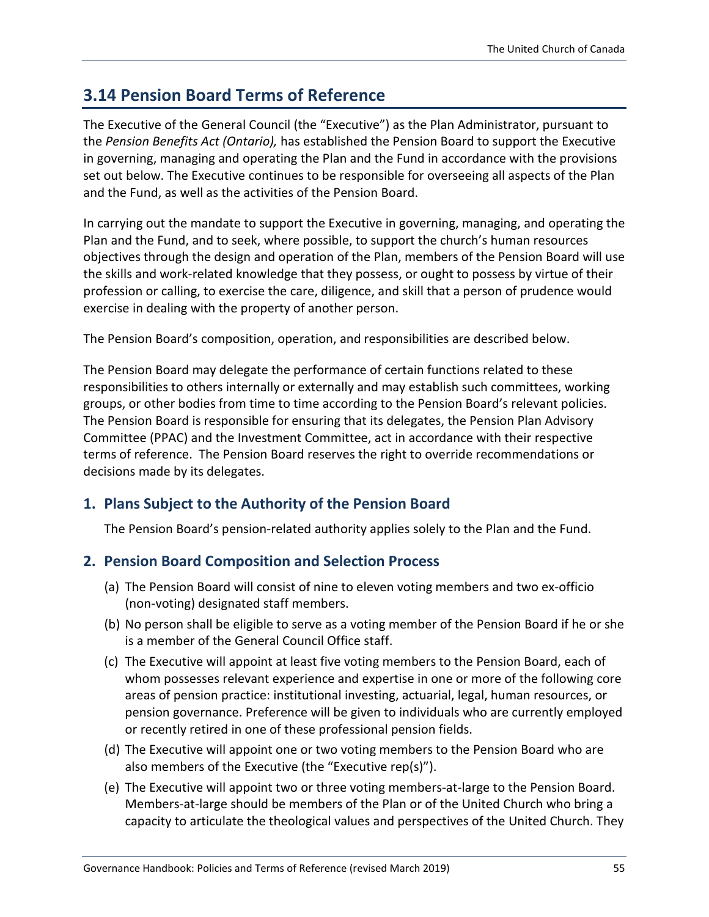## 3.14 Pension Board Terms of Reference

The Executive of the General Council (the "Executive") as the Plan Administrator, pursuant to the *Pension Benefits Act (Ontario),* has established the Pension Board to support the Executive in governing, managing and operating the Plan and the Fund in accordance with the provisions set out below. The Executive continues to be responsible for overseeing all aspects of the Plan and the Fund, as well as the activities of the Pension Board.

In carrying out the mandate to support the Executive in governing, managing, and operating the Plan and the Fund, and to seek, where possible, to support the church's human resources objectives through the design and operation of the Plan, members of the Pension Board will use the skills and work-related knowledge that they possess, or ought to possess by virtue of their profession or calling, to exercise the care, diligence, and skill that a person of prudence would exercise in dealing with the property of another person.

The Pension Board's composition, operation, and responsibilities are described below.

The Pension Board may delegate the performance of certain functions related to these responsibilities to others internally or externally and may establish such committees, working groups, or other bodies from time to time according to the Pension Board's relevant policies. The Pension Board is responsible for ensuring that its delegates, the Pension Plan Advisory Committee (PPAC) and the Investment Committee, act in accordance with their respective terms of reference. The Pension Board reserves the right to override recommendations or decisions made by its delegates.

### 1. Plans Subject to the Authority of the Pension Board

The Pension Board's pension-related authority applies solely to the Plan and the Fund.

### 2. Pension Board Composition and Selection Process

(a) The Pension Board will consist of nine to eleven voting members and two ex-officio (non-voting) designated staff members.

(b) No person shall be eligible to serve as a voting member of the Pension Board if he or she is a member of the General Council Office staff.

(c) The Executive will appoint at least five voting members to the Pension Board, each of whom possesses relevant experience and expertise in one or more of the following core areas of pension practice: institutional investing, actuarial, legal, human resources, or pension governance. Preference will be given to individuals who are currently employed or recently retired in one of these professional pension fields.

(d) The Executive will appoint one or two voting members to the Pension Board who are also members of the Executive (the "Executive rep(s)").

(e) The Executive will appoint two or three voting members-at-large to the Pension Board. Members-at-large should be members of the Plan or of the United Church who bring a capacity to articulate the theological values and perspectives of the United Church. They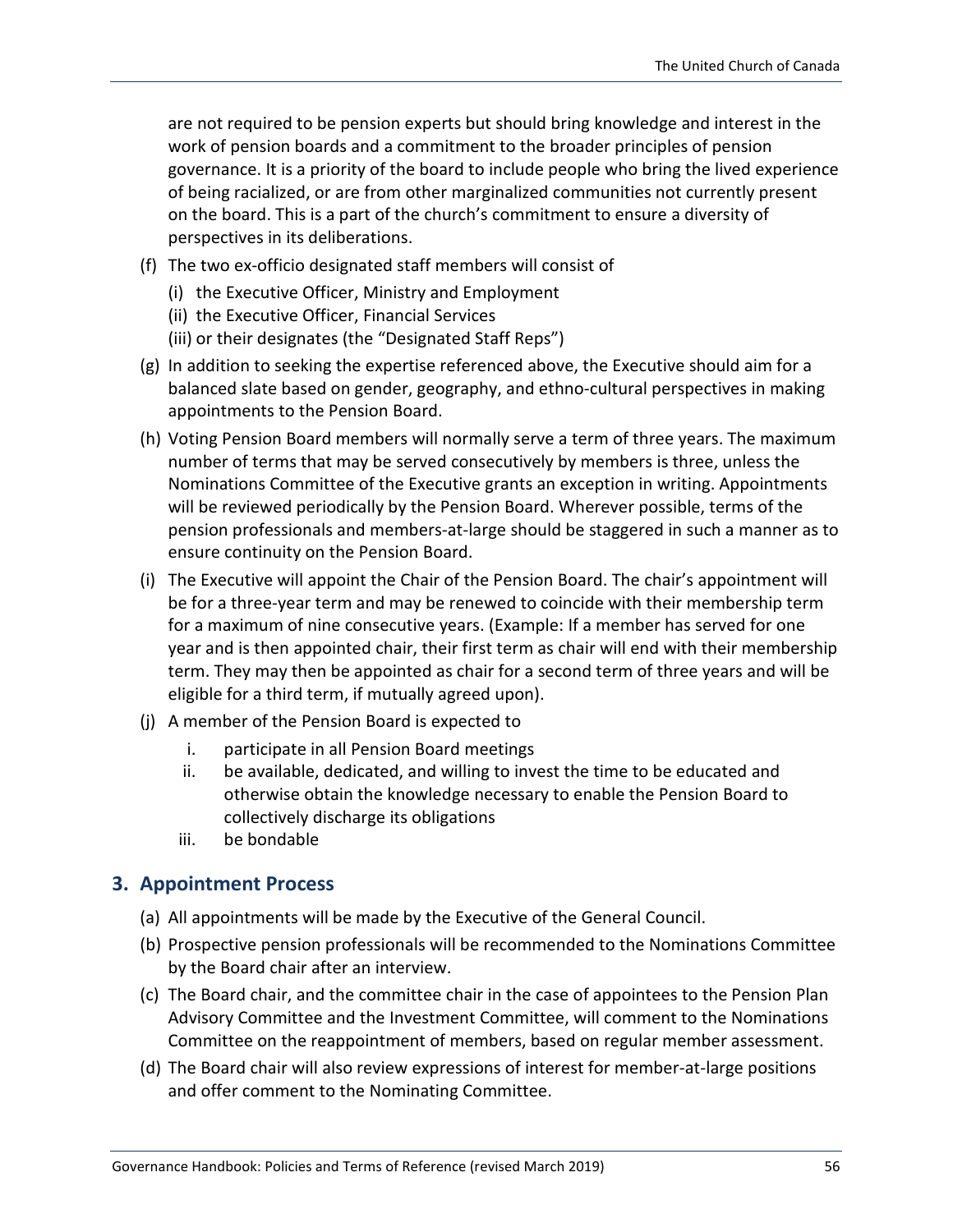are not required to be pension experts but should bring knowledge and interest in the work of pension boards and a commitment to the broader principles of pension governance. It is a priority of the board to include people who bring the lived experience of being racialized, or are from other marginalized communities not currently present on the board. This is a part of the church's commitment to ensure a diversity of perspectives in its deliberations.

(f) The two ex-officio designated staff members will consist of
   (i) the Executive Officer, Ministry and Employment
   (ii) the Executive Officer, Financial Services
   (iii) or their designates (the "Designated Staff Reps")

(g) In addition to seeking the expertise referenced above, the Executive should aim for a balanced slate based on gender, geography, and ethno-cultural perspectives in making appointments to the Pension Board.

(h) Voting Pension Board members will normally serve a term of three years. The maximum number of terms that may be served consecutively by members is three, unless the Nominations Committee of the Executive grants an exception in writing. Appointments will be reviewed periodically by the Pension Board. Wherever possible, terms of the pension professionals and members-at-large should be staggered in such a manner as to ensure continuity on the Pension Board.

(i) The Executive will appoint the Chair of the Pension Board. The chair's appointment will be for a three-year term and may be renewed to coincide with their membership term for a maximum of nine consecutive years. (Example: If a member has served for one year and is then appointed chair, their first term as chair will end with their membership term. They may then be appointed as chair for a second term of three years and will be eligible for a third term, if mutually agreed upon).

(j) A member of the Pension Board is expected to
   i. participate in all Pension Board meetings
   ii. be available, dedicated, and willing to invest the time to be educated and otherwise obtain the knowledge necessary to enable the Pension Board to collectively discharge its obligations
   iii. be bondable

## 3. Appointment Process

(a) All appointments will be made by the Executive of the General Council.

(b) Prospective pension professionals will be recommended to the Nominations Committee by the Board chair after an interview.

(c) The Board chair, and the committee chair in the case of appointees to the Pension Plan Advisory Committee and the Investment Committee, will comment to the Nominations Committee on the reappointment of members, based on regular member assessment.

(d) The Board chair will also review expressions of interest for member-at-large positions and offer comment to the Nominating Committee.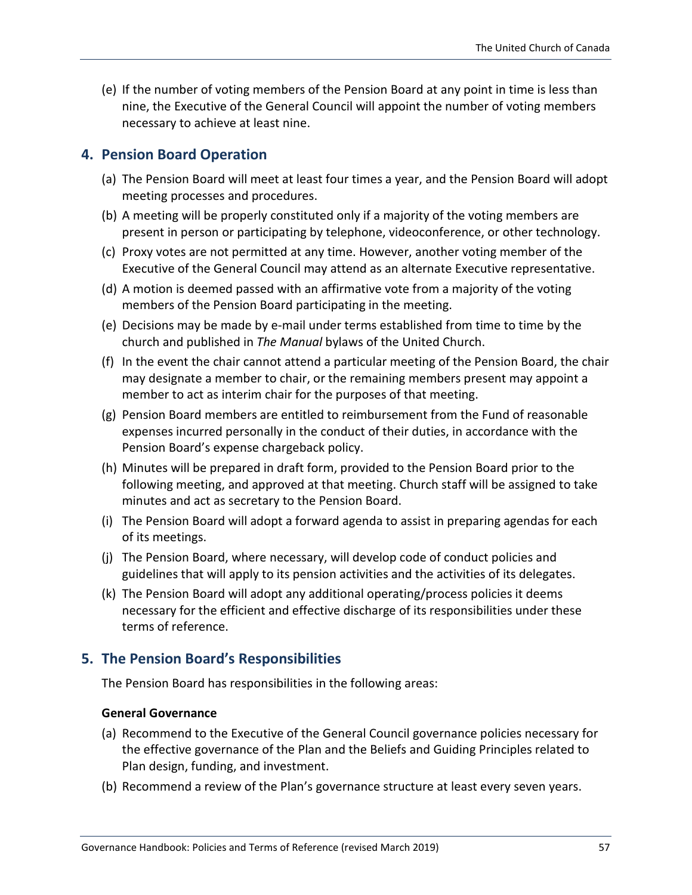(e) If the number of voting members of the Pension Board at any point in time is less than nine, the Executive of the General Council will appoint the number of voting members necessary to achieve at least nine.

## 4. Pension Board Operation

(a) The Pension Board will meet at least four times a year, and the Pension Board will adopt meeting processes and procedures.

(b) A meeting will be properly constituted only if a majority of the voting members are present in person or participating by telephone, videoconference, or other technology.

(c) Proxy votes are not permitted at any time. However, another voting member of the Executive of the General Council may attend as an alternate Executive representative.

(d) A motion is deemed passed with an affirmative vote from a majority of the voting members of the Pension Board participating in the meeting.

(e) Decisions may be made by e-mail under terms established from time to time by the church and published in *The Manual* bylaws of the United Church.

(f) In the event the chair cannot attend a particular meeting of the Pension Board, the chair may designate a member to chair, or the remaining members present may appoint a member to act as interim chair for the purposes of that meeting.

(g) Pension Board members are entitled to reimbursement from the Fund of reasonable expenses incurred personally in the conduct of their duties, in accordance with the Pension Board's expense chargeback policy.

(h) Minutes will be prepared in draft form, provided to the Pension Board prior to the following meeting, and approved at that meeting. Church staff will be assigned to take minutes and act as secretary to the Pension Board.

(i) The Pension Board will adopt a forward agenda to assist in preparing agendas for each of its meetings.

(j) The Pension Board, where necessary, will develop code of conduct policies and guidelines that will apply to its pension activities and the activities of its delegates.

(k) The Pension Board will adopt any additional operating/process policies it deems necessary for the efficient and effective discharge of its responsibilities under these terms of reference.

## 5. The Pension Board's Responsibilities

The Pension Board has responsibilities in the following areas:

**General Governance**

(a) Recommend to the Executive of the General Council governance policies necessary for the effective governance of the Plan and the Beliefs and Guiding Principles related to Plan design, funding, and investment.

(b) Recommend a review of the Plan's governance structure at least every seven years.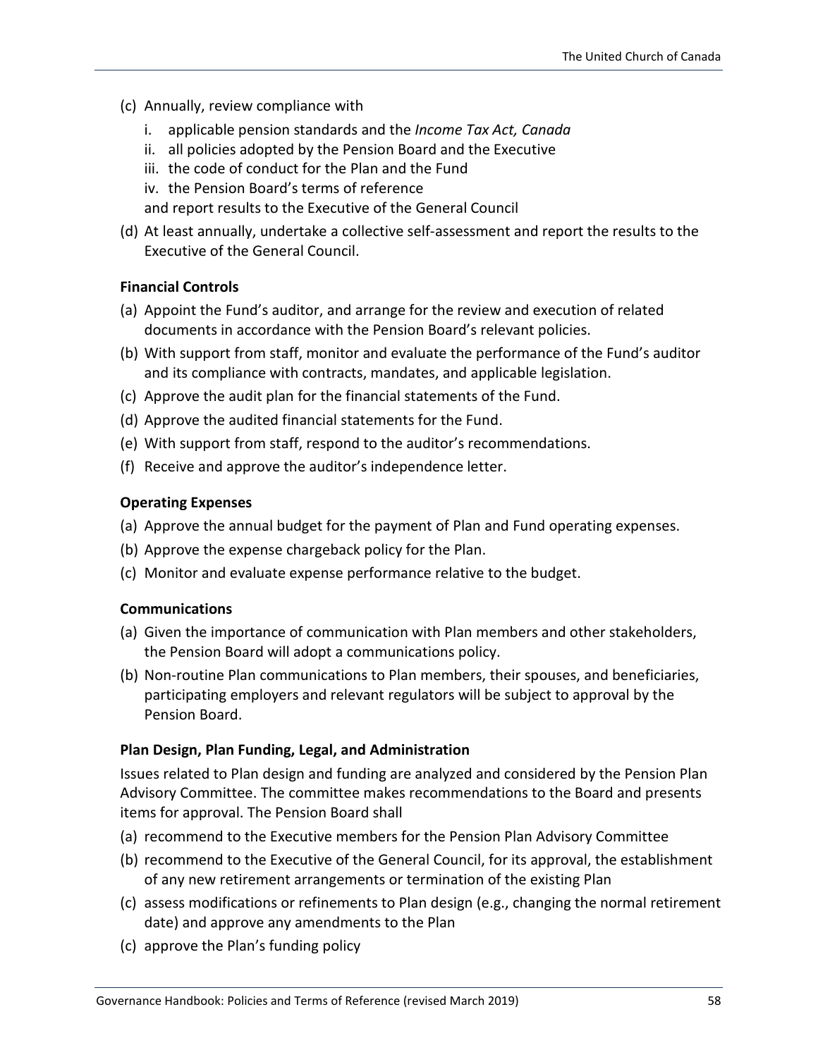(c) Annually, review compliance with

   i. applicable pension standards and the *Income Tax Act, Canada*
   ii. all policies adopted by the Pension Board and the Executive
   iii. the code of conduct for the Plan and the Fund
   iv. the Pension Board's terms of reference

   and report results to the Executive of the General Council

(d) At least annually, undertake a collective self-assessment and report the results to the Executive of the General Council.

#### Financial Controls

(a) Appoint the Fund's auditor, and arrange for the review and execution of related documents in accordance with the Pension Board's relevant policies.

(b) With support from staff, monitor and evaluate the performance of the Fund's auditor and its compliance with contracts, mandates, and applicable legislation.

(c) Approve the audit plan for the financial statements of the Fund.

(d) Approve the audited financial statements for the Fund.

(e) With support from staff, respond to the auditor's recommendations.

(f) Receive and approve the auditor's independence letter.

#### Operating Expenses

(a) Approve the annual budget for the payment of Plan and Fund operating expenses.

(b) Approve the expense chargeback policy for the Plan.

(c) Monitor and evaluate expense performance relative to the budget.

#### Communications

(a) Given the importance of communication with Plan members and other stakeholders, the Pension Board will adopt a communications policy.

(b) Non-routine Plan communications to Plan members, their spouses, and beneficiaries, participating employers and relevant regulators will be subject to approval by the Pension Board.

#### Plan Design, Plan Funding, Legal, and Administration

Issues related to Plan design and funding are analyzed and considered by the Pension Plan Advisory Committee. The committee makes recommendations to the Board and presents items for approval. The Pension Board shall

(a) recommend to the Executive members for the Pension Plan Advisory Committee

(b) recommend to the Executive of the General Council, for its approval, the establishment of any new retirement arrangements or termination of the existing Plan

(c) assess modifications or refinements to Plan design (e.g., changing the normal retirement date) and approve any amendments to the Plan

(c) approve the Plan's funding policy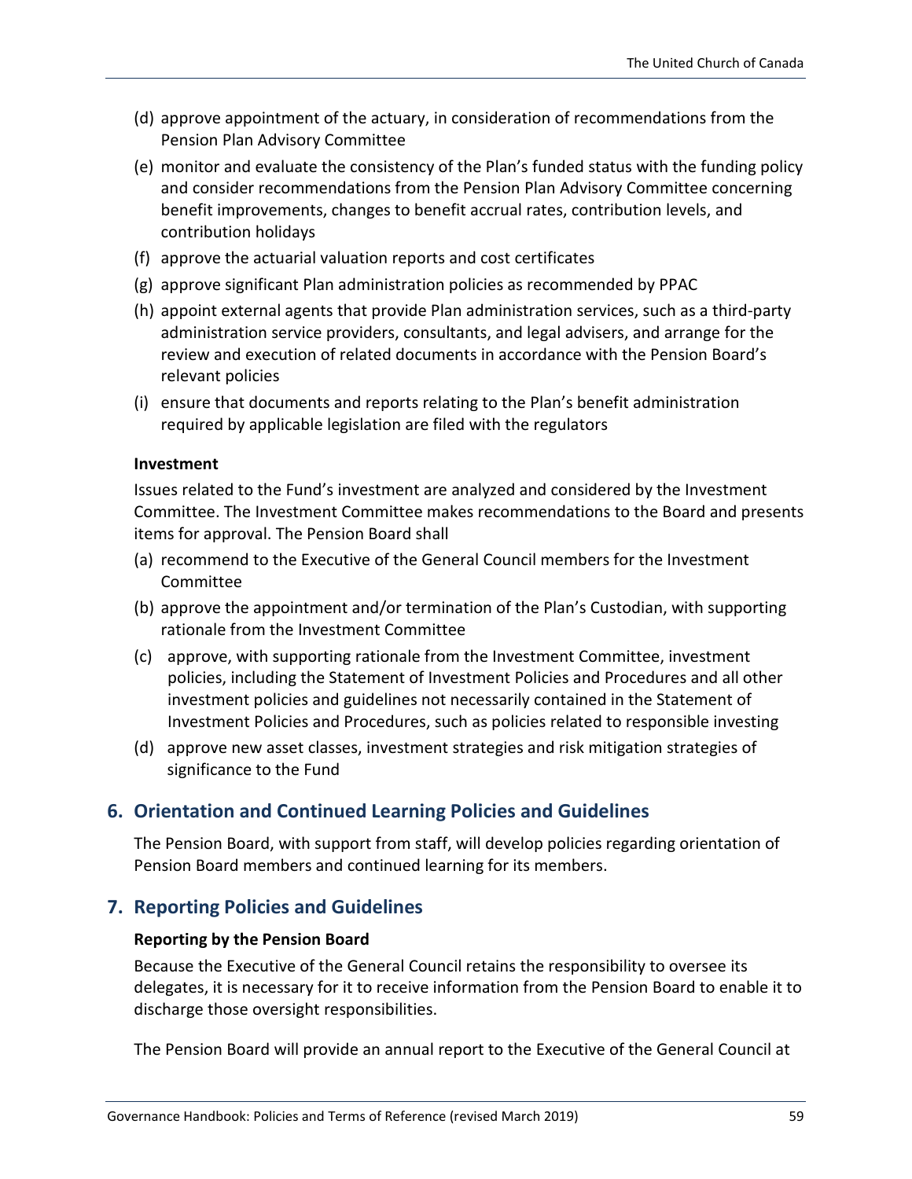(d) approve appointment of the actuary, in consideration of recommendations from the Pension Plan Advisory Committee

(e) monitor and evaluate the consistency of the Plan's funded status with the funding policy and consider recommendations from the Pension Plan Advisory Committee concerning benefit improvements, changes to benefit accrual rates, contribution levels, and contribution holidays

(f) approve the actuarial valuation reports and cost certificates

(g) approve significant Plan administration policies as recommended by PPAC

(h) appoint external agents that provide Plan administration services, such as a third-party administration service providers, consultants, and legal advisers, and arrange for the review and execution of related documents in accordance with the Pension Board's relevant policies

(i) ensure that documents and reports relating to the Plan's benefit administration required by applicable legislation are filed with the regulators

**Investment**

Issues related to the Fund's investment are analyzed and considered by the Investment Committee. The Investment Committee makes recommendations to the Board and presents items for approval. The Pension Board shall

(a) recommend to the Executive of the General Council members for the Investment Committee

(b) approve the appointment and/or termination of the Plan's Custodian, with supporting rationale from the Investment Committee

(c) approve, with supporting rationale from the Investment Committee, investment policies, including the Statement of Investment Policies and Procedures and all other investment policies and guidelines not necessarily contained in the Statement of Investment Policies and Procedures, such as policies related to responsible investing

(d) approve new asset classes, investment strategies and risk mitigation strategies of significance to the Fund

## 6. Orientation and Continued Learning Policies and Guidelines

The Pension Board, with support from staff, will develop policies regarding orientation of Pension Board members and continued learning for its members.

## 7. Reporting Policies and Guidelines

**Reporting by the Pension Board**

Because the Executive of the General Council retains the responsibility to oversee its delegates, it is necessary for it to receive information from the Pension Board to enable it to discharge those oversight responsibilities.

The Pension Board will provide an annual report to the Executive of the General Council at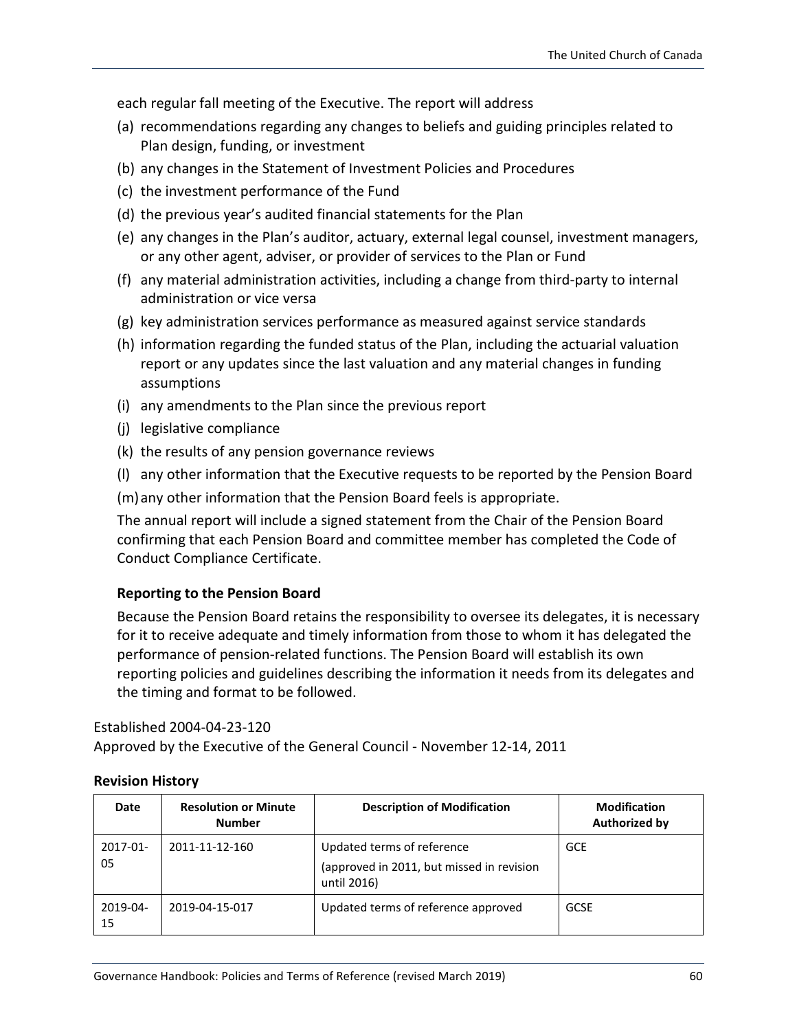each regular fall meeting of the Executive. The report will address

(a) recommendations regarding any changes to beliefs and guiding principles related to Plan design, funding, or investment
(b) any changes in the Statement of Investment Policies and Procedures
(c) the investment performance of the Fund
(d) the previous year's audited financial statements for the Plan
(e) any changes in the Plan's auditor, actuary, external legal counsel, investment managers, or any other agent, adviser, or provider of services to the Plan or Fund
(f) any material administration activities, including a change from third-party to internal administration or vice versa
(g) key administration services performance as measured against service standards
(h) information regarding the funded status of the Plan, including the actuarial valuation report or any updates since the last valuation and any material changes in funding assumptions
(i) any amendments to the Plan since the previous report
(j) legislative compliance
(k) the results of any pension governance reviews
(l) any other information that the Executive requests to be reported by the Pension Board
(m) any other information that the Pension Board feels is appropriate.

The annual report will include a signed statement from the Chair of the Pension Board confirming that each Pension Board and committee member has completed the Code of Conduct Compliance Certificate.

**Reporting to the Pension Board**

Because the Pension Board retains the responsibility to oversee its delegates, it is necessary for it to receive adequate and timely information from those to whom it has delegated the performance of pension-related functions. The Pension Board will establish its own reporting policies and guidelines describing the information it needs from its delegates and the timing and format to be followed.

Established 2004-04-23-120
Approved by the Executive of the General Council - November 12-14, 2011

**Revision History**

| Date | Resolution or Minute Number | Description of Modification | Modification Authorized by |
|---|---|---|---|
| 2017-01-05 | 2011-11-12-160 | Updated terms of reference (approved in 2011, but missed in revision until 2016) | GCE |
| 2019-04-15 | 2019-04-15-017 | Updated terms of reference approved | GCSE |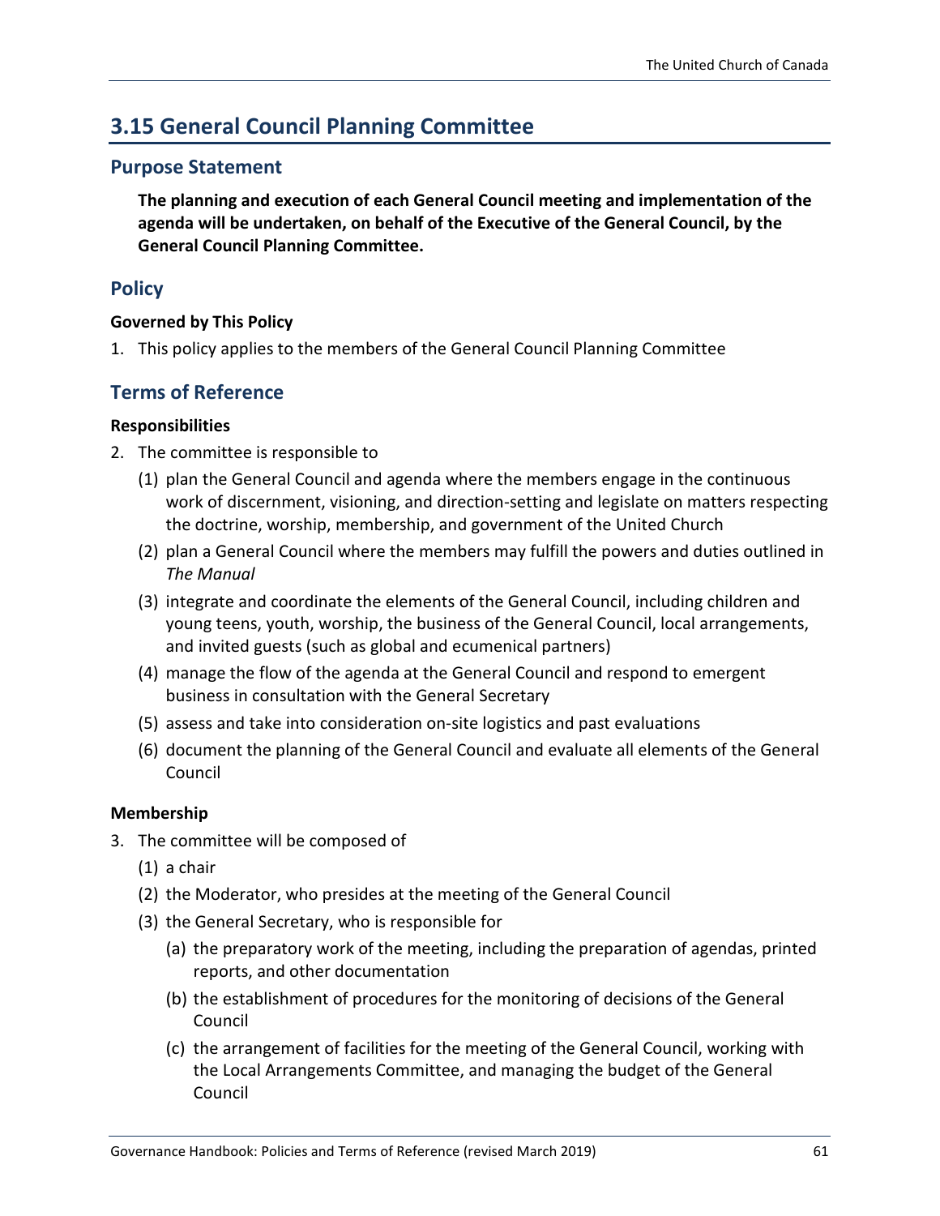## 3.15 General Council Planning Committee

### Purpose Statement

**The planning and execution of each General Council meeting and implementation of the agenda will be undertaken, on behalf of the Executive of the General Council, by the General Council Planning Committee.**

### Policy

**Governed by This Policy**

1. This policy applies to the members of the General Council Planning Committee

### Terms of Reference

**Responsibilities**

2. The committee is responsible to
   (1) plan the General Council and agenda where the members engage in the continuous work of discernment, visioning, and direction-setting and legislate on matters respecting the doctrine, worship, membership, and government of the United Church
   (2) plan a General Council where the members may fulfill the powers and duties outlined in *The Manual*
   (3) integrate and coordinate the elements of the General Council, including children and young teens, youth, worship, the business of the General Council, local arrangements, and invited guests (such as global and ecumenical partners)
   (4) manage the flow of the agenda at the General Council and respond to emergent business in consultation with the General Secretary
   (5) assess and take into consideration on-site logistics and past evaluations
   (6) document the planning of the General Council and evaluate all elements of the General Council

**Membership**

3. The committee will be composed of
   (1) a chair
   (2) the Moderator, who presides at the meeting of the General Council
   (3) the General Secretary, who is responsible for
      (a) the preparatory work of the meeting, including the preparation of agendas, printed reports, and other documentation
      (b) the establishment of procedures for the monitoring of decisions of the General Council
      (c) the arrangement of facilities for the meeting of the General Council, working with the Local Arrangements Committee, and managing the budget of the General Council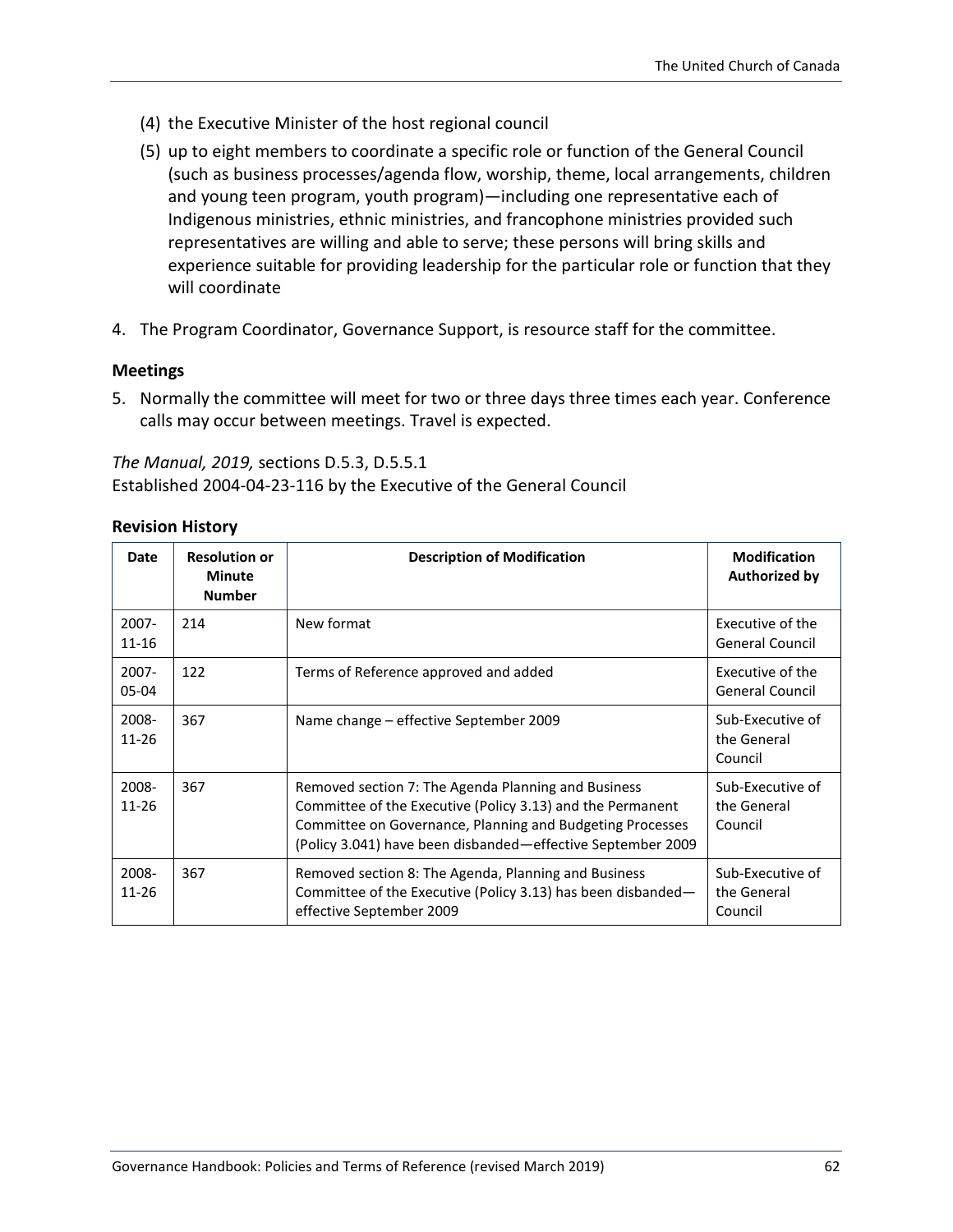(4) the Executive Minister of the host regional council

(5) up to eight members to coordinate a specific role or function of the General Council (such as business processes/agenda flow, worship, theme, local arrangements, children and young teen program, youth program)—including one representative each of Indigenous ministries, ethnic ministries, and francophone ministries provided such representatives are willing and able to serve; these persons will bring skills and experience suitable for providing leadership for the particular role or function that they will coordinate

4. The Program Coordinator, Governance Support, is resource staff for the committee.

### Meetings

5. Normally the committee will meet for two or three days three times each year. Conference calls may occur between meetings. Travel is expected.

*The Manual, 2019,* sections D.5.3, D.5.5.1
Established 2004-04-23-116 by the Executive of the General Council

### Revision History

| Date | Resolution or Minute Number | Description of Modification | Modification Authorized by |
|---|---|---|---|
| 2007-11-16 | 214 | New format | Executive of the General Council |
| 2007-05-04 | 122 | Terms of Reference approved and added | Executive of the General Council |
| 2008-11-26 | 367 | Name change – effective September 2009 | Sub-Executive of the General Council |
| 2008-11-26 | 367 | Removed section 7: The Agenda Planning and Business Committee of the Executive (Policy 3.13) and the Permanent Committee on Governance, Planning and Budgeting Processes (Policy 3.041) have been disbanded—effective September 2009 | Sub-Executive of the General Council |
| 2008-11-26 | 367 | Removed section 8: The Agenda, Planning and Business Committee of the Executive (Policy 3.13) has been disbanded—effective September 2009 | Sub-Executive of the General Council |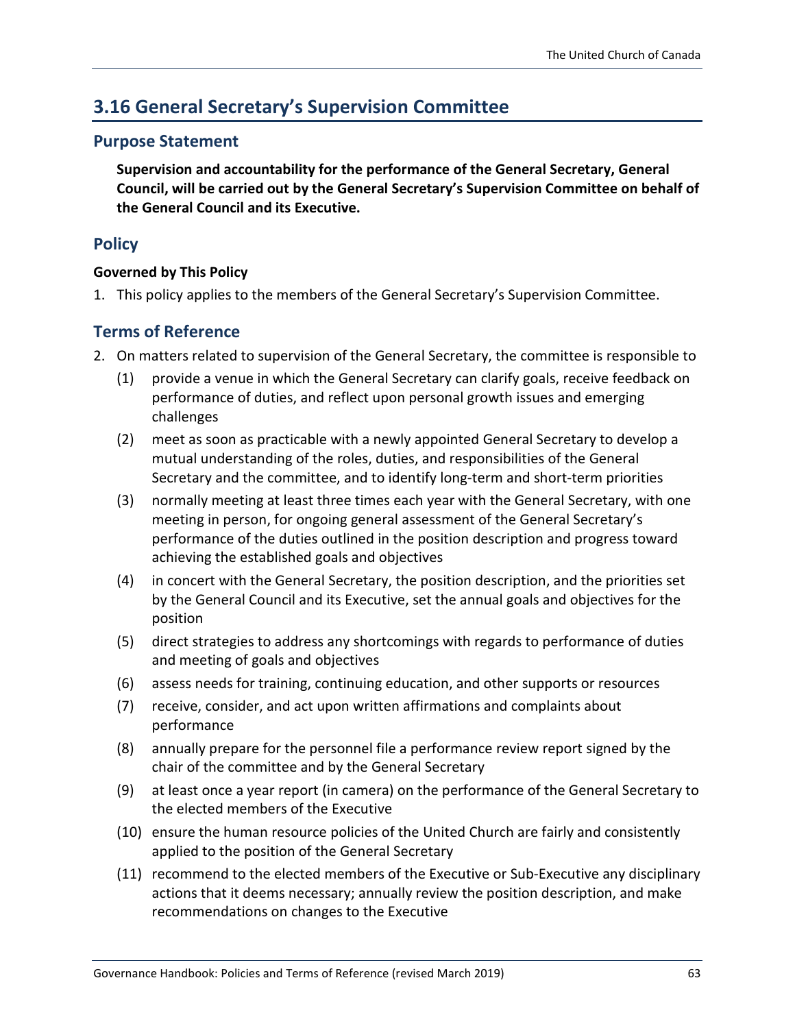## 3.16 General Secretary's Supervision Committee

### Purpose Statement

**Supervision and accountability for the performance of the General Secretary, General Council, will be carried out by the General Secretary's Supervision Committee on behalf of the General Council and its Executive.**

### Policy

**Governed by This Policy**

1. This policy applies to the members of the General Secretary's Supervision Committee.

### Terms of Reference

2. On matters related to supervision of the General Secretary, the committee is responsible to
   (1) provide a venue in which the General Secretary can clarify goals, receive feedback on performance of duties, and reflect upon personal growth issues and emerging challenges
   (2) meet as soon as practicable with a newly appointed General Secretary to develop a mutual understanding of the roles, duties, and responsibilities of the General Secretary and the committee, and to identify long-term and short-term priorities
   (3) normally meeting at least three times each year with the General Secretary, with one meeting in person, for ongoing general assessment of the General Secretary's performance of the duties outlined in the position description and progress toward achieving the established goals and objectives
   (4) in concert with the General Secretary, the position description, and the priorities set by the General Council and its Executive, set the annual goals and objectives for the position
   (5) direct strategies to address any shortcomings with regards to performance of duties and meeting of goals and objectives
   (6) assess needs for training, continuing education, and other supports or resources
   (7) receive, consider, and act upon written affirmations and complaints about performance
   (8) annually prepare for the personnel file a performance review report signed by the chair of the committee and by the General Secretary
   (9) at least once a year report (in camera) on the performance of the General Secretary to the elected members of the Executive
   (10) ensure the human resource policies of the United Church are fairly and consistently applied to the position of the General Secretary
   (11) recommend to the elected members of the Executive or Sub-Executive any disciplinary actions that it deems necessary; annually review the position description, and make recommendations on changes to the Executive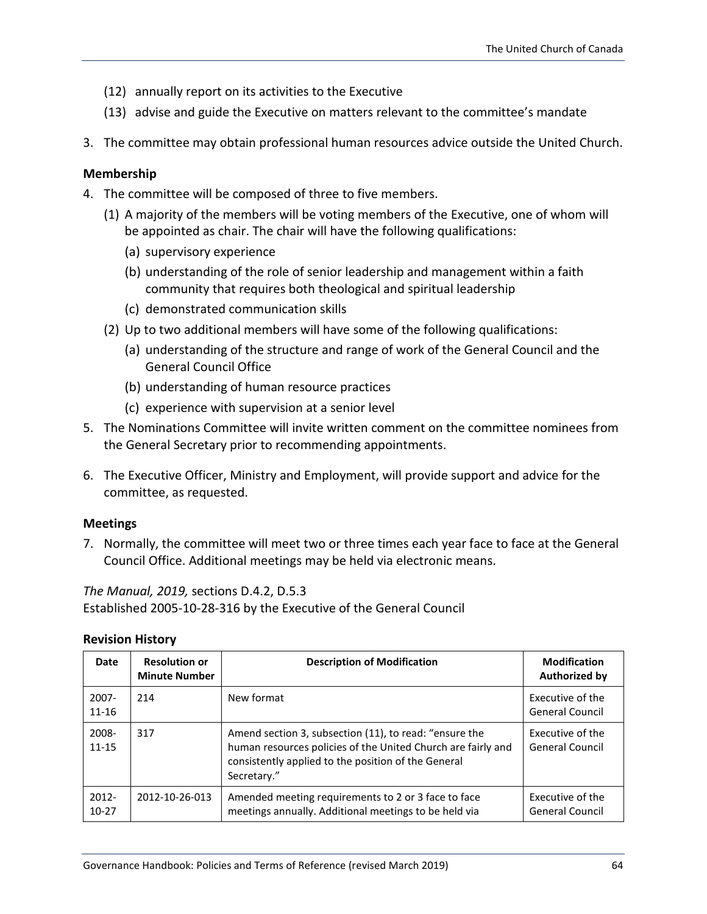(12) annually report on its activities to the Executive

(13) advise and guide the Executive on matters relevant to the committee's mandate

3. The committee may obtain professional human resources advice outside the United Church.

### Membership

4. The committee will be composed of three to five members.
   (1) A majority of the members will be voting members of the Executive, one of whom will be appointed as chair. The chair will have the following qualifications:
      (a) supervisory experience
      (b) understanding of the role of senior leadership and management within a faith community that requires both theological and spiritual leadership
      (c) demonstrated communication skills
   (2) Up to two additional members will have some of the following qualifications:
      (a) understanding of the structure and range of work of the General Council and the General Council Office
      (b) understanding of human resource practices
      (c) experience with supervision at a senior level
5. The Nominations Committee will invite written comment on the committee nominees from the General Secretary prior to recommending appointments.
6. The Executive Officer, Ministry and Employment, will provide support and advice for the committee, as requested.

### Meetings

7. Normally, the committee will meet two or three times each year face to face at the General Council Office. Additional meetings may be held via electronic means.

*The Manual, 2019,* sections D.4.2, D.5.3
Established 2005-10-28-316 by the Executive of the General Council

### Revision History

| Date | Resolution or Minute Number | Description of Modification | Modification Authorized by |
|---|---|---|---|
| 2007-11-16 | 214 | New format | Executive of the General Council |
| 2008-11-15 | 317 | Amend section 3, subsection (11), to read: "ensure the human resources policies of the United Church are fairly and consistently applied to the position of the General Secretary." | Executive of the General Council |
| 2012-10-27 | 2012-10-26-013 | Amended meeting requirements to 2 or 3 face to face meetings annually. Additional meetings to be held via | Executive of the General Council |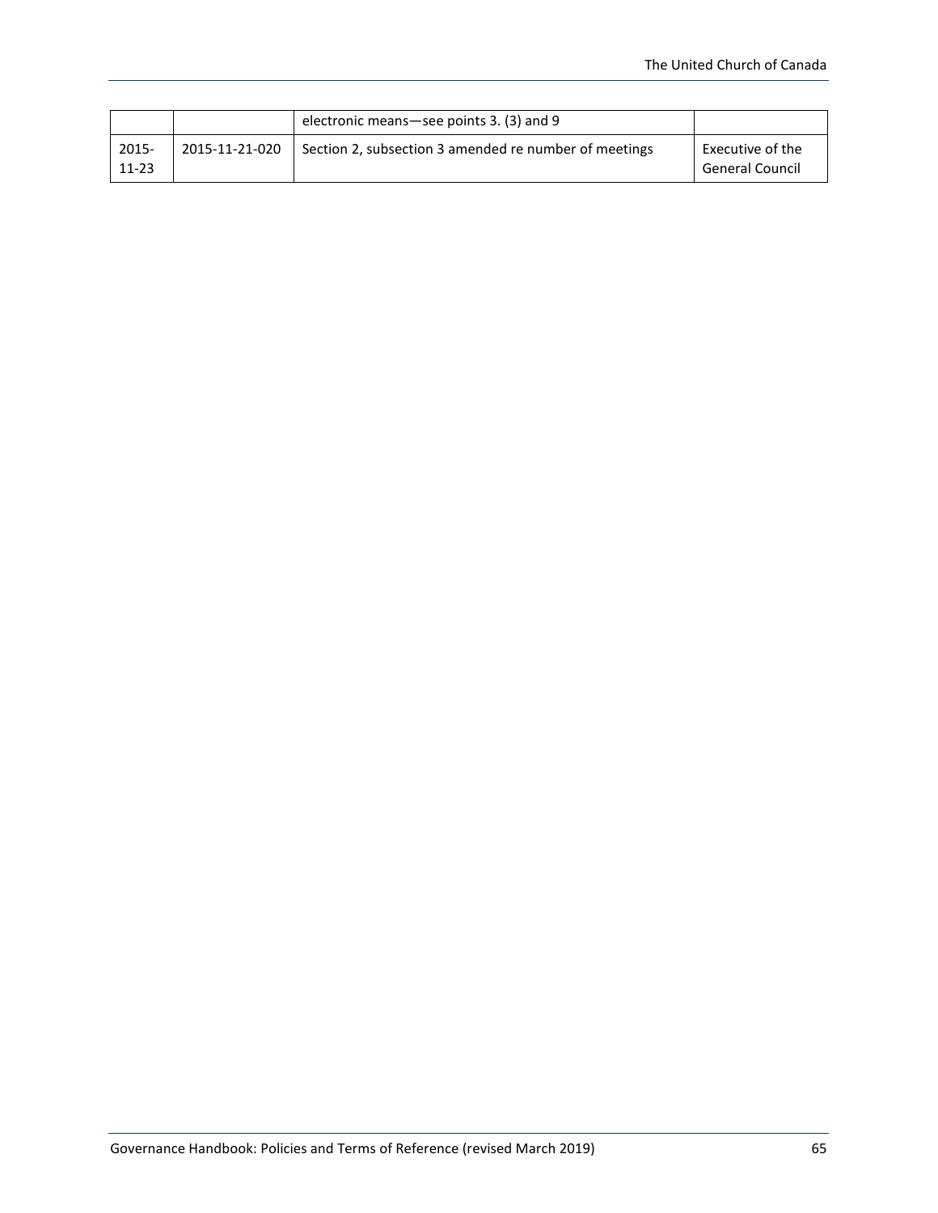| | | electronic means—see points 3. (3) and 9 | |
|---|---|---|---|
| 2015-11-23 | 2015-11-21-020 | Section 2, subsection 3 amended re number of meetings | Executive of the General Council |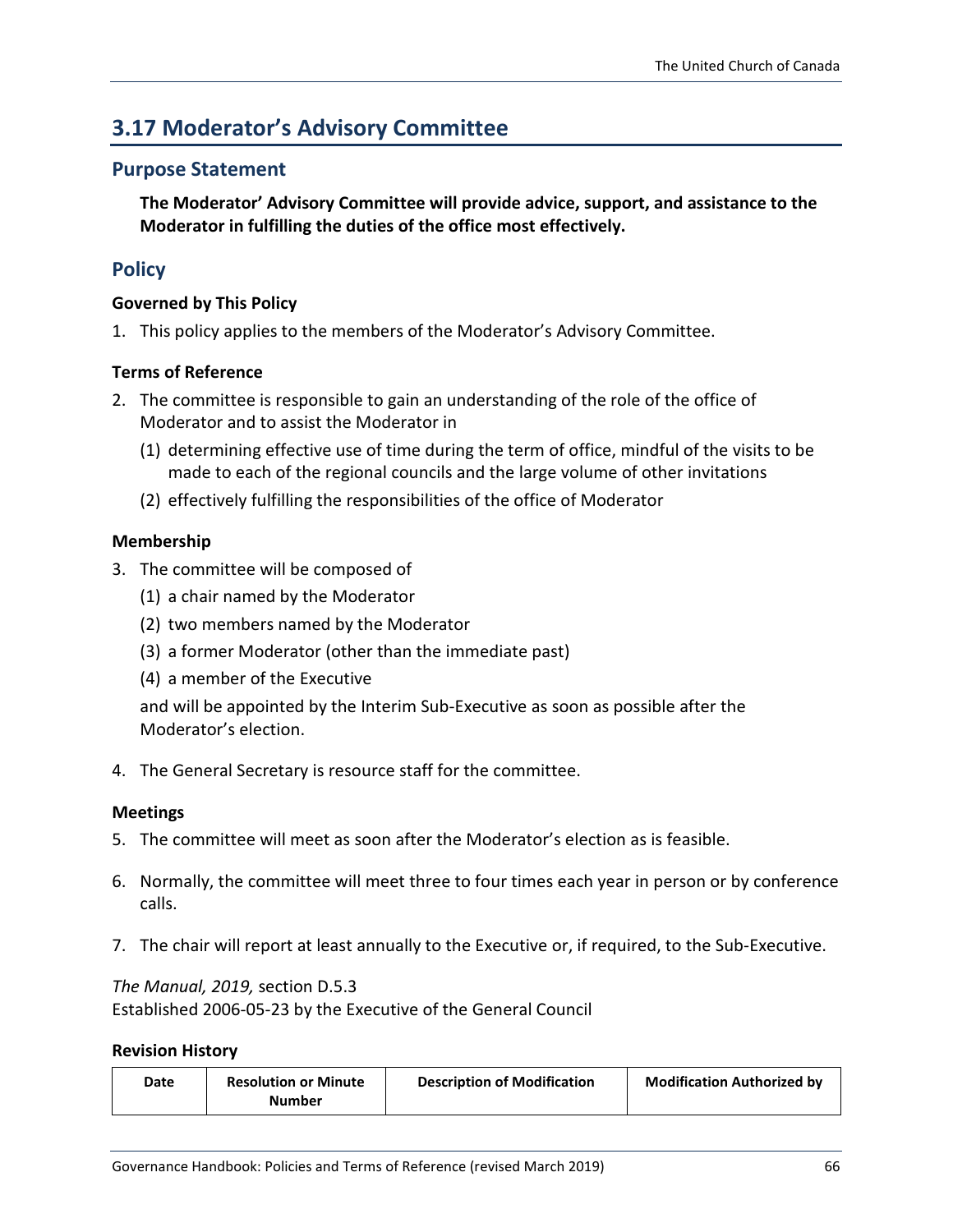## 3.17 Moderator's Advisory Committee

### Purpose Statement

**The Moderator' Advisory Committee will provide advice, support, and assistance to the Moderator in fulfilling the duties of the office most effectively.**

### Policy

**Governed by This Policy**

1. This policy applies to the members of the Moderator's Advisory Committee.

**Terms of Reference**

2. The committee is responsible to gain an understanding of the role of the office of Moderator and to assist the Moderator in
   (1) determining effective use of time during the term of office, mindful of the visits to be made to each of the regional councils and the large volume of other invitations
   (2) effectively fulfilling the responsibilities of the office of Moderator

**Membership**

3. The committee will be composed of
   (1) a chair named by the Moderator
   (2) two members named by the Moderator
   (3) a former Moderator (other than the immediate past)
   (4) a member of the Executive

   and will be appointed by the Interim Sub-Executive as soon as possible after the Moderator's election.

4. The General Secretary is resource staff for the committee.

**Meetings**

5. The committee will meet as soon after the Moderator's election as is feasible.

6. Normally, the committee will meet three to four times each year in person or by conference calls.

7. The chair will report at least annually to the Executive or, if required, to the Sub-Executive.

*The Manual, 2019,* section D.5.3
Established 2006-05-23 by the Executive of the General Council

**Revision History**

| Date | Resolution or Minute Number | Description of Modification | Modification Authorized by |
|---|---|---|---|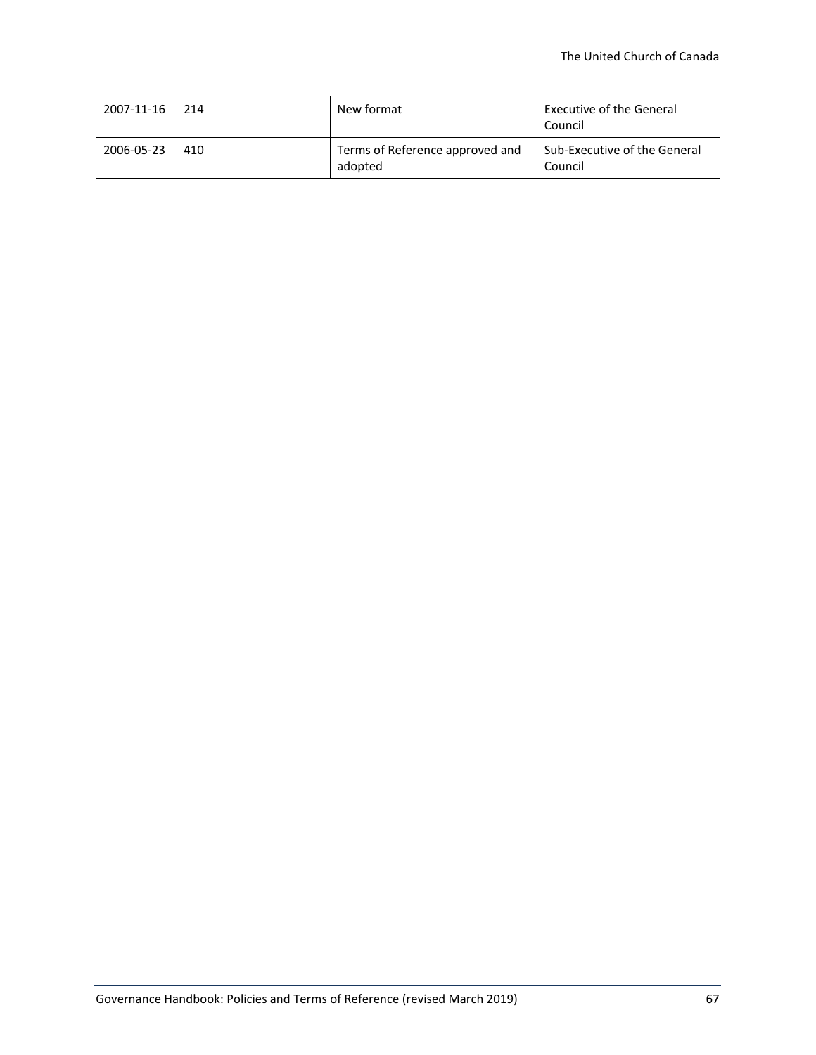| 2007-11-16 | 214 | New format | Executive of the General Council |
|---|---|---|---|
| 2006-05-23 | 410 | Terms of Reference approved and adopted | Sub-Executive of the General Council |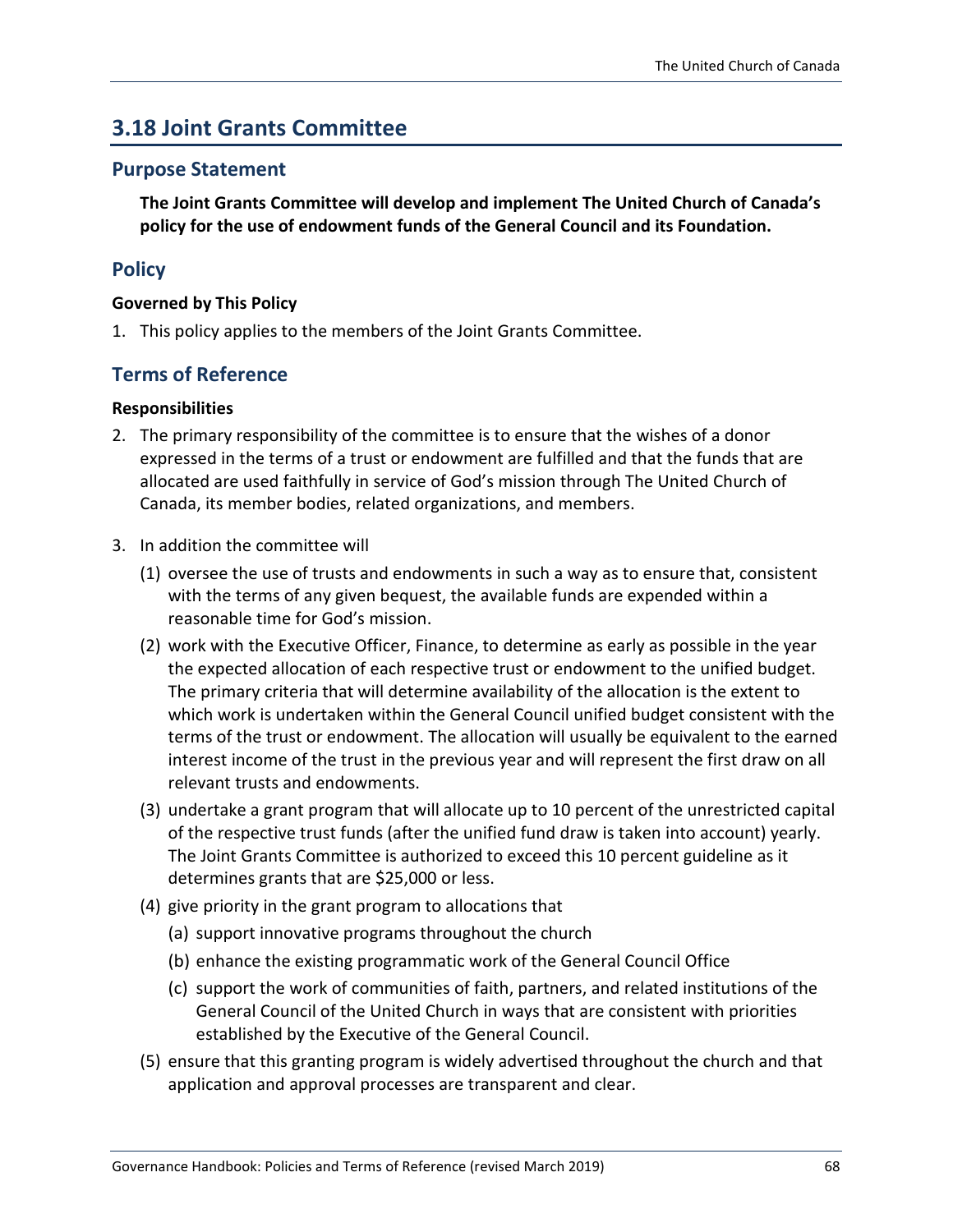## 3.18 Joint Grants Committee

### Purpose Statement

**The Joint Grants Committee will develop and implement The United Church of Canada's policy for the use of endowment funds of the General Council and its Foundation.**

### Policy

#### Governed by This Policy

1. This policy applies to the members of the Joint Grants Committee.

### Terms of Reference

#### Responsibilities

2. The primary responsibility of the committee is to ensure that the wishes of a donor expressed in the terms of a trust or endowment are fulfilled and that the funds that are allocated are used faithfully in service of God's mission through The United Church of Canada, its member bodies, related organizations, and members.

3. In addition the committee will
   (1) oversee the use of trusts and endowments in such a way as to ensure that, consistent with the terms of any given bequest, the available funds are expended within a reasonable time for God's mission.
   (2) work with the Executive Officer, Finance, to determine as early as possible in the year the expected allocation of each respective trust or endowment to the unified budget. The primary criteria that will determine availability of the allocation is the extent to which work is undertaken within the General Council unified budget consistent with the terms of the trust or endowment. The allocation will usually be equivalent to the earned interest income of the trust in the previous year and will represent the first draw on all relevant trusts and endowments.
   (3) undertake a grant program that will allocate up to 10 percent of the unrestricted capital of the respective trust funds (after the unified fund draw is taken into account) yearly. The Joint Grants Committee is authorized to exceed this 10 percent guideline as it determines grants that are $25,000 or less.
   (4) give priority in the grant program to allocations that
      (a) support innovative programs throughout the church
      (b) enhance the existing programmatic work of the General Council Office
      (c) support the work of communities of faith, partners, and related institutions of the General Council of the United Church in ways that are consistent with priorities established by the Executive of the General Council.
   (5) ensure that this granting program is widely advertised throughout the church and that application and approval processes are transparent and clear.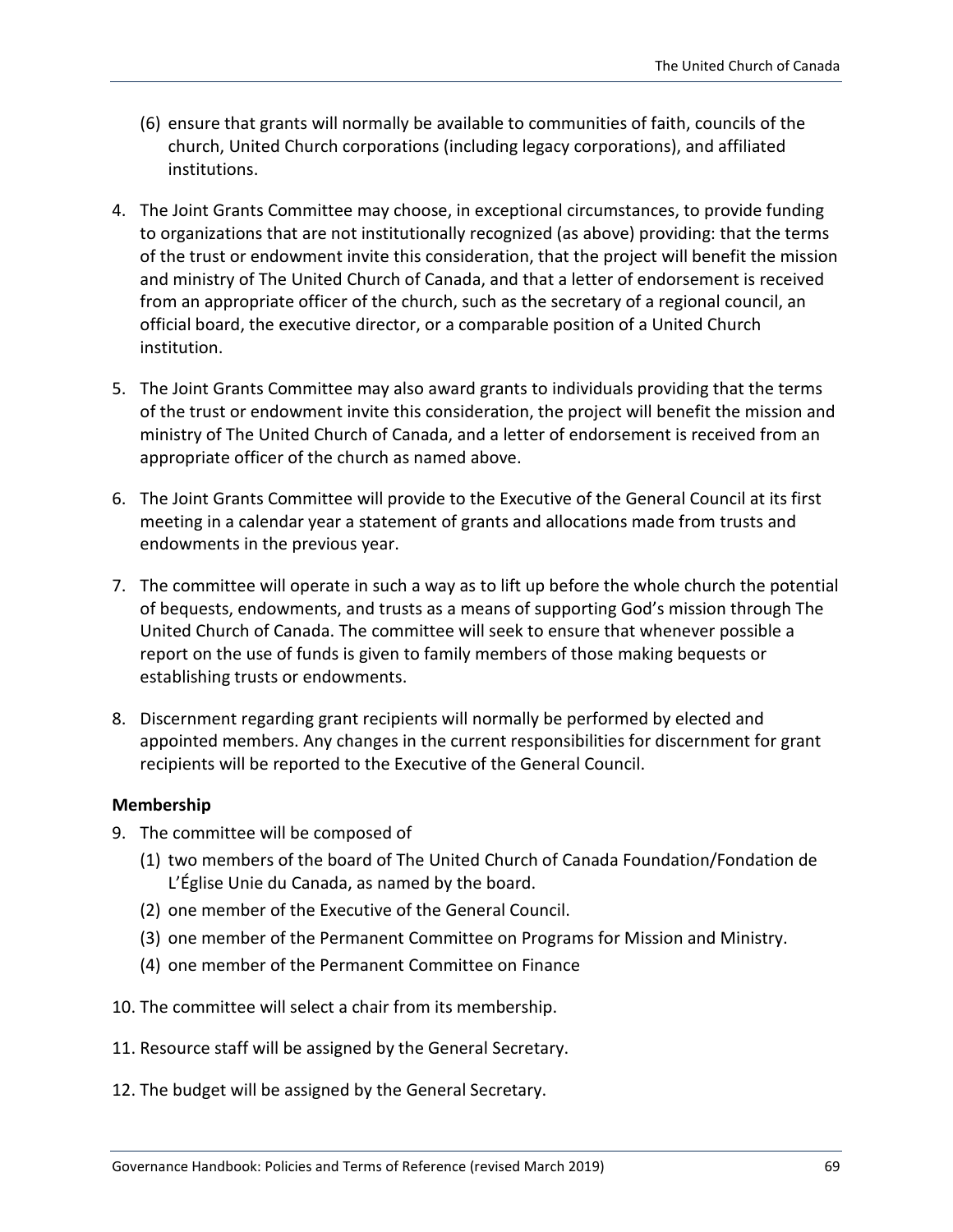(6) ensure that grants will normally be available to communities of faith, councils of the church, United Church corporations (including legacy corporations), and affiliated institutions.

4. The Joint Grants Committee may choose, in exceptional circumstances, to provide funding to organizations that are not institutionally recognized (as above) providing: that the terms of the trust or endowment invite this consideration, that the project will benefit the mission and ministry of The United Church of Canada, and that a letter of endorsement is received from an appropriate officer of the church, such as the secretary of a regional council, an official board, the executive director, or a comparable position of a United Church institution.

5. The Joint Grants Committee may also award grants to individuals providing that the terms of the trust or endowment invite this consideration, the project will benefit the mission and ministry of The United Church of Canada, and a letter of endorsement is received from an appropriate officer of the church as named above.

6. The Joint Grants Committee will provide to the Executive of the General Council at its first meeting in a calendar year a statement of grants and allocations made from trusts and endowments in the previous year.

7. The committee will operate in such a way as to lift up before the whole church the potential of bequests, endowments, and trusts as a means of supporting God's mission through The United Church of Canada. The committee will seek to ensure that whenever possible a report on the use of funds is given to family members of those making bequests or establishing trusts or endowments.

8. Discernment regarding grant recipients will normally be performed by elected and appointed members. Any changes in the current responsibilities for discernment for grant recipients will be reported to the Executive of the General Council.

**Membership**

9. The committee will be composed of
   (1) two members of the board of The United Church of Canada Foundation/Fondation de L'Église Unie du Canada, as named by the board.
   (2) one member of the Executive of the General Council.
   (3) one member of the Permanent Committee on Programs for Mission and Ministry.
   (4) one member of the Permanent Committee on Finance

10. The committee will select a chair from its membership.

11. Resource staff will be assigned by the General Secretary.

12. The budget will be assigned by the General Secretary.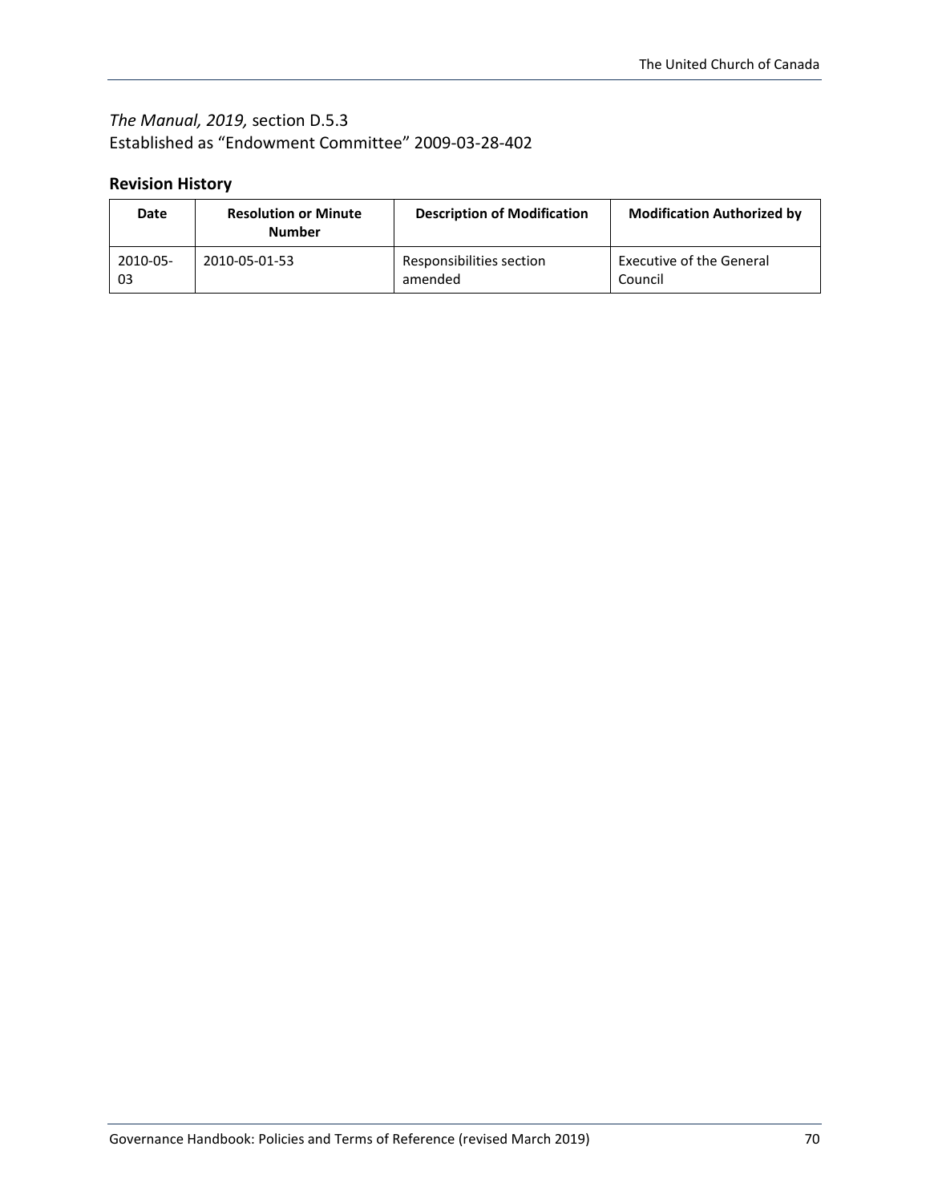*The Manual, 2019,* section D.5.3
Established as “Endowment Committee” 2009-03-28-402

### Revision History

| Date | Resolution or Minute Number | Description of Modification | Modification Authorized by |
|---|---|---|---|
| 2010-05-03 | 2010-05-01-53 | Responsibilities section amended | Executive of the General Council |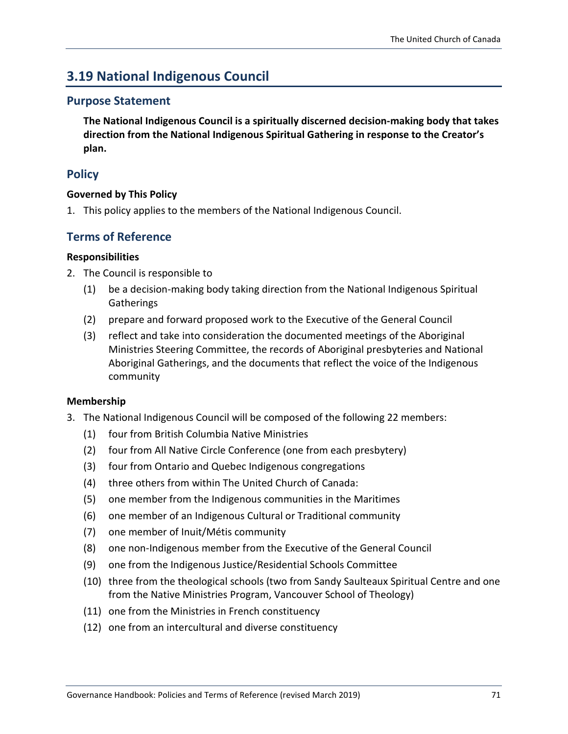## 3.19 National Indigenous Council

### Purpose Statement

**The National Indigenous Council is a spiritually discerned decision-making body that takes direction from the National Indigenous Spiritual Gathering in response to the Creator's plan.**

### Policy

**Governed by This Policy**

1. This policy applies to the members of the National Indigenous Council.

### Terms of Reference

**Responsibilities**

2. The Council is responsible to
   (1) be a decision-making body taking direction from the National Indigenous Spiritual Gatherings
   (2) prepare and forward proposed work to the Executive of the General Council
   (3) reflect and take into consideration the documented meetings of the Aboriginal Ministries Steering Committee, the records of Aboriginal presbyteries and National Aboriginal Gatherings, and the documents that reflect the voice of the Indigenous community

**Membership**

3. The National Indigenous Council will be composed of the following 22 members:
   (1) four from British Columbia Native Ministries
   (2) four from All Native Circle Conference (one from each presbytery)
   (3) four from Ontario and Quebec Indigenous congregations
   (4) three others from within The United Church of Canada:
   (5) one member from the Indigenous communities in the Maritimes
   (6) one member of an Indigenous Cultural or Traditional community
   (7) one member of Inuit/Métis community
   (8) one non-Indigenous member from the Executive of the General Council
   (9) one from the Indigenous Justice/Residential Schools Committee
   (10) three from the theological schools (two from Sandy Saulteaux Spiritual Centre and one from the Native Ministries Program, Vancouver School of Theology)
   (11) one from the Ministries in French constituency
   (12) one from an intercultural and diverse constituency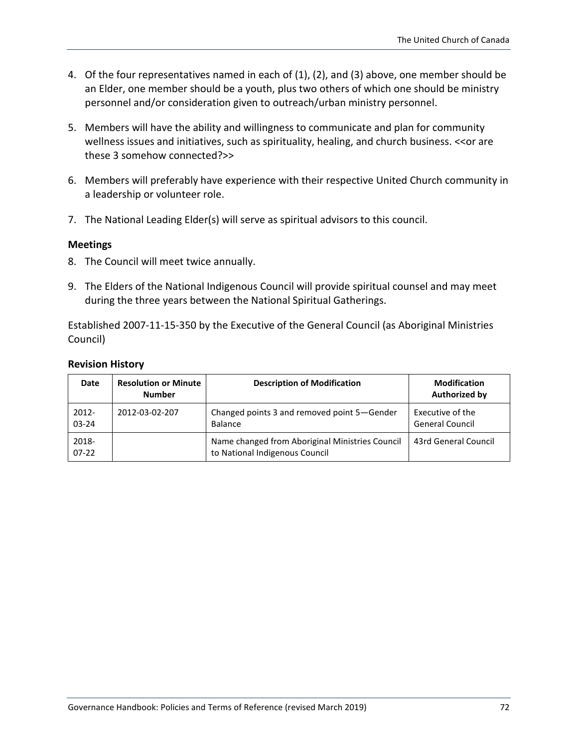4. Of the four representatives named in each of (1), (2), and (3) above, one member should be an Elder, one member should be a youth, plus two others of which one should be ministry personnel and/or consideration given to outreach/urban ministry personnel.

5. Members will have the ability and willingness to communicate and plan for community wellness issues and initiatives, such as spirituality, healing, and church business. <<or are these 3 somehow connected?>>

6. Members will preferably have experience with their respective United Church community in a leadership or volunteer role.

7. The National Leading Elder(s) will serve as spiritual advisors to this council.

### Meetings

8. The Council will meet twice annually.

9. The Elders of the National Indigenous Council will provide spiritual counsel and may meet during the three years between the National Spiritual Gatherings.

Established 2007-11-15-350 by the Executive of the General Council (as Aboriginal Ministries Council)

### Revision History

| Date | Resolution or Minute Number | Description of Modification | Modification Authorized by |
|---|---|---|---|
| 2012-03-24 | 2012-03-02-207 | Changed points 3 and removed point 5—Gender Balance | Executive of the General Council |
| 2018-07-22 | | Name changed from Aboriginal Ministries Council to National Indigenous Council | 43rd General Council |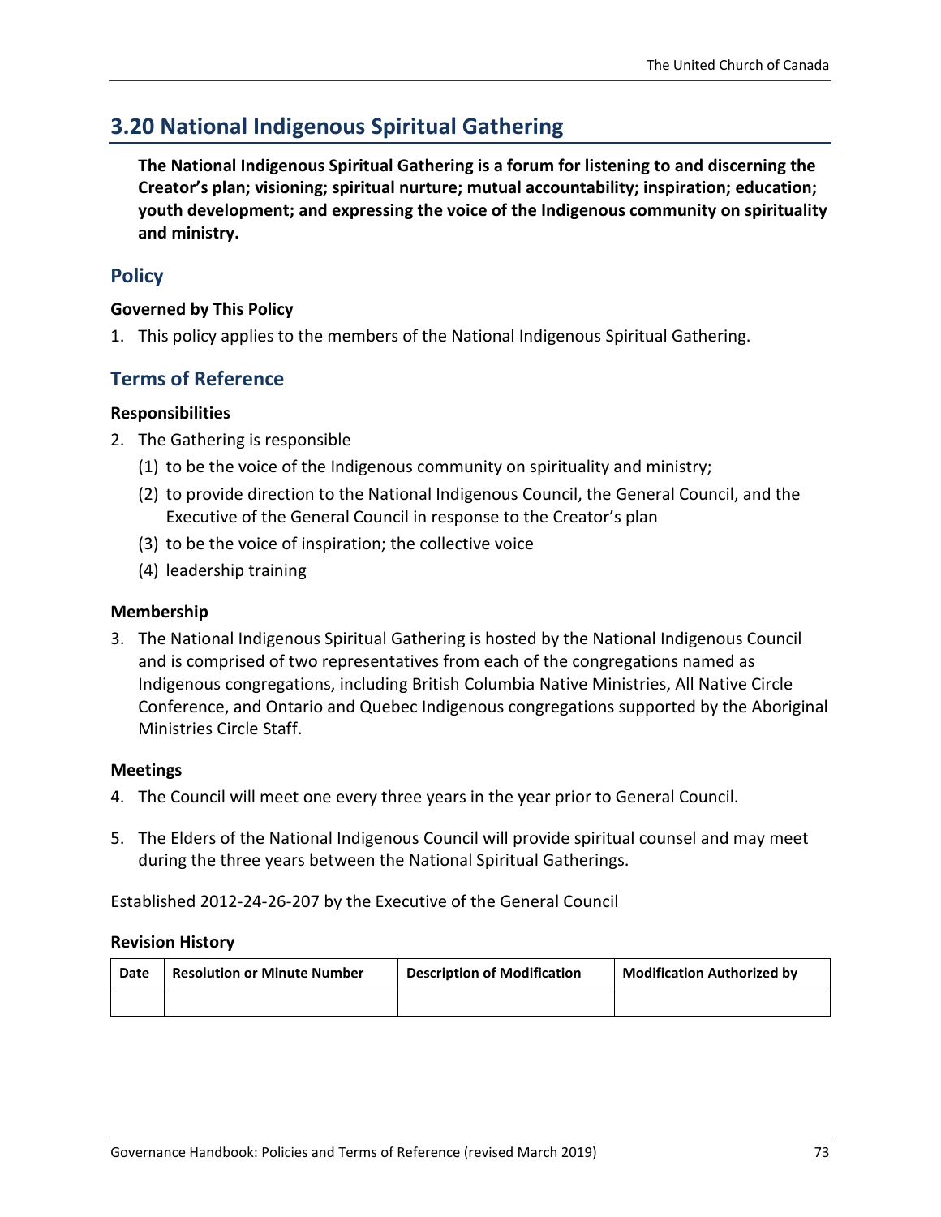## 3.20 National Indigenous Spiritual Gathering

**The National Indigenous Spiritual Gathering is a forum for listening to and discerning the Creator's plan; visioning; spiritual nurture; mutual accountability; inspiration; education; youth development; and expressing the voice of the Indigenous community on spirituality and ministry.**

### Policy

#### Governed by This Policy

1. This policy applies to the members of the National Indigenous Spiritual Gathering.

### Terms of Reference

#### Responsibilities

2. The Gathering is responsible
   (1) to be the voice of the Indigenous community on spirituality and ministry;
   (2) to provide direction to the National Indigenous Council, the General Council, and the Executive of the General Council in response to the Creator's plan
   (3) to be the voice of inspiration; the collective voice
   (4) leadership training

#### Membership

3. The National Indigenous Spiritual Gathering is hosted by the National Indigenous Council and is comprised of two representatives from each of the congregations named as Indigenous congregations, including British Columbia Native Ministries, All Native Circle Conference, and Ontario and Quebec Indigenous congregations supported by the Aboriginal Ministries Circle Staff.

#### Meetings

4. The Council will meet one every three years in the year prior to General Council.

5. The Elders of the National Indigenous Council will provide spiritual counsel and may meet during the three years between the National Spiritual Gatherings.

Established 2012-24-26-207 by the Executive of the General Council

#### Revision History

| Date | Resolution or Minute Number | Description of Modification | Modification Authorized by |
|---|---|---|---|
| | | | |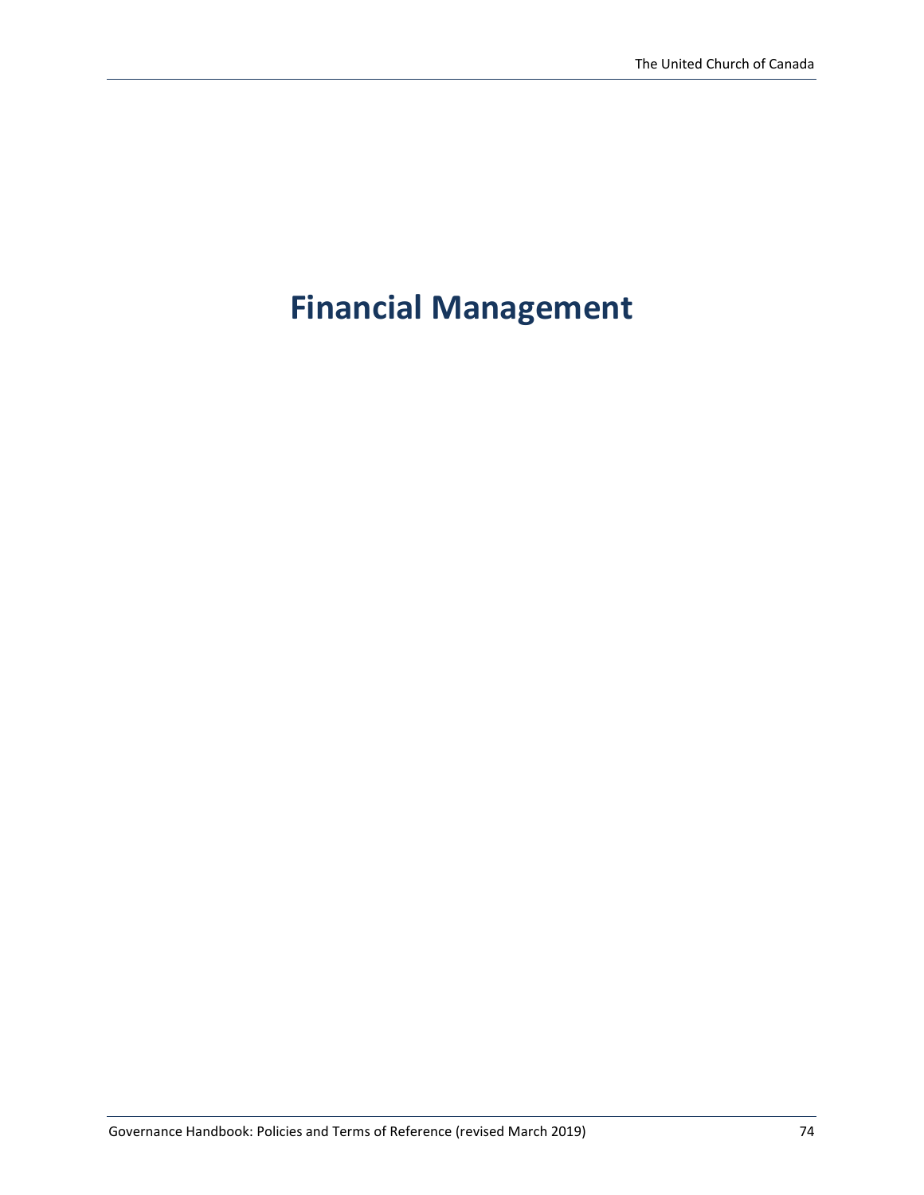# Financial Management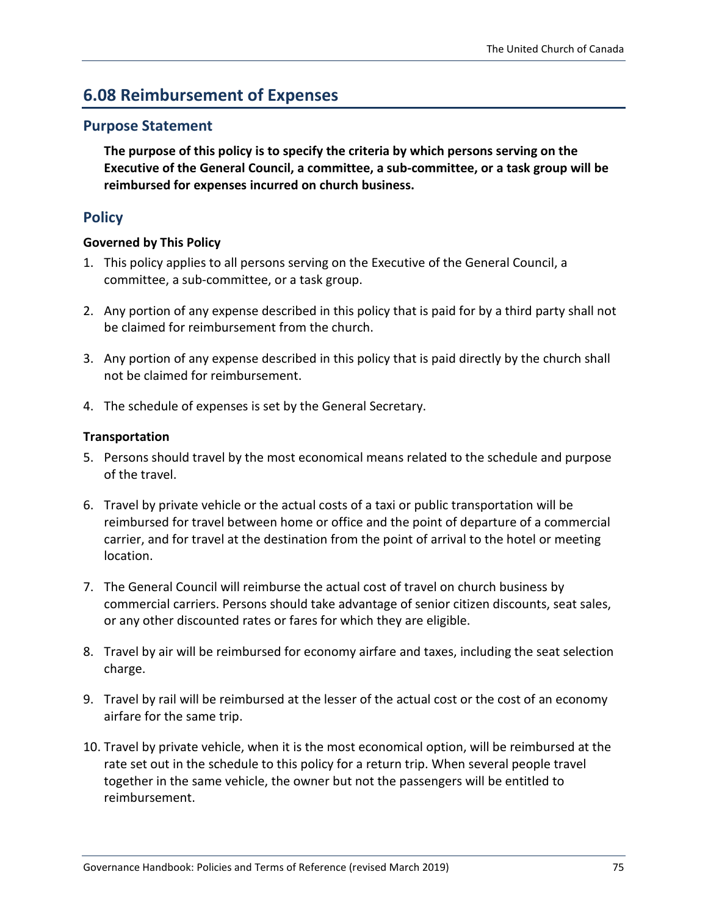## 6.08 Reimbursement of Expenses

### Purpose Statement

**The purpose of this policy is to specify the criteria by which persons serving on the Executive of the General Council, a committee, a sub-committee, or a task group will be reimbursed for expenses incurred on church business.**

### Policy

**Governed by This Policy**

1. This policy applies to all persons serving on the Executive of the General Council, a committee, a sub-committee, or a task group.

2. Any portion of any expense described in this policy that is paid for by a third party shall not be claimed for reimbursement from the church.

3. Any portion of any expense described in this policy that is paid directly by the church shall not be claimed for reimbursement.

4. The schedule of expenses is set by the General Secretary.

**Transportation**

5. Persons should travel by the most economical means related to the schedule and purpose of the travel.

6. Travel by private vehicle or the actual costs of a taxi or public transportation will be reimbursed for travel between home or office and the point of departure of a commercial carrier, and for travel at the destination from the point of arrival to the hotel or meeting location.

7. The General Council will reimburse the actual cost of travel on church business by commercial carriers. Persons should take advantage of senior citizen discounts, seat sales, or any other discounted rates or fares for which they are eligible.

8. Travel by air will be reimbursed for economy airfare and taxes, including the seat selection charge.

9. Travel by rail will be reimbursed at the lesser of the actual cost or the cost of an economy airfare for the same trip.

10. Travel by private vehicle, when it is the most economical option, will be reimbursed at the rate set out in the schedule to this policy for a return trip. When several people travel together in the same vehicle, the owner but not the passengers will be entitled to reimbursement.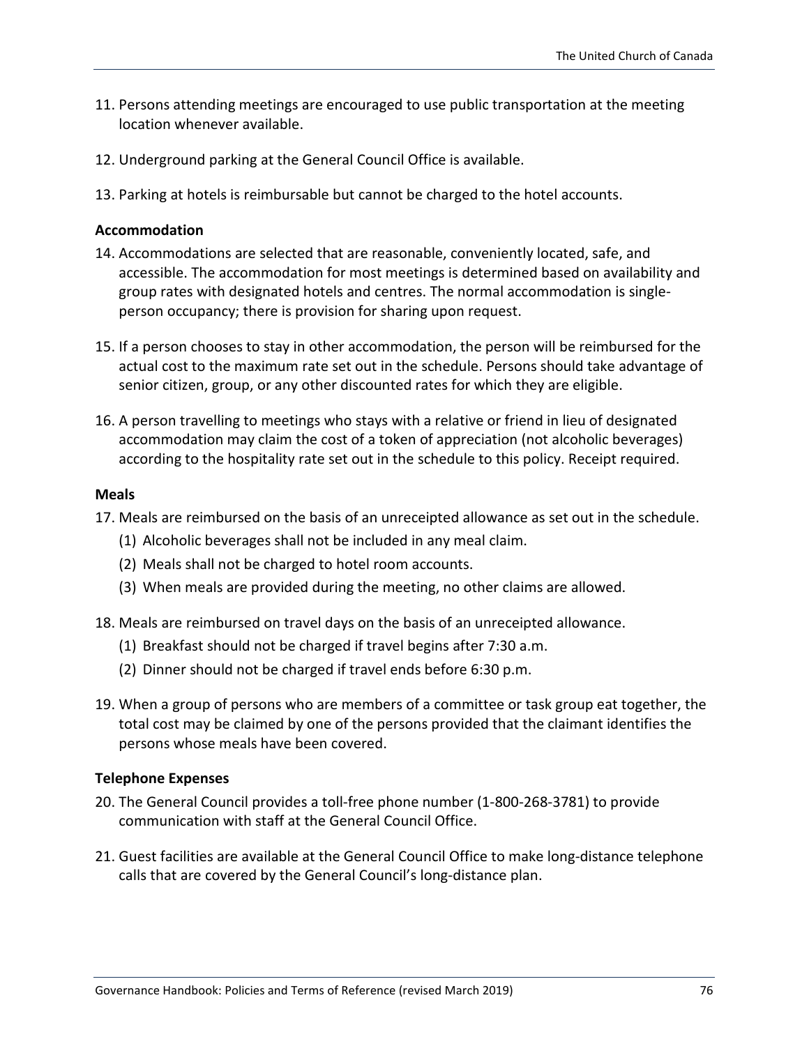11. Persons attending meetings are encouraged to use public transportation at the meeting location whenever available.

12. Underground parking at the General Council Office is available.

13. Parking at hotels is reimbursable but cannot be charged to the hotel accounts.

**Accommodation**

14. Accommodations are selected that are reasonable, conveniently located, safe, and accessible. The accommodation for most meetings is determined based on availability and group rates with designated hotels and centres. The normal accommodation is single-person occupancy; there is provision for sharing upon request.

15. If a person chooses to stay in other accommodation, the person will be reimbursed for the actual cost to the maximum rate set out in the schedule. Persons should take advantage of senior citizen, group, or any other discounted rates for which they are eligible.

16. A person travelling to meetings who stays with a relative or friend in lieu of designated accommodation may claim the cost of a token of appreciation (not alcoholic beverages) according to the hospitality rate set out in the schedule to this policy. Receipt required.

**Meals**

17. Meals are reimbursed on the basis of an unreceipted allowance as set out in the schedule.
    (1) Alcoholic beverages shall not be included in any meal claim.
    (2) Meals shall not be charged to hotel room accounts.
    (3) When meals are provided during the meeting, no other claims are allowed.

18. Meals are reimbursed on travel days on the basis of an unreceipted allowance.
    (1) Breakfast should not be charged if travel begins after 7:30 a.m.
    (2) Dinner should not be charged if travel ends before 6:30 p.m.

19. When a group of persons who are members of a committee or task group eat together, the total cost may be claimed by one of the persons provided that the claimant identifies the persons whose meals have been covered.

**Telephone Expenses**

20. The General Council provides a toll-free phone number (1-800-268-3781) to provide communication with staff at the General Council Office.

21. Guest facilities are available at the General Council Office to make long-distance telephone calls that are covered by the General Council's long-distance plan.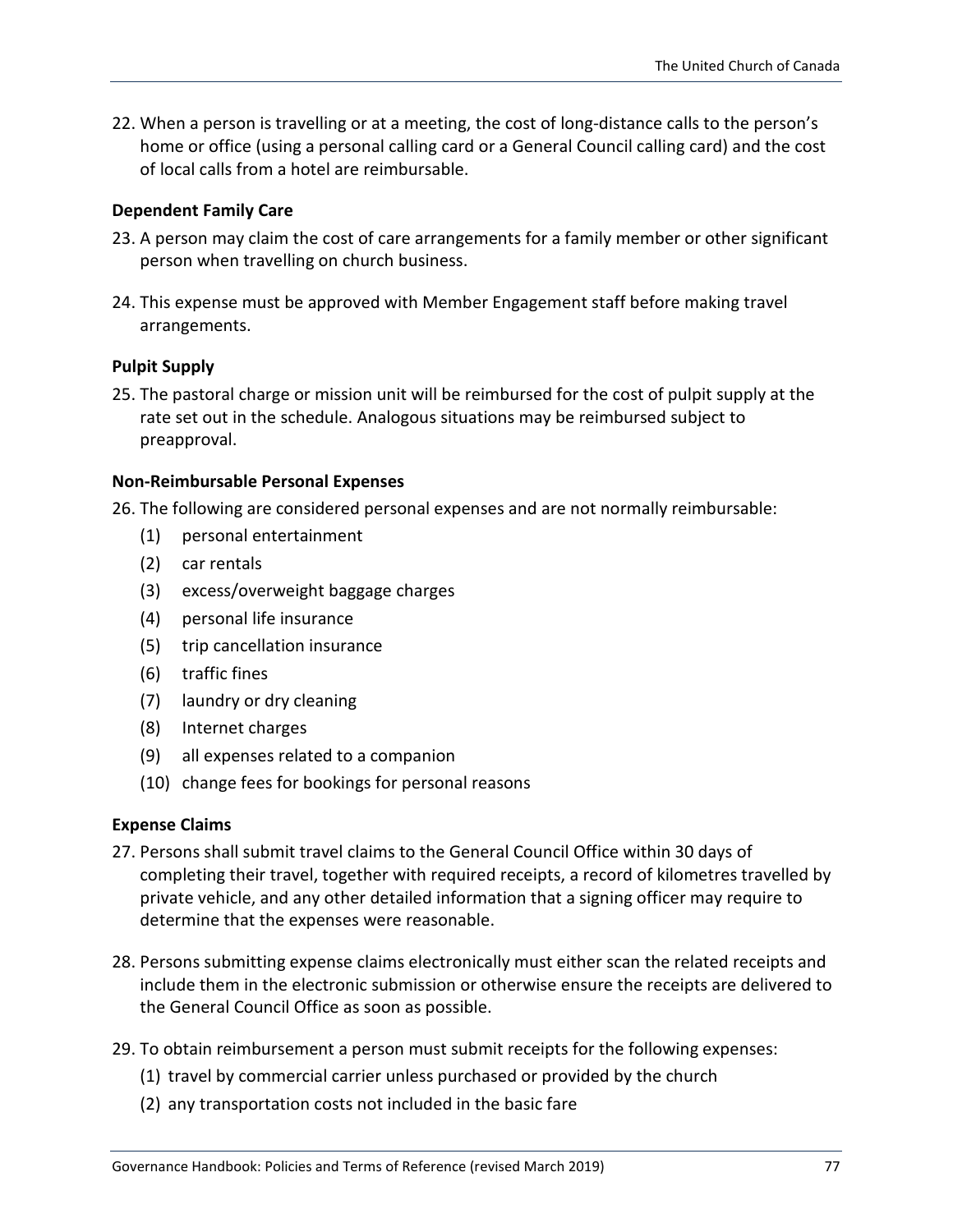22. When a person is travelling or at a meeting, the cost of long-distance calls to the person's home or office (using a personal calling card or a General Council calling card) and the cost of local calls from a hotel are reimbursable.

**Dependent Family Care**

23. A person may claim the cost of care arrangements for a family member or other significant person when travelling on church business.

24. This expense must be approved with Member Engagement staff before making travel arrangements.

**Pulpit Supply**

25. The pastoral charge or mission unit will be reimbursed for the cost of pulpit supply at the rate set out in the schedule. Analogous situations may be reimbursed subject to preapproval.

**Non-Reimbursable Personal Expenses**

26. The following are considered personal expenses and are not normally reimbursable:
    (1) personal entertainment
    (2) car rentals
    (3) excess/overweight baggage charges
    (4) personal life insurance
    (5) trip cancellation insurance
    (6) traffic fines
    (7) laundry or dry cleaning
    (8) Internet charges
    (9) all expenses related to a companion
    (10) change fees for bookings for personal reasons

**Expense Claims**

27. Persons shall submit travel claims to the General Council Office within 30 days of completing their travel, together with required receipts, a record of kilometres travelled by private vehicle, and any other detailed information that a signing officer may require to determine that the expenses were reasonable.

28. Persons submitting expense claims electronically must either scan the related receipts and include them in the electronic submission or otherwise ensure the receipts are delivered to the General Council Office as soon as possible.

29. To obtain reimbursement a person must submit receipts for the following expenses:
    (1) travel by commercial carrier unless purchased or provided by the church
    (2) any transportation costs not included in the basic fare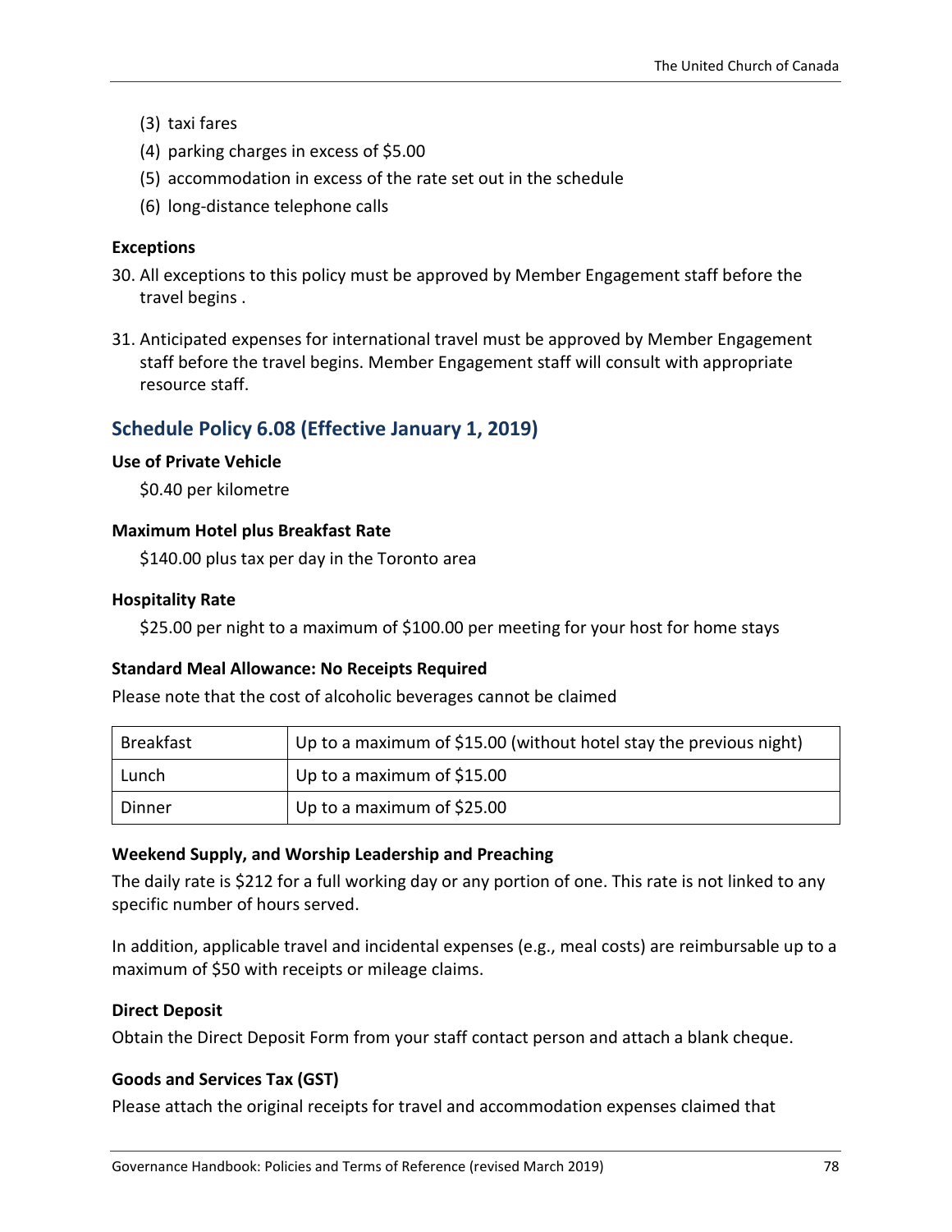(3) taxi fares

(4) parking charges in excess of $5.00

(5) accommodation in excess of the rate set out in the schedule

(6) long-distance telephone calls

**Exceptions**

30. All exceptions to this policy must be approved by Member Engagement staff before the travel begins .

31. Anticipated expenses for international travel must be approved by Member Engagement staff before the travel begins. Member Engagement staff will consult with appropriate resource staff.

## Schedule Policy 6.08 (Effective January 1, 2019)

**Use of Private Vehicle**

$0.40 per kilometre

**Maximum Hotel plus Breakfast Rate**

$140.00 plus tax per day in the Toronto area

**Hospitality Rate**

$25.00 per night to a maximum of $100.00 per meeting for your host for home stays

**Standard Meal Allowance: No Receipts Required**

Please note that the cost of alcoholic beverages cannot be claimed

| | |
|---|---|
| Breakfast | Up to a maximum of $15.00 (without hotel stay the previous night) |
| Lunch | Up to a maximum of $15.00 |
| Dinner | Up to a maximum of $25.00 |

**Weekend Supply, and Worship Leadership and Preaching**

The daily rate is $212 for a full working day or any portion of one. This rate is not linked to any specific number of hours served.

In addition, applicable travel and incidental expenses (e.g., meal costs) are reimbursable up to a maximum of $50 with receipts or mileage claims.

**Direct Deposit**

Obtain the Direct Deposit Form from your staff contact person and attach a blank cheque.

**Goods and Services Tax (GST)**

Please attach the original receipts for travel and accommodation expenses claimed that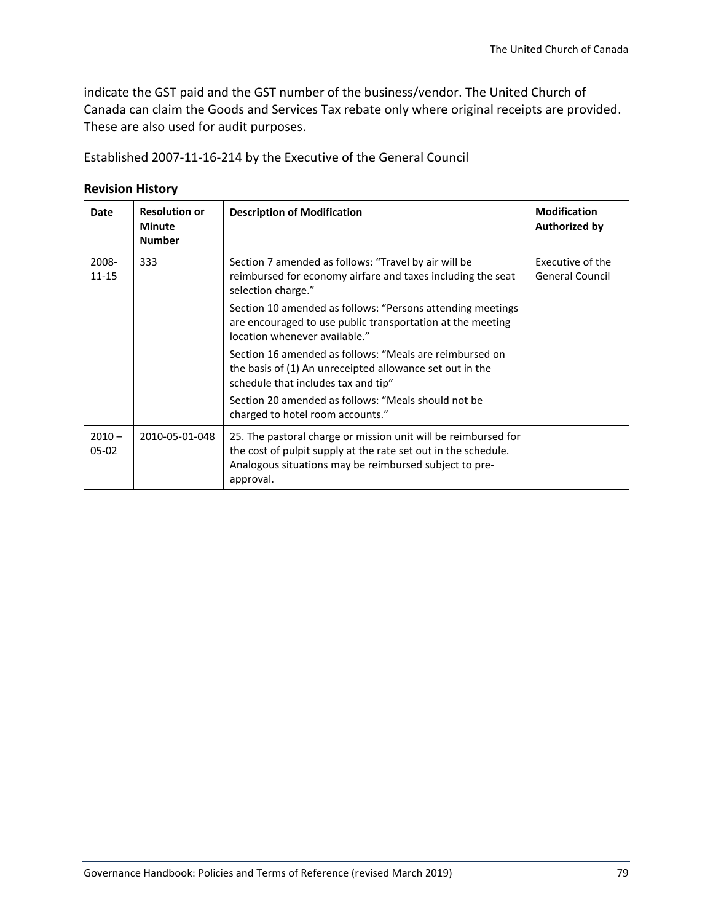indicate the GST paid and the GST number of the business/vendor. The United Church of Canada can claim the Goods and Services Tax rebate only where original receipts are provided. These are also used for audit purposes.

Established 2007-11-16-214 by the Executive of the General Council

### Revision History

| Date | Resolution or Minute Number | Description of Modification | Modification Authorized by |
|---|---|---|---|
| 2008-11-15 | 333 | Section 7 amended as follows: "Travel by air will be reimbursed for economy airfare and taxes including the seat selection charge."<br>Section 10 amended as follows: "Persons attending meetings are encouraged to use public transportation at the meeting location whenever available."<br>Section 16 amended as follows: "Meals are reimbursed on the basis of (1) An unreceipted allowance set out in the schedule that includes tax and tip"<br>Section 20 amended as follows: "Meals should not be charged to hotel room accounts." | Executive of the General Council |
| 2010 – 05-02 | 2010-05-01-048 | 25. The pastoral charge or mission unit will be reimbursed for the cost of pulpit supply at the rate set out in the schedule. Analogous situations may be reimbursed subject to pre-approval. | |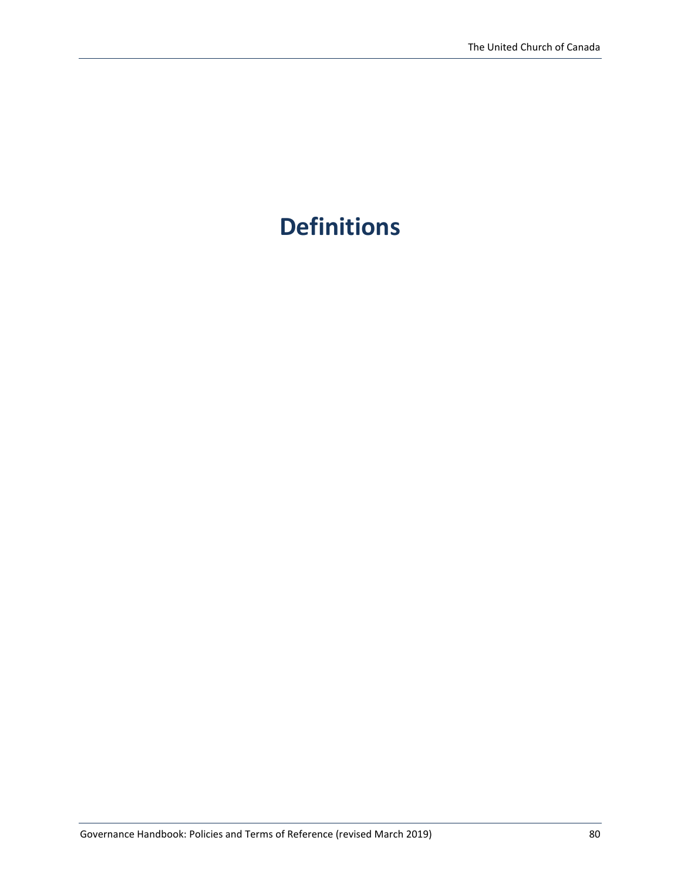# Definitions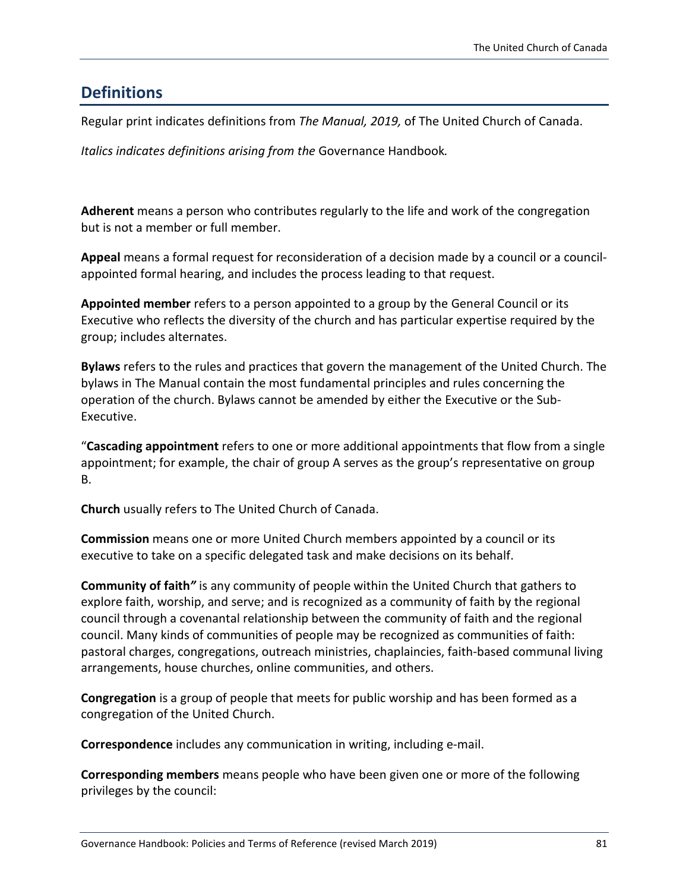## Definitions

Regular print indicates definitions from *The Manual, 2019,* of The United Church of Canada.

*Italics indicates definitions arising from the* Governance Handbook*.*

**Adherent** means a person who contributes regularly to the life and work of the congregation but is not a member or full member.

**Appeal** means a formal request for reconsideration of a decision made by a council or a council-appointed formal hearing, and includes the process leading to that request.

**Appointed member** refers to a person appointed to a group by the General Council or its Executive who reflects the diversity of the church and has particular expertise required by the group; includes alternates.

**Bylaws** refers to the rules and practices that govern the management of the United Church. The bylaws in The Manual contain the most fundamental principles and rules concerning the operation of the church. Bylaws cannot be amended by either the Executive or the Sub-Executive.

"**Cascading appointment** refers to one or more additional appointments that flow from a single appointment; for example, the chair of group A serves as the group's representative on group B.

**Church** usually refers to The United Church of Canada.

**Commission** means one or more United Church members appointed by a council or its executive to take on a specific delegated task and make decisions on its behalf.

**Community of faith"** is any community of people within the United Church that gathers to explore faith, worship, and serve; and is recognized as a community of faith by the regional council through a covenantal relationship between the community of faith and the regional council. Many kinds of communities of people may be recognized as communities of faith: pastoral charges, congregations, outreach ministries, chaplaincies, faith-based communal living arrangements, house churches, online communities, and others.

**Congregation** is a group of people that meets for public worship and has been formed as a congregation of the United Church.

**Correspondence** includes any communication in writing, including e-mail.

**Corresponding members** means people who have been given one or more of the following privileges by the council: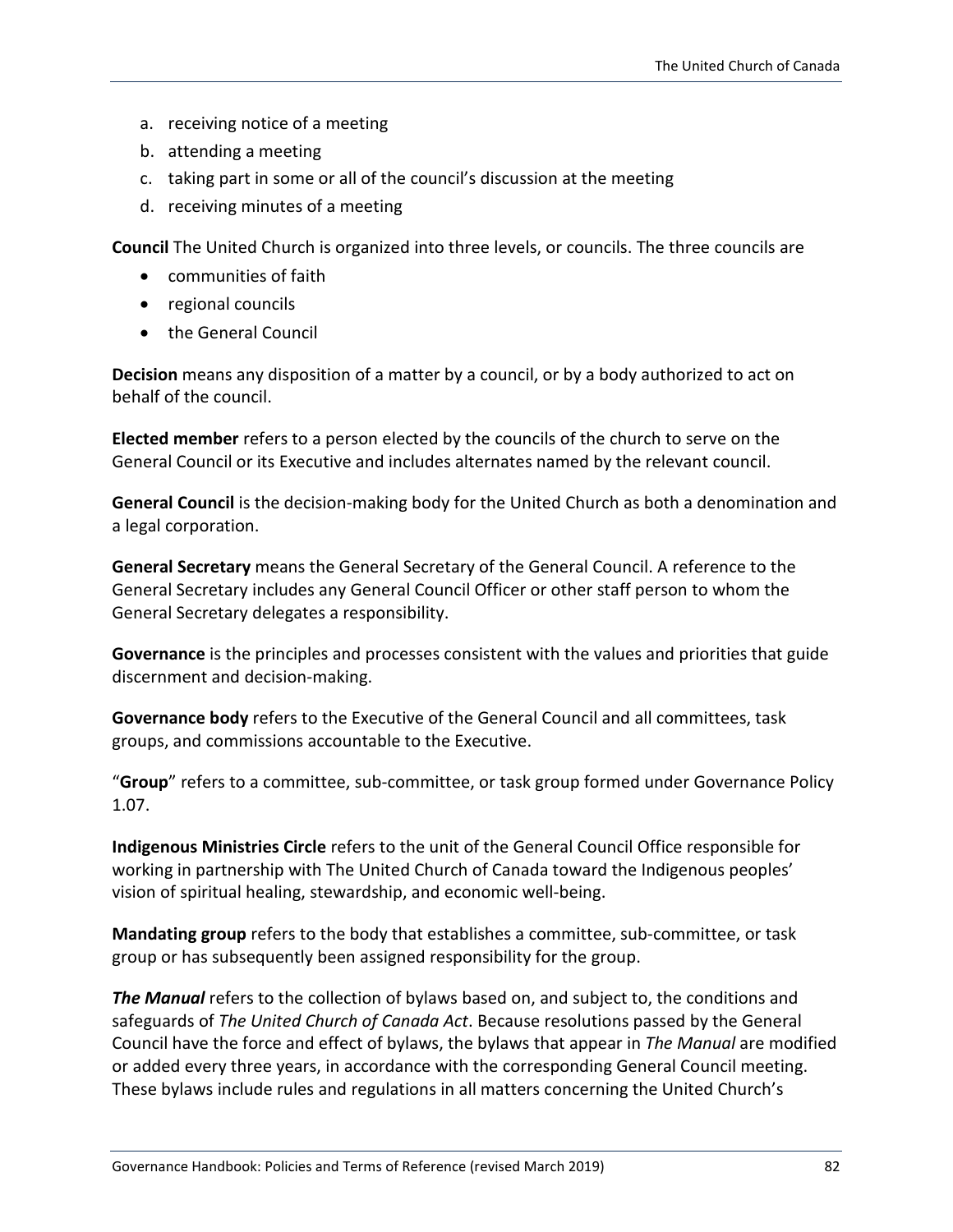a. receiving notice of a meeting
b. attending a meeting
c. taking part in some or all of the council's discussion at the meeting
d. receiving minutes of a meeting

**Council** The United Church is organized into three levels, or councils. The three councils are

- communities of faith
- regional councils
- the General Council

**Decision** means any disposition of a matter by a council, or by a body authorized to act on behalf of the council.

**Elected member** refers to a person elected by the councils of the church to serve on the General Council or its Executive and includes alternates named by the relevant council.

**General Council** is the decision-making body for the United Church as both a denomination and a legal corporation.

**General Secretary** means the General Secretary of the General Council. A reference to the General Secretary includes any General Council Officer or other staff person to whom the General Secretary delegates a responsibility.

**Governance** is the principles and processes consistent with the values and priorities that guide discernment and decision-making.

**Governance body** refers to the Executive of the General Council and all committees, task groups, and commissions accountable to the Executive.

"**Group**" refers to a committee, sub-committee, or task group formed under Governance Policy 1.07.

**Indigenous Ministries Circle** refers to the unit of the General Council Office responsible for working in partnership with The United Church of Canada toward the Indigenous peoples' vision of spiritual healing, stewardship, and economic well-being.

**Mandating group** refers to the body that establishes a committee, sub-committee, or task group or has subsequently been assigned responsibility for the group.

***The Manual*** refers to the collection of bylaws based on, and subject to, the conditions and safeguards of *The United Church of Canada Act*. Because resolutions passed by the General Council have the force and effect of bylaws, the bylaws that appear in *The Manual* are modified or added every three years, in accordance with the corresponding General Council meeting. These bylaws include rules and regulations in all matters concerning the United Church's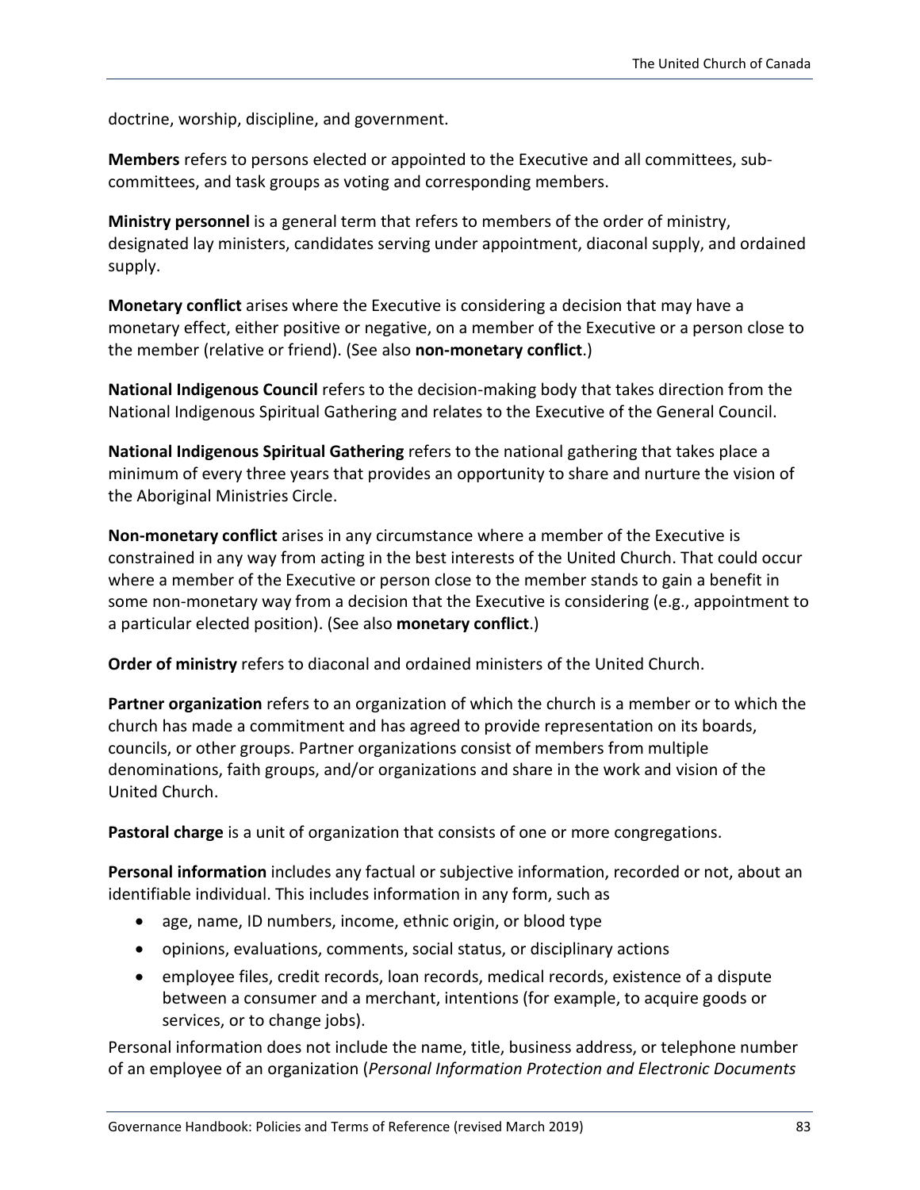doctrine, worship, discipline, and government.

**Members** refers to persons elected or appointed to the Executive and all committees, sub-committees, and task groups as voting and corresponding members.

**Ministry personnel** is a general term that refers to members of the order of ministry, designated lay ministers, candidates serving under appointment, diaconal supply, and ordained supply.

**Monetary conflict** arises where the Executive is considering a decision that may have a monetary effect, either positive or negative, on a member of the Executive or a person close to the member (relative or friend). (See also **non-monetary conflict**.)

**National Indigenous Council** refers to the decision-making body that takes direction from the National Indigenous Spiritual Gathering and relates to the Executive of the General Council.

**National Indigenous Spiritual Gathering** refers to the national gathering that takes place a minimum of every three years that provides an opportunity to share and nurture the vision of the Aboriginal Ministries Circle.

**Non-monetary conflict** arises in any circumstance where a member of the Executive is constrained in any way from acting in the best interests of the United Church. That could occur where a member of the Executive or person close to the member stands to gain a benefit in some non-monetary way from a decision that the Executive is considering (e.g., appointment to a particular elected position). (See also **monetary conflict**.)

**Order of ministry** refers to diaconal and ordained ministers of the United Church.

**Partner organization** refers to an organization of which the church is a member or to which the church has made a commitment and has agreed to provide representation on its boards, councils, or other groups. Partner organizations consist of members from multiple denominations, faith groups, and/or organizations and share in the work and vision of the United Church.

**Pastoral charge** is a unit of organization that consists of one or more congregations.

**Personal information** includes any factual or subjective information, recorded or not, about an identifiable individual. This includes information in any form, such as

- age, name, ID numbers, income, ethnic origin, or blood type
- opinions, evaluations, comments, social status, or disciplinary actions
- employee files, credit records, loan records, medical records, existence of a dispute between a consumer and a merchant, intentions (for example, to acquire goods or services, or to change jobs).

Personal information does not include the name, title, business address, or telephone number of an employee of an organization (*Personal Information Protection and Electronic Documents*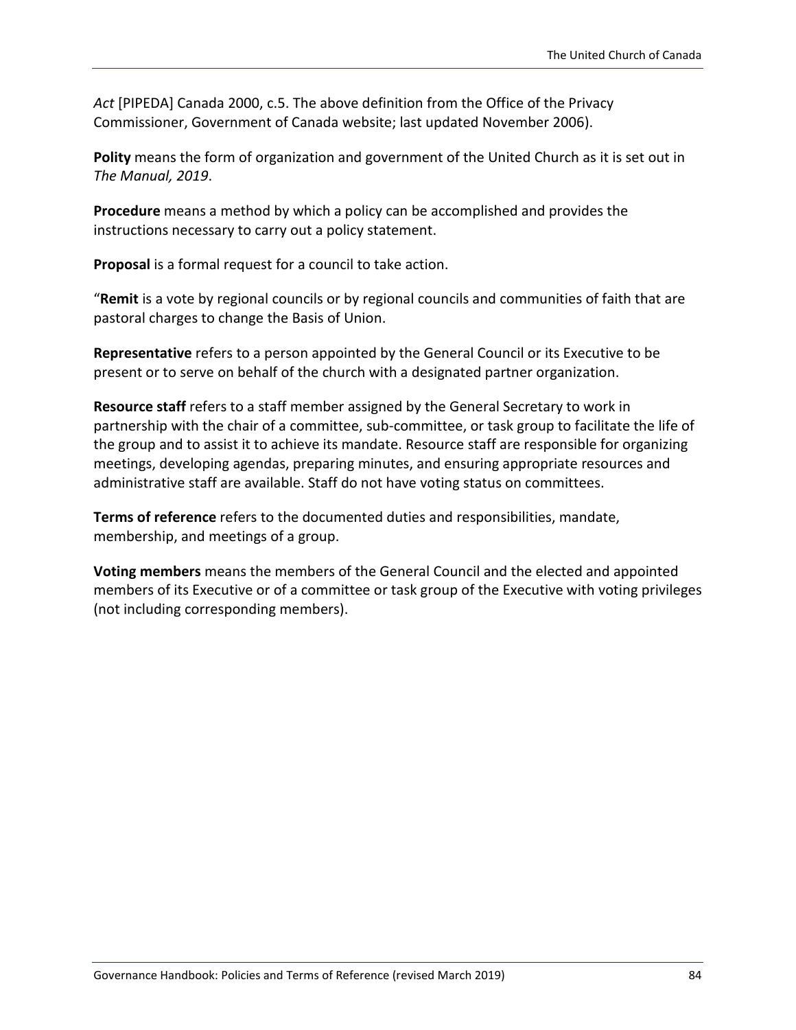*Act* [PIPEDA] Canada 2000, c.5. The above definition from the Office of the Privacy Commissioner, Government of Canada website; last updated November 2006).

**Polity** means the form of organization and government of the United Church as it is set out in *The Manual, 2019*.

**Procedure** means a method by which a policy can be accomplished and provides the instructions necessary to carry out a policy statement.

**Proposal** is a formal request for a council to take action.

"**Remit** is a vote by regional councils or by regional councils and communities of faith that are pastoral charges to change the Basis of Union.

**Representative** refers to a person appointed by the General Council or its Executive to be present or to serve on behalf of the church with a designated partner organization.

**Resource staff** refers to a staff member assigned by the General Secretary to work in partnership with the chair of a committee, sub-committee, or task group to facilitate the life of the group and to assist it to achieve its mandate. Resource staff are responsible for organizing meetings, developing agendas, preparing minutes, and ensuring appropriate resources and administrative staff are available. Staff do not have voting status on committees.

**Terms of reference** refers to the documented duties and responsibilities, mandate, membership, and meetings of a group.

**Voting members** means the members of the General Council and the elected and appointed members of its Executive or of a committee or task group of the Executive with voting privileges (not including corresponding members).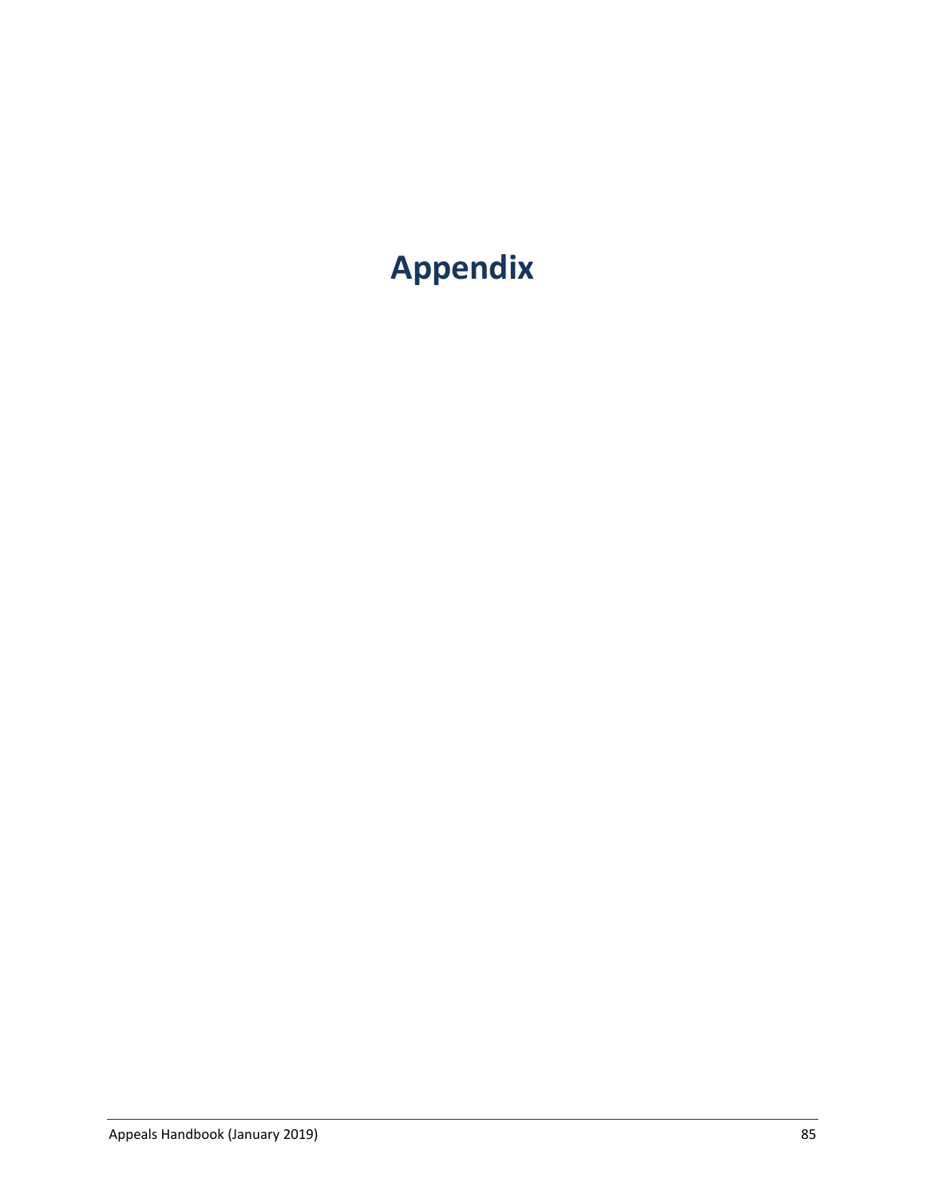# Appendix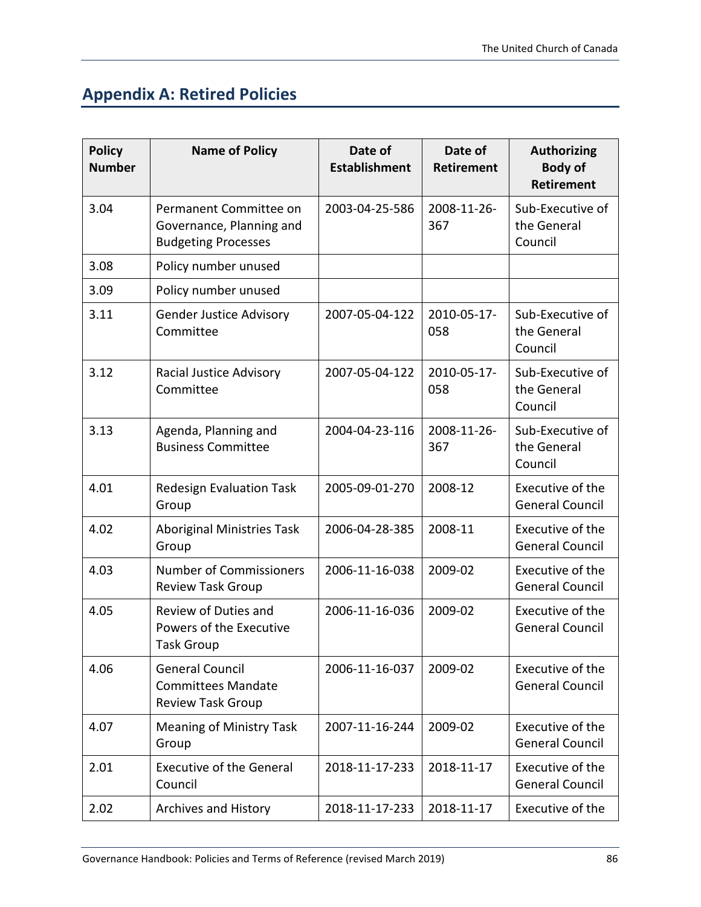## Appendix A: Retired Policies

| Policy Number | Name of Policy | Date of Establishment | Date of Retirement | Authorizing Body of Retirement |
|---|---|---|---|---|
| 3.04 | Permanent Committee on Governance, Planning and Budgeting Processes | 2003-04-25-586 | 2008-11-26-367 | Sub-Executive of the General Council |
| 3.08 | Policy number unused | | | |
| 3.09 | Policy number unused | | | |
| 3.11 | Gender Justice Advisory Committee | 2007-05-04-122 | 2010-05-17-058 | Sub-Executive of the General Council |
| 3.12 | Racial Justice Advisory Committee | 2007-05-04-122 | 2010-05-17-058 | Sub-Executive of the General Council |
| 3.13 | Agenda, Planning and Business Committee | 2004-04-23-116 | 2008-11-26-367 | Sub-Executive of the General Council |
| 4.01 | Redesign Evaluation Task Group | 2005-09-01-270 | 2008-12 | Executive of the General Council |
| 4.02 | Aboriginal Ministries Task Group | 2006-04-28-385 | 2008-11 | Executive of the General Council |
| 4.03 | Number of Commissioners Review Task Group | 2006-11-16-038 | 2009-02 | Executive of the General Council |
| 4.05 | Review of Duties and Powers of the Executive Task Group | 2006-11-16-036 | 2009-02 | Executive of the General Council |
| 4.06 | General Council Committees Mandate Review Task Group | 2006-11-16-037 | 2009-02 | Executive of the General Council |
| 4.07 | Meaning of Ministry Task Group | 2007-11-16-244 | 2009-02 | Executive of the General Council |
| 2.01 | Executive of the General Council | 2018-11-17-233 | 2018-11-17 | Executive of the General Council |
| 2.02 | Archives and History | 2018-11-17-233 | 2018-11-17 | Executive of the |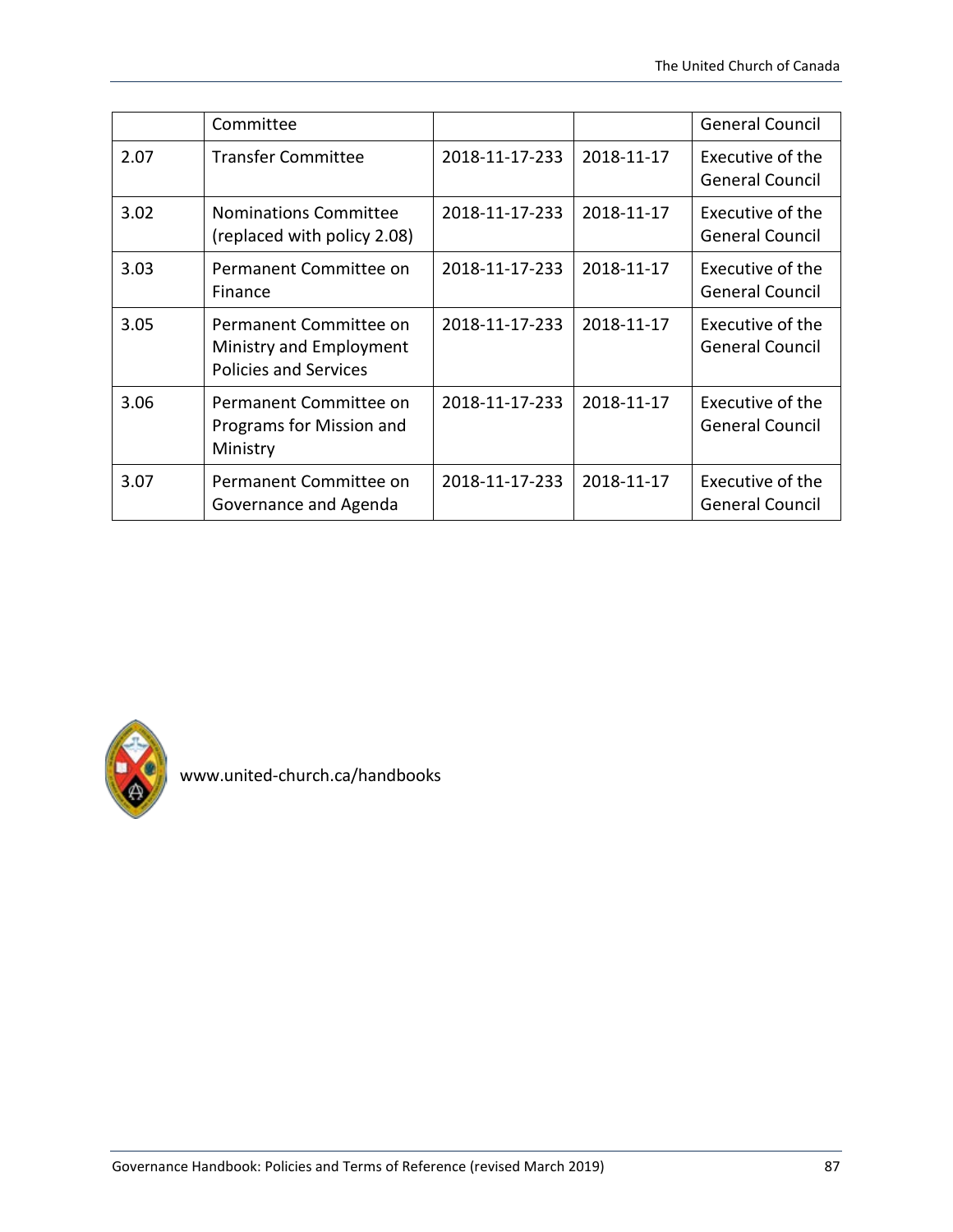| | | | | |
|---|---|---|---|---|
| | Committee | | | General Council |
| 2.07 | Transfer Committee | 2018-11-17-233 | 2018-11-17 | Executive of the General Council |
| 3.02 | Nominations Committee (replaced with policy 2.08) | 2018-11-17-233 | 2018-11-17 | Executive of the General Council |
| 3.03 | Permanent Committee on Finance | 2018-11-17-233 | 2018-11-17 | Executive of the General Council |
| 3.05 | Permanent Committee on Ministry and Employment Policies and Services | 2018-11-17-233 | 2018-11-17 | Executive of the General Council |
| 3.06 | Permanent Committee on Programs for Mission and Ministry | 2018-11-17-233 | 2018-11-17 | Executive of the General Council |
| 3.07 | Permanent Committee on Governance and Agenda | 2018-11-17-233 | 2018-11-17 | Executive of the General Council |

www.united-church.ca/handbooks